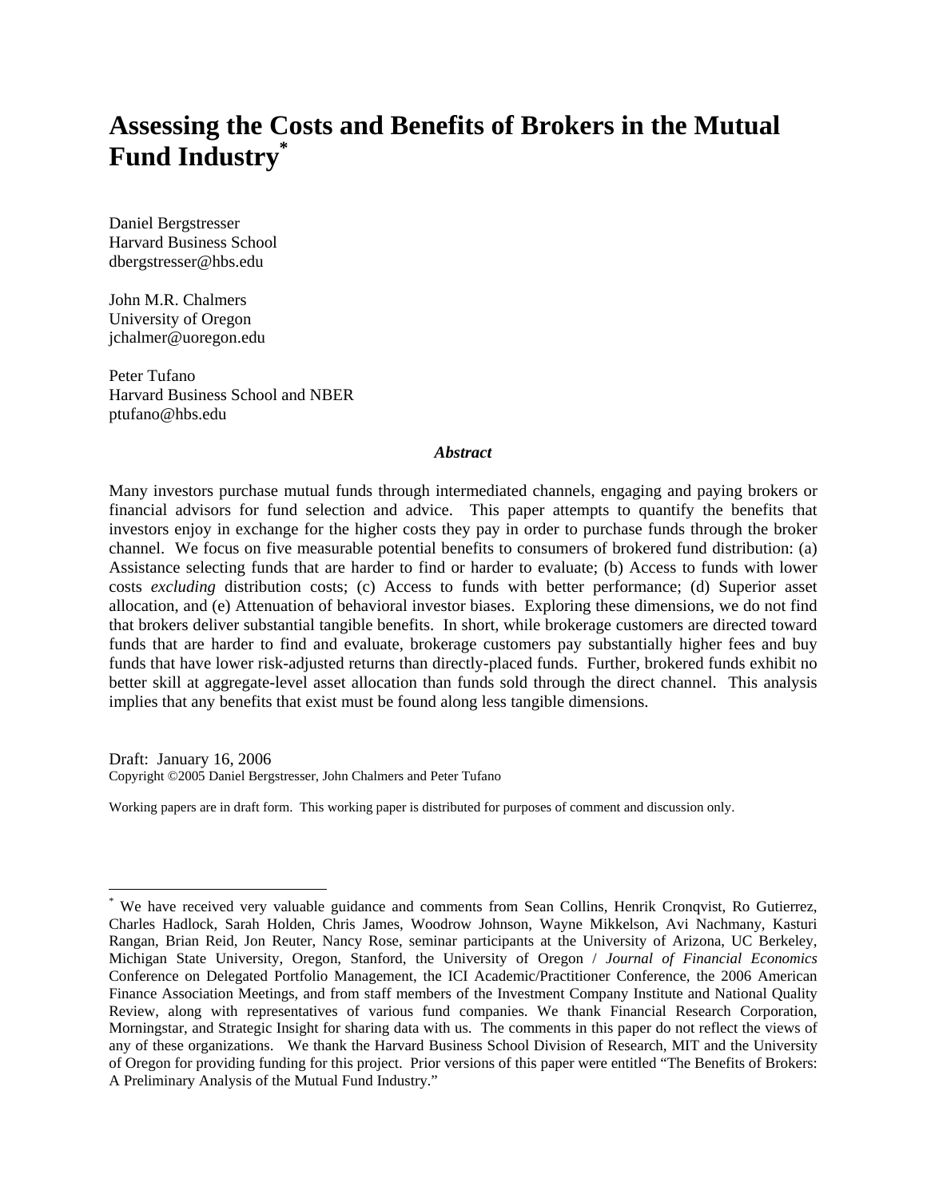# Assessing the Costs and Benefits of Brokers in the Mutual Fund Industry[*]

Daniel Bergstresser
Harvard Business School
dbergstresser@hbs.edu

John M.R. Chalmers
University of Oregon
jchalmer@uoregon.edu

Peter Tufano
Harvard Business School and NBER
ptufano@hbs.edu

***Abstract***

Many investors purchase mutual funds through intermediated channels, engaging and paying brokers or financial advisors for fund selection and advice. This paper attempts to quantify the benefits that investors enjoy in exchange for the higher costs they pay in order to purchase funds through the broker channel. We focus on five measurable potential benefits to consumers of brokered fund distribution: (a) Assistance selecting funds that are harder to find or harder to evaluate; (b) Access to funds with lower costs *excluding* distribution costs; (c) Access to funds with better performance; (d) Superior asset allocation, and (e) Attenuation of behavioral investor biases. Exploring these dimensions, we do not find that brokers deliver substantial tangible benefits. In short, while brokerage customers are directed toward funds that are harder to find and evaluate, brokerage customers pay substantially higher fees and buy funds that have lower risk-adjusted returns than directly-placed funds. Further, brokered funds exhibit no better skill at aggregate-level asset allocation than funds sold through the direct channel. This analysis implies that any benefits that exist must be found along less tangible dimensions.

Draft: January 16, 2006
Copyright ©2005 Daniel Bergstresser, John Chalmers and Peter Tufano

Working papers are in draft form. This working paper is distributed for purposes of comment and discussion only.

---

[*] We have received very valuable guidance and comments from Sean Collins, Henrik Cronqvist, Ro Gutierrez, Charles Hadlock, Sarah Holden, Chris James, Woodrow Johnson, Wayne Mikkelson, Avi Nachmany, Kasturi Rangan, Brian Reid, Jon Reuter, Nancy Rose, seminar participants at the University of Arizona, UC Berkeley, Michigan State University, Oregon, Stanford, the University of Oregon / *Journal of Financial Economics* Conference on Delegated Portfolio Management, the ICI Academic/Practitioner Conference, the 2006 American Finance Association Meetings, and from staff members of the Investment Company Institute and National Quality Review, along with representatives of various fund companies. We thank Financial Research Corporation, Morningstar, and Strategic Insight for sharing data with us. The comments in this paper do not reflect the views of any of these organizations. We thank the Harvard Business School Division of Research, MIT and the University of Oregon for providing funding for this project. Prior versions of this paper were entitled "The Benefits of Brokers: A Preliminary Analysis of the Mutual Fund Industry."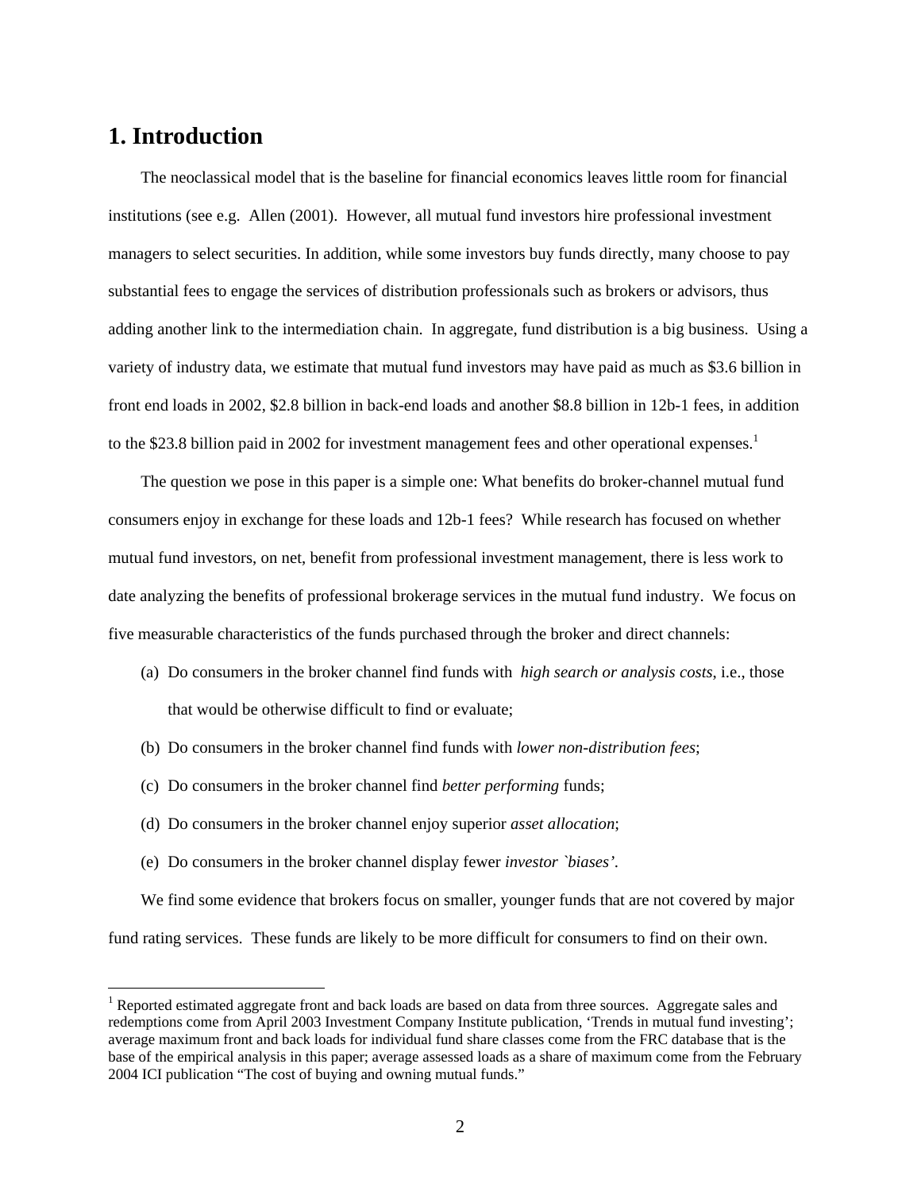# 1. Introduction

The neoclassical model that is the baseline for financial economics leaves little room for financial institutions (see e.g. Allen (2001). However, all mutual fund investors hire professional investment managers to select securities. In addition, while some investors buy funds directly, many choose to pay substantial fees to engage the services of distribution professionals such as brokers or advisors, thus adding another link to the intermediation chain. In aggregate, fund distribution is a big business. Using a variety of industry data, we estimate that mutual fund investors may have paid as much as \$3.6 billion in front end loads in 2002, \$2.8 billion in back-end loads and another \$8.8 billion in 12b-1 fees, in addition to the \$23.8 billion paid in 2002 for investment management fees and other operational expenses.[1]

The question we pose in this paper is a simple one: What benefits do broker-channel mutual fund consumers enjoy in exchange for these loads and 12b-1 fees? While research has focused on whether mutual fund investors, on net, benefit from professional investment management, there is less work to date analyzing the benefits of professional brokerage services in the mutual fund industry. We focus on five measurable characteristics of the funds purchased through the broker and direct channels:

(a) Do consumers in the broker channel find funds with *high search or analysis costs*, i.e., those that would be otherwise difficult to find or evaluate;

(b) Do consumers in the broker channel find funds with *lower non-distribution fees*;

(c) Do consumers in the broker channel find *better performing* funds;

(d) Do consumers in the broker channel enjoy superior *asset allocation*;

(e) Do consumers in the broker channel display fewer *investor `biases'*.

We find some evidence that brokers focus on smaller, younger funds that are not covered by major fund rating services. These funds are likely to be more difficult for consumers to find on their own.

[1] Reported estimated aggregate front and back loads are based on data from three sources. Aggregate sales and redemptions come from April 2003 Investment Company Institute publication, 'Trends in mutual fund investing'; average maximum front and back loads for individual fund share classes come from the FRC database that is the base of the empirical analysis in this paper; average assessed loads as a share of maximum come from the February 2004 ICI publication "The cost of buying and owning mutual funds."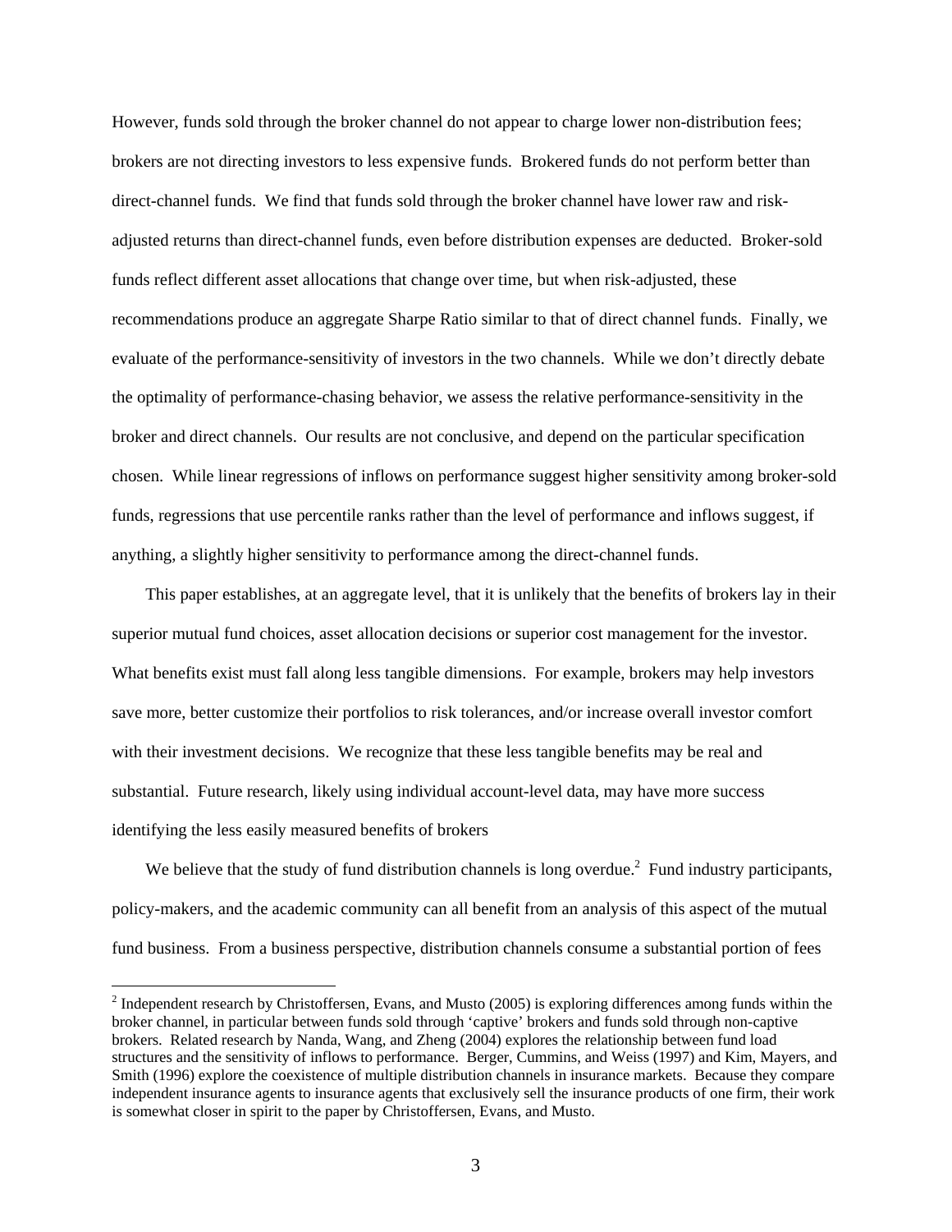However, funds sold through the broker channel do not appear to charge lower non-distribution fees; brokers are not directing investors to less expensive funds. Brokered funds do not perform better than direct-channel funds. We find that funds sold through the broker channel have lower raw and risk-adjusted returns than direct-channel funds, even before distribution expenses are deducted. Broker-sold funds reflect different asset allocations that change over time, but when risk-adjusted, these recommendations produce an aggregate Sharpe Ratio similar to that of direct channel funds. Finally, we evaluate of the performance-sensitivity of investors in the two channels. While we don't directly debate the optimality of performance-chasing behavior, we assess the relative performance-sensitivity in the broker and direct channels. Our results are not conclusive, and depend on the particular specification chosen. While linear regressions of inflows on performance suggest higher sensitivity among broker-sold funds, regressions that use percentile ranks rather than the level of performance and inflows suggest, if anything, a slightly higher sensitivity to performance among the direct-channel funds.

This paper establishes, at an aggregate level, that it is unlikely that the benefits of brokers lay in their superior mutual fund choices, asset allocation decisions or superior cost management for the investor. What benefits exist must fall along less tangible dimensions. For example, brokers may help investors save more, better customize their portfolios to risk tolerances, and/or increase overall investor comfort with their investment decisions. We recognize that these less tangible benefits may be real and substantial. Future research, likely using individual account-level data, may have more success identifying the less easily measured benefits of brokers

We believe that the study of fund distribution channels is long overdue.[2] Fund industry participants, policy-makers, and the academic community can all benefit from an analysis of this aspect of the mutual fund business. From a business perspective, distribution channels consume a substantial portion of fees

---

[2] Independent research by Christoffersen, Evans, and Musto (2005) is exploring differences among funds within the broker channel, in particular between funds sold through 'captive' brokers and funds sold through non-captive brokers. Related research by Nanda, Wang, and Zheng (2004) explores the relationship between fund load structures and the sensitivity of inflows to performance. Berger, Cummins, and Weiss (1997) and Kim, Mayers, and Smith (1996) explore the coexistence of multiple distribution channels in insurance markets. Because they compare independent insurance agents to insurance agents that exclusively sell the insurance products of one firm, their work is somewhat closer in spirit to the paper by Christoffersen, Evans, and Musto.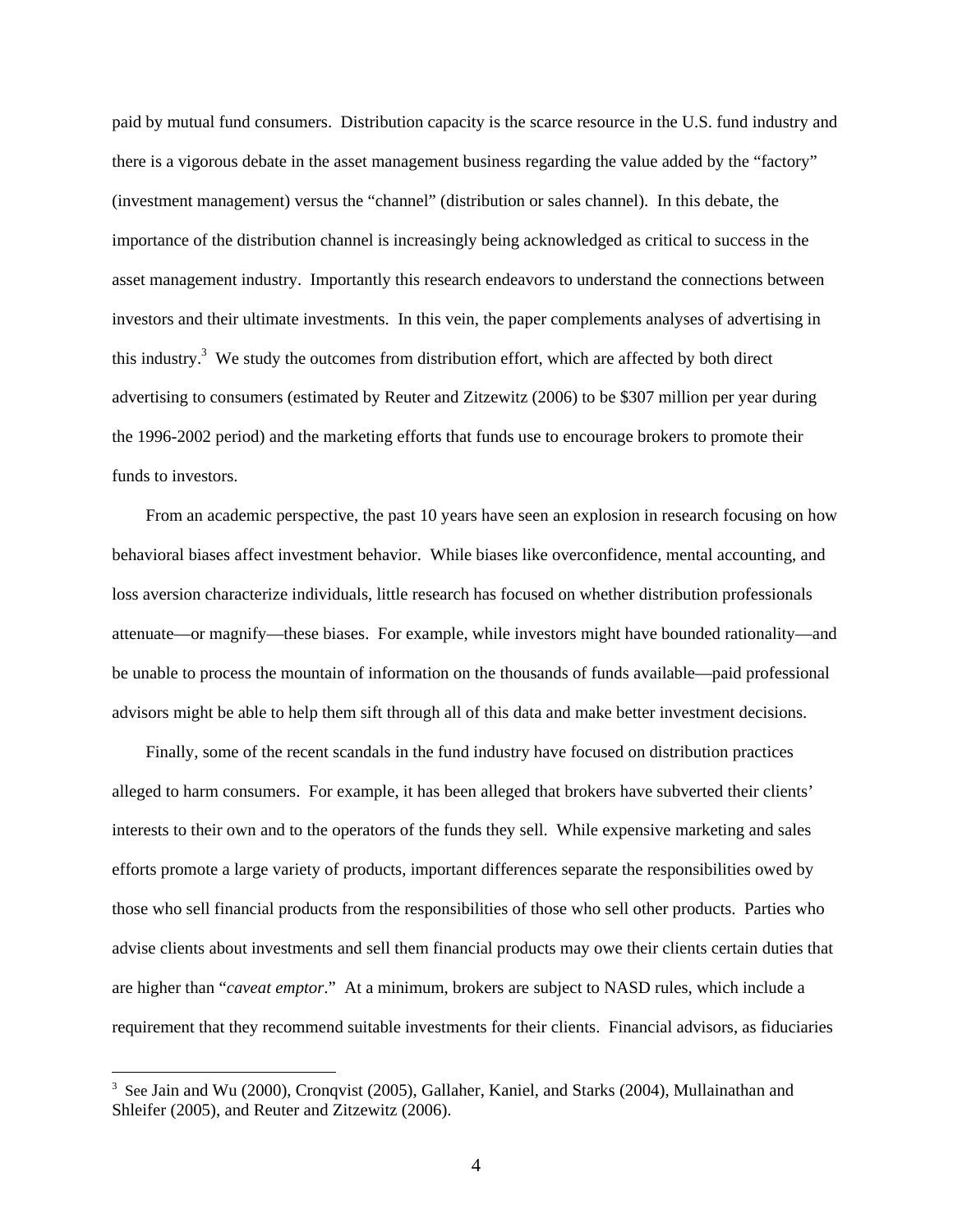paid by mutual fund consumers. Distribution capacity is the scarce resource in the U.S. fund industry and there is a vigorous debate in the asset management business regarding the value added by the "factory" (investment management) versus the "channel" (distribution or sales channel). In this debate, the importance of the distribution channel is increasingly being acknowledged as critical to success in the asset management industry. Importantly this research endeavors to understand the connections between investors and their ultimate investments. In this vein, the paper complements analyses of advertising in this industry.[3] We study the outcomes from distribution effort, which are affected by both direct advertising to consumers (estimated by Reuter and Zitzewitz (2006) to be $307 million per year during the 1996-2002 period) and the marketing efforts that funds use to encourage brokers to promote their funds to investors.

From an academic perspective, the past 10 years have seen an explosion in research focusing on how behavioral biases affect investment behavior. While biases like overconfidence, mental accounting, and loss aversion characterize individuals, little research has focused on whether distribution professionals attenuate—or magnify—these biases. For example, while investors might have bounded rationality—and be unable to process the mountain of information on the thousands of funds available—paid professional advisors might be able to help them sift through all of this data and make better investment decisions.

Finally, some of the recent scandals in the fund industry have focused on distribution practices alleged to harm consumers. For example, it has been alleged that brokers have subverted their clients' interests to their own and to the operators of the funds they sell. While expensive marketing and sales efforts promote a large variety of products, important differences separate the responsibilities owed by those who sell financial products from the responsibilities of those who sell other products. Parties who advise clients about investments and sell them financial products may owe their clients certain duties that are higher than "*caveat emptor*." At a minimum, brokers are subject to NASD rules, which include a requirement that they recommend suitable investments for their clients. Financial advisors, as fiduciaries

[3] See Jain and Wu (2000), Cronqvist (2005), Gallaher, Kaniel, and Starks (2004), Mullainathan and Shleifer (2005), and Reuter and Zitzewitz (2006).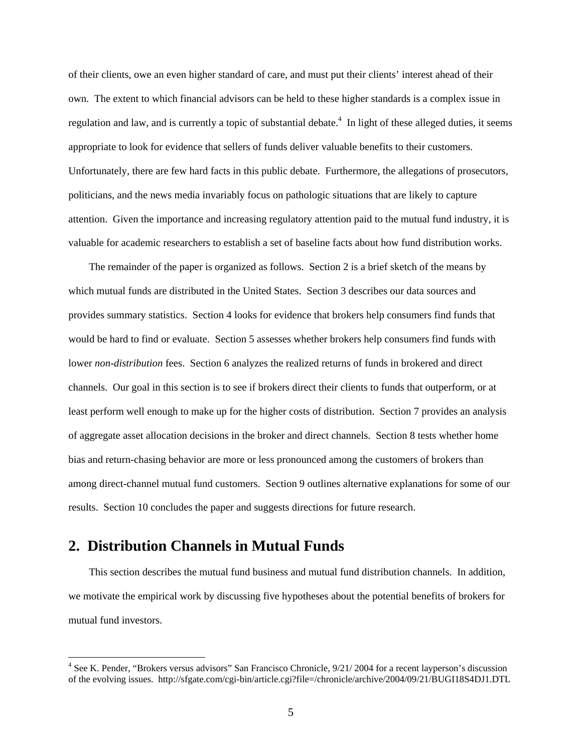of their clients, owe an even higher standard of care, and must put their clients' interest ahead of their own. The extent to which financial advisors can be held to these higher standards is a complex issue in regulation and law, and is currently a topic of substantial debate.[4] In light of these alleged duties, it seems appropriate to look for evidence that sellers of funds deliver valuable benefits to their customers. Unfortunately, there are few hard facts in this public debate. Furthermore, the allegations of prosecutors, politicians, and the news media invariably focus on pathologic situations that are likely to capture attention. Given the importance and increasing regulatory attention paid to the mutual fund industry, it is valuable for academic researchers to establish a set of baseline facts about how fund distribution works.

The remainder of the paper is organized as follows. Section 2 is a brief sketch of the means by which mutual funds are distributed in the United States. Section 3 describes our data sources and provides summary statistics. Section 4 looks for evidence that brokers help consumers find funds that would be hard to find or evaluate. Section 5 assesses whether brokers help consumers find funds with lower *non-distribution* fees. Section 6 analyzes the realized returns of funds in brokered and direct channels. Our goal in this section is to see if brokers direct their clients to funds that outperform, or at least perform well enough to make up for the higher costs of distribution. Section 7 provides an analysis of aggregate asset allocation decisions in the broker and direct channels. Section 8 tests whether home bias and return-chasing behavior are more or less pronounced among the customers of brokers than among direct-channel mutual fund customers. Section 9 outlines alternative explanations for some of our results. Section 10 concludes the paper and suggests directions for future research.

## 2. Distribution Channels in Mutual Funds

This section describes the mutual fund business and mutual fund distribution channels. In addition, we motivate the empirical work by discussing five hypotheses about the potential benefits of brokers for mutual fund investors.

---

[4] See K. Pender, "Brokers versus advisors" San Francisco Chronicle, 9/21/ 2004 for a recent layperson's discussion of the evolving issues. http://sfgate.com/cgi-bin/article.cgi?file=/chronicle/archive/2004/09/21/BUGI18S4DJ1.DTL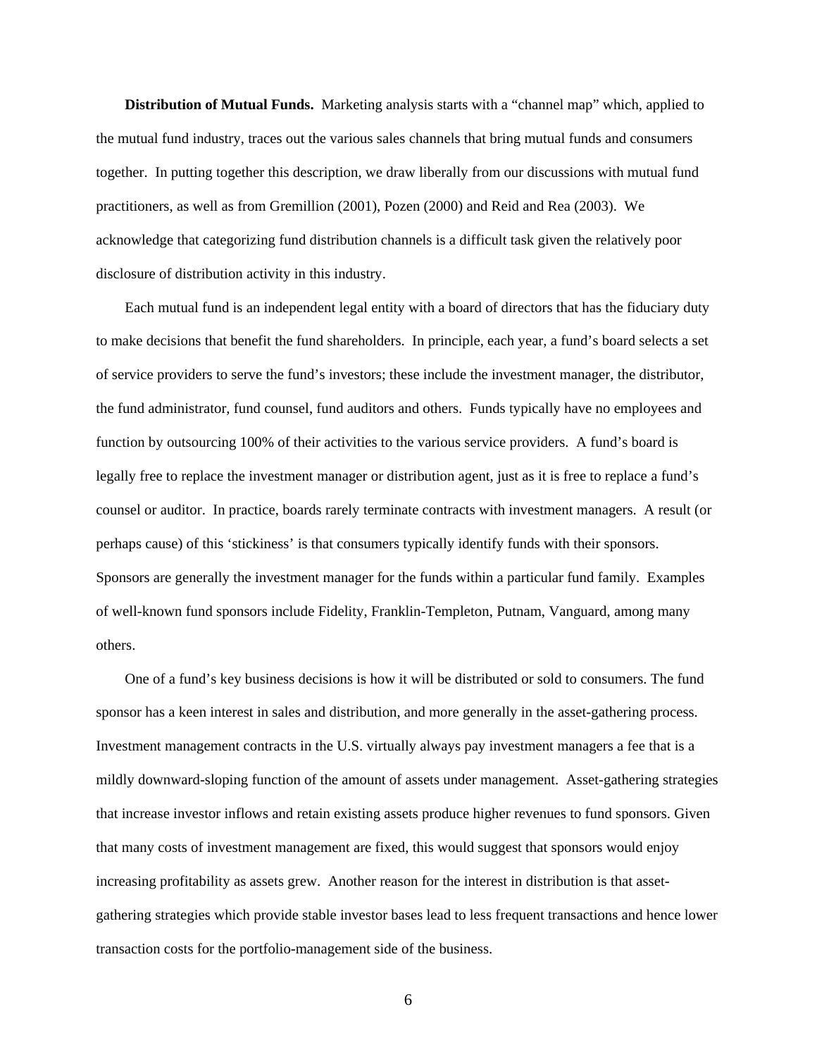**Distribution of Mutual Funds.** Marketing analysis starts with a "channel map" which, applied to the mutual fund industry, traces out the various sales channels that bring mutual funds and consumers together. In putting together this description, we draw liberally from our discussions with mutual fund practitioners, as well as from Gremillion (2001), Pozen (2000) and Reid and Rea (2003). We acknowledge that categorizing fund distribution channels is a difficult task given the relatively poor disclosure of distribution activity in this industry.

Each mutual fund is an independent legal entity with a board of directors that has the fiduciary duty to make decisions that benefit the fund shareholders. In principle, each year, a fund's board selects a set of service providers to serve the fund's investors; these include the investment manager, the distributor, the fund administrator, fund counsel, fund auditors and others. Funds typically have no employees and function by outsourcing 100% of their activities to the various service providers. A fund's board is legally free to replace the investment manager or distribution agent, just as it is free to replace a fund's counsel or auditor. In practice, boards rarely terminate contracts with investment managers. A result (or perhaps cause) of this 'stickiness' is that consumers typically identify funds with their sponsors. Sponsors are generally the investment manager for the funds within a particular fund family. Examples of well-known fund sponsors include Fidelity, Franklin-Templeton, Putnam, Vanguard, among many others.

One of a fund's key business decisions is how it will be distributed or sold to consumers. The fund sponsor has a keen interest in sales and distribution, and more generally in the asset-gathering process. Investment management contracts in the U.S. virtually always pay investment managers a fee that is a mildly downward-sloping function of the amount of assets under management. Asset-gathering strategies that increase investor inflows and retain existing assets produce higher revenues to fund sponsors. Given that many costs of investment management are fixed, this would suggest that sponsors would enjoy increasing profitability as assets grew. Another reason for the interest in distribution is that asset-gathering strategies which provide stable investor bases lead to less frequent transactions and hence lower transaction costs for the portfolio-management side of the business.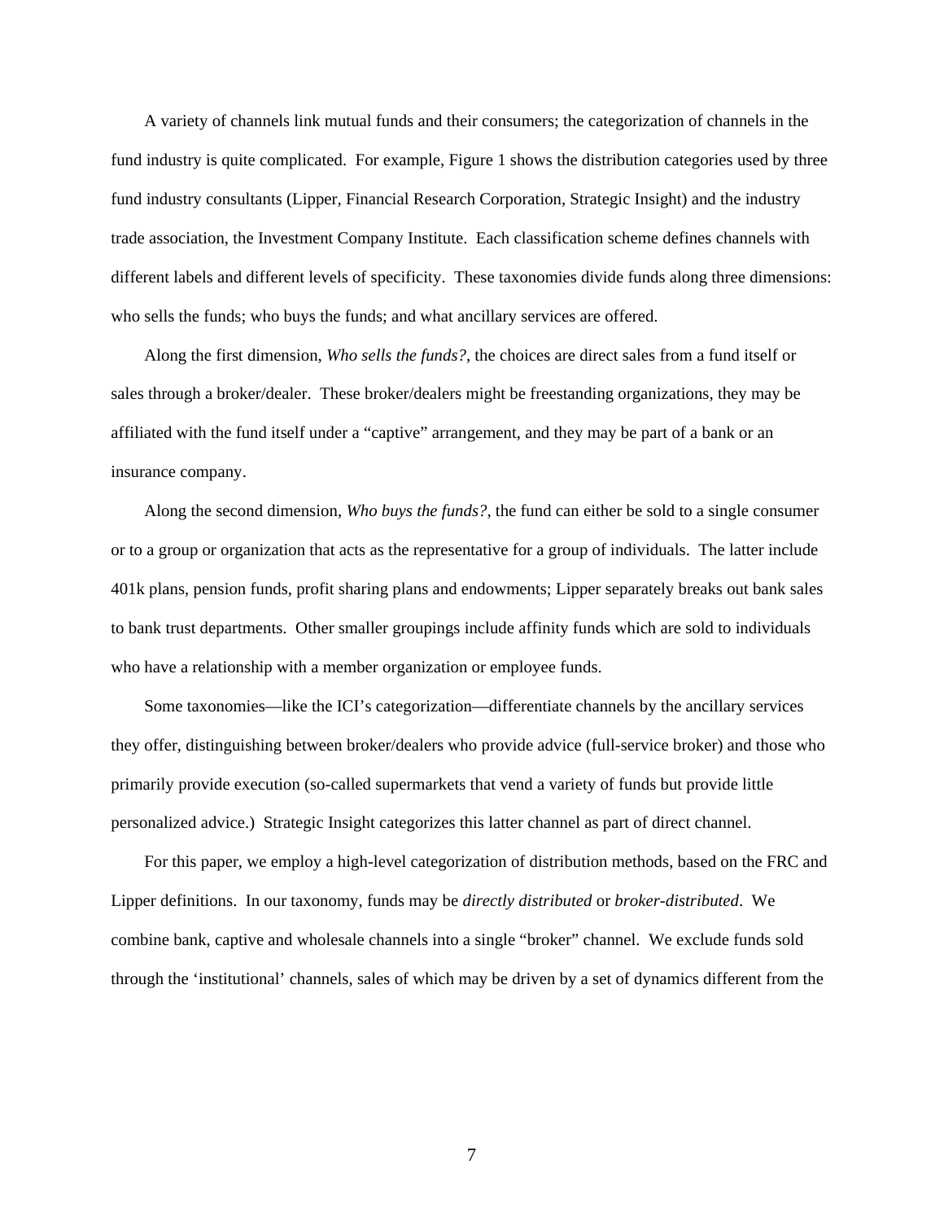A variety of channels link mutual funds and their consumers; the categorization of channels in the fund industry is quite complicated. For example, Figure 1 shows the distribution categories used by three fund industry consultants (Lipper, Financial Research Corporation, Strategic Insight) and the industry trade association, the Investment Company Institute. Each classification scheme defines channels with different labels and different levels of specificity. These taxonomies divide funds along three dimensions: who sells the funds; who buys the funds; and what ancillary services are offered.

Along the first dimension, *Who sells the funds?*, the choices are direct sales from a fund itself or sales through a broker/dealer. These broker/dealers might be freestanding organizations, they may be affiliated with the fund itself under a "captive" arrangement, and they may be part of a bank or an insurance company.

Along the second dimension, *Who buys the funds?*, the fund can either be sold to a single consumer or to a group or organization that acts as the representative for a group of individuals. The latter include 401k plans, pension funds, profit sharing plans and endowments; Lipper separately breaks out bank sales to bank trust departments. Other smaller groupings include affinity funds which are sold to individuals who have a relationship with a member organization or employee funds.

Some taxonomies—like the ICI's categorization—differentiate channels by the ancillary services they offer, distinguishing between broker/dealers who provide advice (full-service broker) and those who primarily provide execution (so-called supermarkets that vend a variety of funds but provide little personalized advice.) Strategic Insight categorizes this latter channel as part of direct channel.

For this paper, we employ a high-level categorization of distribution methods, based on the FRC and Lipper definitions. In our taxonomy, funds may be *directly distributed* or *broker-distributed*. We combine bank, captive and wholesale channels into a single "broker" channel. We exclude funds sold through the 'institutional' channels, sales of which may be driven by a set of dynamics different from the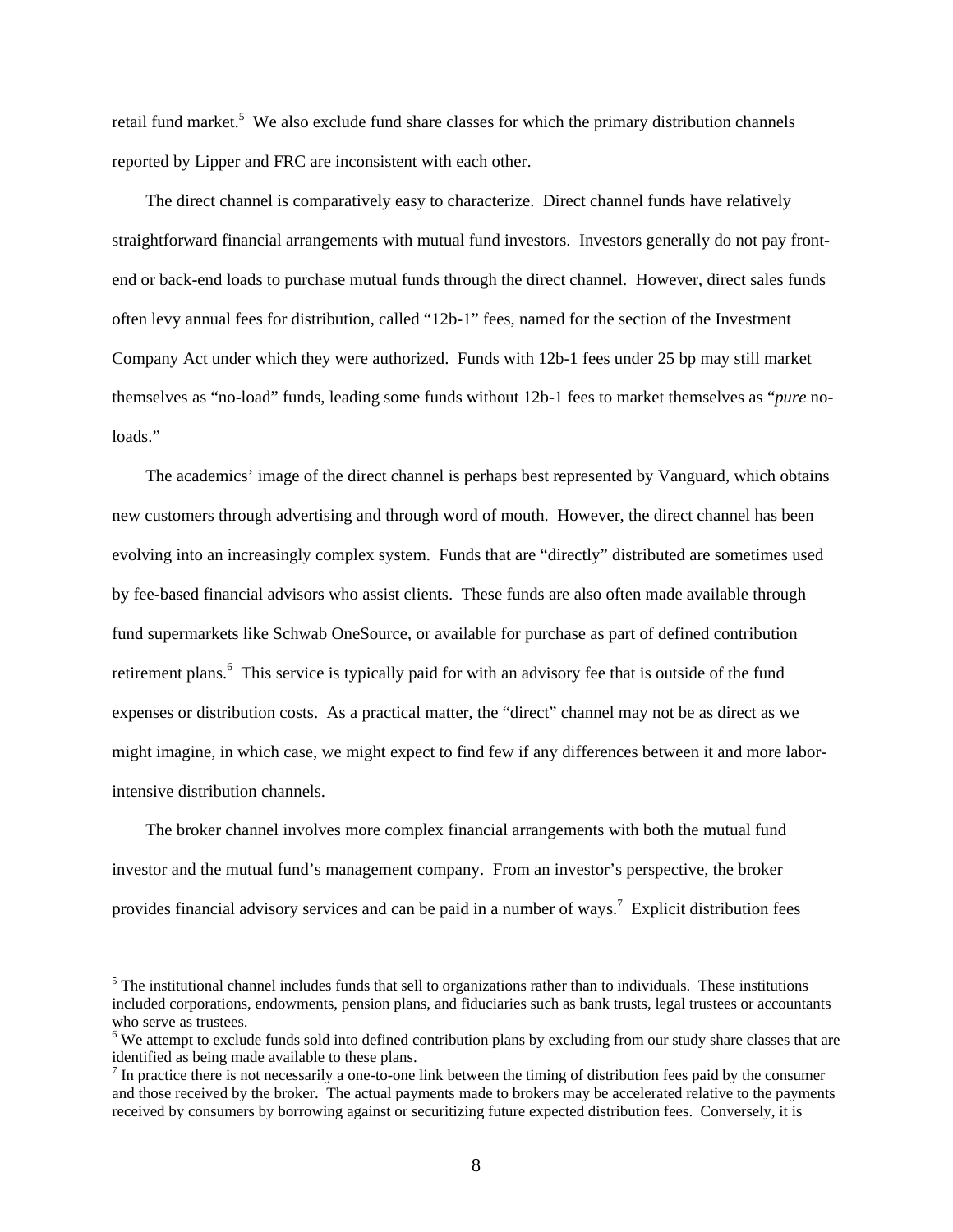retail fund market.[5] We also exclude fund share classes for which the primary distribution channels reported by Lipper and FRC are inconsistent with each other.

The direct channel is comparatively easy to characterize. Direct channel funds have relatively straightforward financial arrangements with mutual fund investors. Investors generally do not pay front-end or back-end loads to purchase mutual funds through the direct channel. However, direct sales funds often levy annual fees for distribution, called "12b-1" fees, named for the section of the Investment Company Act under which they were authorized. Funds with 12b-1 fees under 25 bp may still market themselves as "no-load" funds, leading some funds without 12b-1 fees to market themselves as "*pure* no-loads."

The academics' image of the direct channel is perhaps best represented by Vanguard, which obtains new customers through advertising and through word of mouth. However, the direct channel has been evolving into an increasingly complex system. Funds that are "directly" distributed are sometimes used by fee-based financial advisors who assist clients. These funds are also often made available through fund supermarkets like Schwab OneSource, or available for purchase as part of defined contribution retirement plans.[6] This service is typically paid for with an advisory fee that is outside of the fund expenses or distribution costs. As a practical matter, the "direct" channel may not be as direct as we might imagine, in which case, we might expect to find few if any differences between it and more labor-intensive distribution channels.

The broker channel involves more complex financial arrangements with both the mutual fund investor and the mutual fund's management company. From an investor's perspective, the broker provides financial advisory services and can be paid in a number of ways.[7] Explicit distribution fees

---

[5] The institutional channel includes funds that sell to organizations rather than to individuals. These institutions included corporations, endowments, pension plans, and fiduciaries such as bank trusts, legal trustees or accountants who serve as trustees.

[6] We attempt to exclude funds sold into defined contribution plans by excluding from our study share classes that are identified as being made available to these plans.

[7] In practice there is not necessarily a one-to-one link between the timing of distribution fees paid by the consumer and those received by the broker. The actual payments made to brokers may be accelerated relative to the payments received by consumers by borrowing against or securitizing future expected distribution fees. Conversely, it is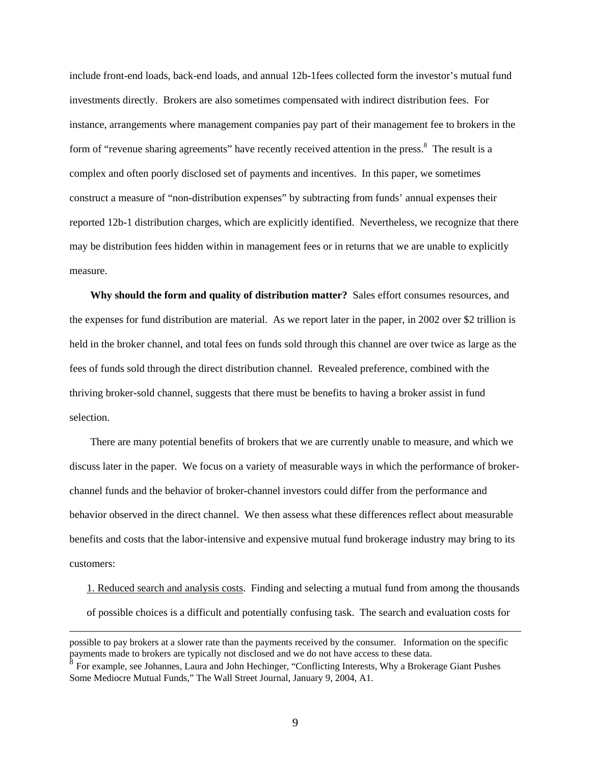include front-end loads, back-end loads, and annual 12b-1fees collected form the investor's mutual fund investments directly. Brokers are also sometimes compensated with indirect distribution fees. For instance, arrangements where management companies pay part of their management fee to brokers in the form of "revenue sharing agreements" have recently received attention in the press.[8] The result is a complex and often poorly disclosed set of payments and incentives. In this paper, we sometimes construct a measure of "non-distribution expenses" by subtracting from funds' annual expenses their reported 12b-1 distribution charges, which are explicitly identified. Nevertheless, we recognize that there may be distribution fees hidden within in management fees or in returns that we are unable to explicitly measure.

**Why should the form and quality of distribution matter?** Sales effort consumes resources, and the expenses for fund distribution are material. As we report later in the paper, in 2002 over $2 trillion is held in the broker channel, and total fees on funds sold through this channel are over twice as large as the fees of funds sold through the direct distribution channel. Revealed preference, combined with the thriving broker-sold channel, suggests that there must be benefits to having a broker assist in fund selection.

There are many potential benefits of brokers that we are currently unable to measure, and which we discuss later in the paper. We focus on a variety of measurable ways in which the performance of broker-channel funds and the behavior of broker-channel investors could differ from the performance and behavior observed in the direct channel. We then assess what these differences reflect about measurable benefits and costs that the labor-intensive and expensive mutual fund brokerage industry may bring to its customers:

1. <u>Reduced search and analysis costs</u>. Finding and selecting a mutual fund from among the thousands of possible choices is a difficult and potentially confusing task. The search and evaluation costs for

---

possible to pay brokers at a slower rate than the payments received by the consumer. Information on the specific payments made to brokers are typically not disclosed and we do not have access to these data.

[8] For example, see Johannes, Laura and John Hechinger, "Conflicting Interests, Why a Brokerage Giant Pushes Some Mediocre Mutual Funds," The Wall Street Journal, January 9, 2004, A1.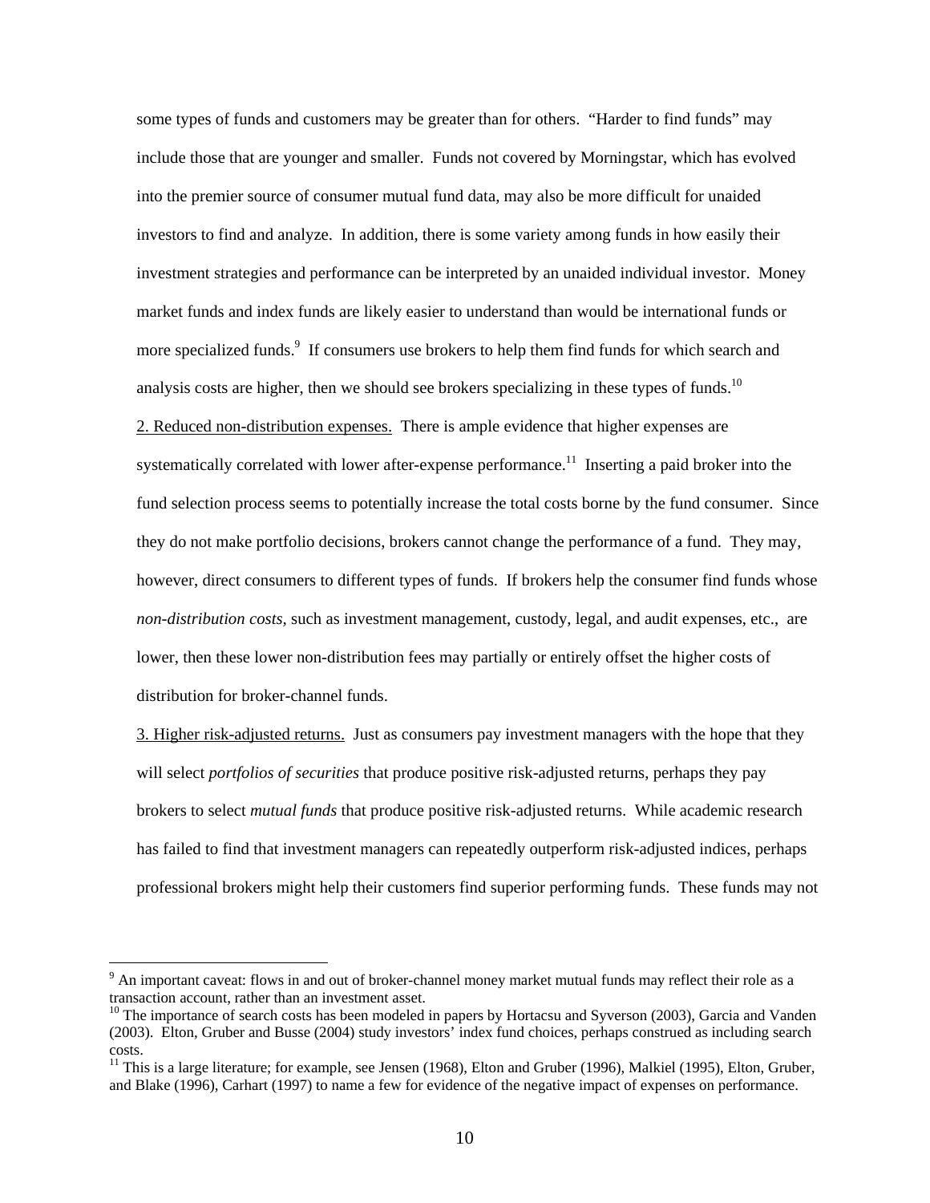some types of funds and customers may be greater than for others. "Harder to find funds" may include those that are younger and smaller. Funds not covered by Morningstar, which has evolved into the premier source of consumer mutual fund data, may also be more difficult for unaided investors to find and analyze. In addition, there is some variety among funds in how easily their investment strategies and performance can be interpreted by an unaided individual investor. Money market funds and index funds are likely easier to understand than would be international funds or more specialized funds.[9] If consumers use brokers to help them find funds for which search and analysis costs are higher, then we should see brokers specializing in these types of funds.[10]

2. Reduced non-distribution expenses. There is ample evidence that higher expenses are systematically correlated with lower after-expense performance.[11] Inserting a paid broker into the fund selection process seems to potentially increase the total costs borne by the fund consumer. Since they do not make portfolio decisions, brokers cannot change the performance of a fund. They may, however, direct consumers to different types of funds. If brokers help the consumer find funds whose *non-distribution costs*, such as investment management, custody, legal, and audit expenses, etc., are lower, then these lower non-distribution fees may partially or entirely offset the higher costs of distribution for broker-channel funds.

3. Higher risk-adjusted returns. Just as consumers pay investment managers with the hope that they will select *portfolios of securities* that produce positive risk-adjusted returns, perhaps they pay brokers to select *mutual funds* that produce positive risk-adjusted returns. While academic research has failed to find that investment managers can repeatedly outperform risk-adjusted indices, perhaps professional brokers might help their customers find superior performing funds. These funds may not

---

[9] An important caveat: flows in and out of broker-channel money market mutual funds may reflect their role as a transaction account, rather than an investment asset.

[10] The importance of search costs has been modeled in papers by Hortacsu and Syverson (2003), Garcia and Vanden (2003). Elton, Gruber and Busse (2004) study investors' index fund choices, perhaps construed as including search costs.

[11] This is a large literature; for example, see Jensen (1968), Elton and Gruber (1996), Malkiel (1995), Elton, Gruber, and Blake (1996), Carhart (1997) to name a few for evidence of the negative impact of expenses on performance.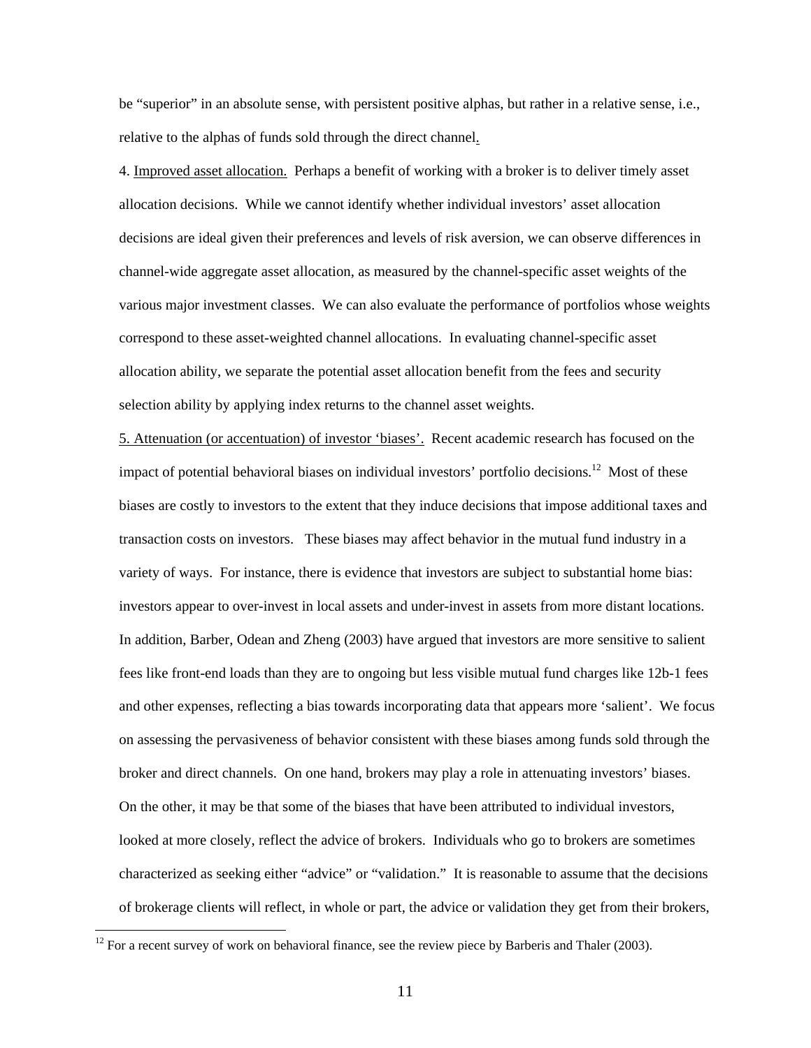be "superior" in an absolute sense, with persistent positive alphas, but rather in a relative sense, i.e., relative to the alphas of funds sold through the direct channel.

4. Improved asset allocation. Perhaps a benefit of working with a broker is to deliver timely asset allocation decisions. While we cannot identify whether individual investors' asset allocation decisions are ideal given their preferences and levels of risk aversion, we can observe differences in channel-wide aggregate asset allocation, as measured by the channel-specific asset weights of the various major investment classes. We can also evaluate the performance of portfolios whose weights correspond to these asset-weighted channel allocations. In evaluating channel-specific asset allocation ability, we separate the potential asset allocation benefit from the fees and security selection ability by applying index returns to the channel asset weights.

5. Attenuation (or accentuation) of investor 'biases'. Recent academic research has focused on the impact of potential behavioral biases on individual investors' portfolio decisions.[12] Most of these biases are costly to investors to the extent that they induce decisions that impose additional taxes and transaction costs on investors. These biases may affect behavior in the mutual fund industry in a variety of ways. For instance, there is evidence that investors are subject to substantial home bias: investors appear to over-invest in local assets and under-invest in assets from more distant locations. In addition, Barber, Odean and Zheng (2003) have argued that investors are more sensitive to salient fees like front-end loads than they are to ongoing but less visible mutual fund charges like 12b-1 fees and other expenses, reflecting a bias towards incorporating data that appears more 'salient'. We focus on assessing the pervasiveness of behavior consistent with these biases among funds sold through the broker and direct channels. On one hand, brokers may play a role in attenuating investors' biases. On the other, it may be that some of the biases that have been attributed to individual investors, looked at more closely, reflect the advice of brokers. Individuals who go to brokers are sometimes characterized as seeking either "advice" or "validation." It is reasonable to assume that the decisions of brokerage clients will reflect, in whole or part, the advice or validation they get from their brokers,

[12] For a recent survey of work on behavioral finance, see the review piece by Barberis and Thaler (2003).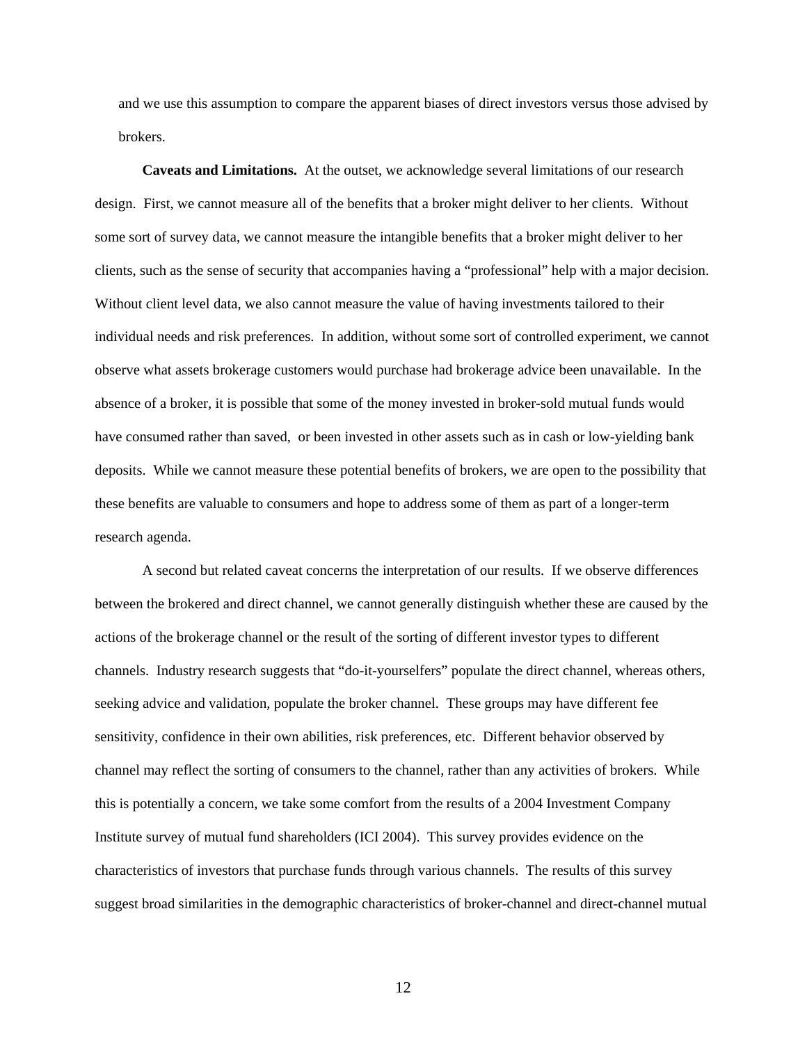and we use this assumption to compare the apparent biases of direct investors versus those advised by brokers.

**Caveats and Limitations.** At the outset, we acknowledge several limitations of our research design. First, we cannot measure all of the benefits that a broker might deliver to her clients. Without some sort of survey data, we cannot measure the intangible benefits that a broker might deliver to her clients, such as the sense of security that accompanies having a "professional" help with a major decision. Without client level data, we also cannot measure the value of having investments tailored to their individual needs and risk preferences. In addition, without some sort of controlled experiment, we cannot observe what assets brokerage customers would purchase had brokerage advice been unavailable. In the absence of a broker, it is possible that some of the money invested in broker-sold mutual funds would have consumed rather than saved, or been invested in other assets such as in cash or low-yielding bank deposits. While we cannot measure these potential benefits of brokers, we are open to the possibility that these benefits are valuable to consumers and hope to address some of them as part of a longer-term research agenda.

A second but related caveat concerns the interpretation of our results. If we observe differences between the brokered and direct channel, we cannot generally distinguish whether these are caused by the actions of the brokerage channel or the result of the sorting of different investor types to different channels. Industry research suggests that "do-it-yourselfers" populate the direct channel, whereas others, seeking advice and validation, populate the broker channel. These groups may have different fee sensitivity, confidence in their own abilities, risk preferences, etc. Different behavior observed by channel may reflect the sorting of consumers to the channel, rather than any activities of brokers. While this is potentially a concern, we take some comfort from the results of a 2004 Investment Company Institute survey of mutual fund shareholders (ICI 2004). This survey provides evidence on the characteristics of investors that purchase funds through various channels. The results of this survey suggest broad similarities in the demographic characteristics of broker-channel and direct-channel mutual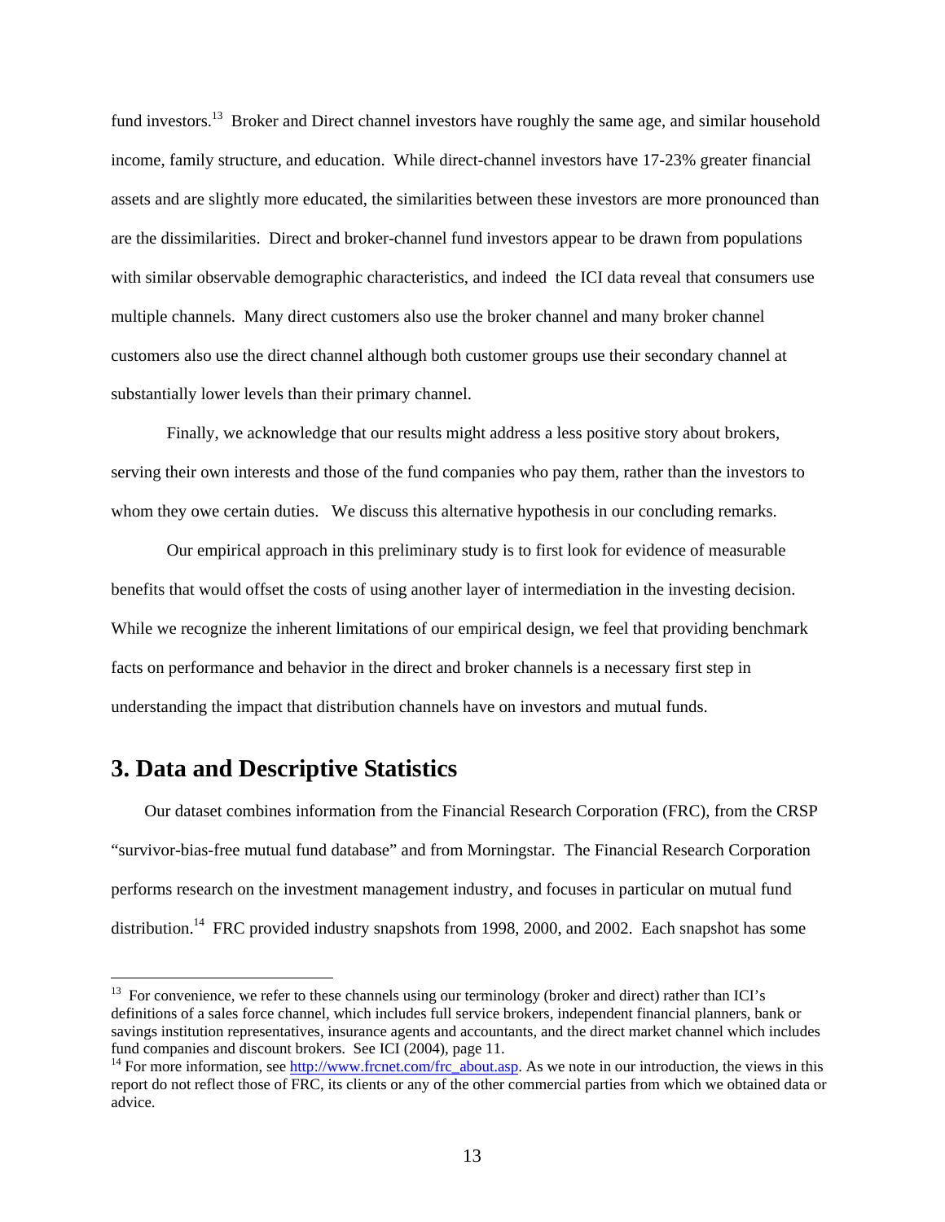fund investors.[13] Broker and Direct channel investors have roughly the same age, and similar household income, family structure, and education. While direct-channel investors have 17-23% greater financial assets and are slightly more educated, the similarities between these investors are more pronounced than are the dissimilarities. Direct and broker-channel fund investors appear to be drawn from populations with similar observable demographic characteristics, and indeed the ICI data reveal that consumers use multiple channels. Many direct customers also use the broker channel and many broker channel customers also use the direct channel although both customer groups use their secondary channel at substantially lower levels than their primary channel.

Finally, we acknowledge that our results might address a less positive story about brokers, serving their own interests and those of the fund companies who pay them, rather than the investors to whom they owe certain duties. We discuss this alternative hypothesis in our concluding remarks.

Our empirical approach in this preliminary study is to first look for evidence of measurable benefits that would offset the costs of using another layer of intermediation in the investing decision. While we recognize the inherent limitations of our empirical design, we feel that providing benchmark facts on performance and behavior in the direct and broker channels is a necessary first step in understanding the impact that distribution channels have on investors and mutual funds.

## 3. Data and Descriptive Statistics

Our dataset combines information from the Financial Research Corporation (FRC), from the CRSP "survivor-bias-free mutual fund database" and from Morningstar. The Financial Research Corporation performs research on the investment management industry, and focuses in particular on mutual fund distribution.[14] FRC provided industry snapshots from 1998, 2000, and 2002. Each snapshot has some

---

[13] For convenience, we refer to these channels using our terminology (broker and direct) rather than ICI's definitions of a sales force channel, which includes full service brokers, independent financial planners, bank or savings institution representatives, insurance agents and accountants, and the direct market channel which includes fund companies and discount brokers. See ICI (2004), page 11.

[14] For more information, see http://www.frcnet.com/frc_about.asp. As we note in our introduction, the views in this report do not reflect those of FRC, its clients or any of the other commercial parties from which we obtained data or advice.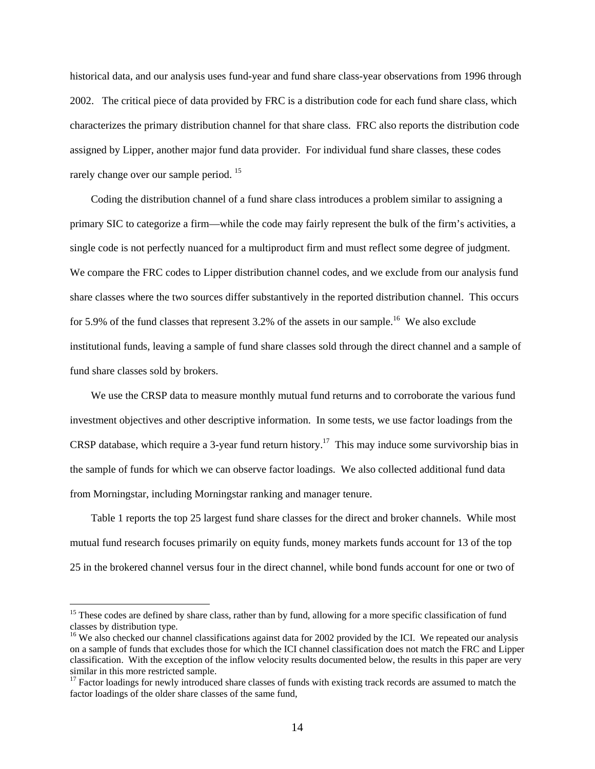historical data, and our analysis uses fund-year and fund share class-year observations from 1996 through 2002. The critical piece of data provided by FRC is a distribution code for each fund share class, which characterizes the primary distribution channel for that share class. FRC also reports the distribution code assigned by Lipper, another major fund data provider. For individual fund share classes, these codes rarely change over our sample period. [15]

Coding the distribution channel of a fund share class introduces a problem similar to assigning a primary SIC to categorize a firm—while the code may fairly represent the bulk of the firm's activities, a single code is not perfectly nuanced for a multiproduct firm and must reflect some degree of judgment. We compare the FRC codes to Lipper distribution channel codes, and we exclude from our analysis fund share classes where the two sources differ substantively in the reported distribution channel. This occurs for 5.9% of the fund classes that represent 3.2% of the assets in our sample.[16] We also exclude institutional funds, leaving a sample of fund share classes sold through the direct channel and a sample of fund share classes sold by brokers.

We use the CRSP data to measure monthly mutual fund returns and to corroborate the various fund investment objectives and other descriptive information. In some tests, we use factor loadings from the CRSP database, which require a 3-year fund return history.[17] This may induce some survivorship bias in the sample of funds for which we can observe factor loadings. We also collected additional fund data from Morningstar, including Morningstar ranking and manager tenure.

Table 1 reports the top 25 largest fund share classes for the direct and broker channels. While most mutual fund research focuses primarily on equity funds, money markets funds account for 13 of the top 25 in the brokered channel versus four in the direct channel, while bond funds account for one or two of

---

[15] These codes are defined by share class, rather than by fund, allowing for a more specific classification of fund classes by distribution type.

[16] We also checked our channel classifications against data for 2002 provided by the ICI. We repeated our analysis on a sample of funds that excludes those for which the ICI channel classification does not match the FRC and Lipper classification. With the exception of the inflow velocity results documented below, the results in this paper are very similar in this more restricted sample.

[17] Factor loadings for newly introduced share classes of funds with existing track records are assumed to match the factor loadings of the older share classes of the same fund,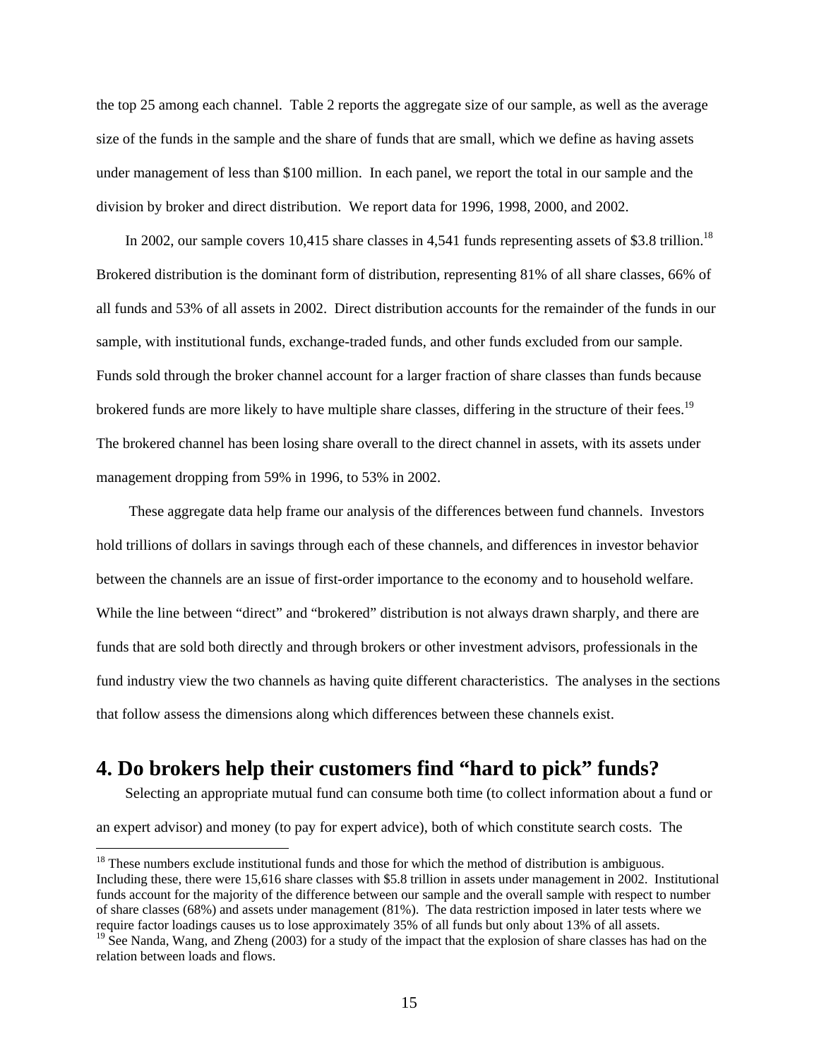the top 25 among each channel. Table 2 reports the aggregate size of our sample, as well as the average size of the funds in the sample and the share of funds that are small, which we define as having assets under management of less than \$100 million. In each panel, we report the total in our sample and the division by broker and direct distribution. We report data for 1996, 1998, 2000, and 2002.

In 2002, our sample covers 10,415 share classes in 4,541 funds representing assets of \$3.8 trillion.[18] Brokered distribution is the dominant form of distribution, representing 81% of all share classes, 66% of all funds and 53% of all assets in 2002. Direct distribution accounts for the remainder of the funds in our sample, with institutional funds, exchange-traded funds, and other funds excluded from our sample. Funds sold through the broker channel account for a larger fraction of share classes than funds because brokered funds are more likely to have multiple share classes, differing in the structure of their fees.[19] The brokered channel has been losing share overall to the direct channel in assets, with its assets under management dropping from 59% in 1996, to 53% in 2002.

These aggregate data help frame our analysis of the differences between fund channels. Investors hold trillions of dollars in savings through each of these channels, and differences in investor behavior between the channels are an issue of first-order importance to the economy and to household welfare. While the line between "direct" and "brokered" distribution is not always drawn sharply, and there are funds that are sold both directly and through brokers or other investment advisors, professionals in the fund industry view the two channels as having quite different characteristics. The analyses in the sections that follow assess the dimensions along which differences between these channels exist.

## 4. Do brokers help their customers find "hard to pick" funds?

Selecting an appropriate mutual fund can consume both time (to collect information about a fund or an expert advisor) and money (to pay for expert advice), both of which constitute search costs. The

---

[18] These numbers exclude institutional funds and those for which the method of distribution is ambiguous. Including these, there were 15,616 share classes with \$5.8 trillion in assets under management in 2002. Institutional funds account for the majority of the difference between our sample and the overall sample with respect to number of share classes (68%) and assets under management (81%). The data restriction imposed in later tests where we require factor loadings causes us to lose approximately 35% of all funds but only about 13% of all assets.

[19] See Nanda, Wang, and Zheng (2003) for a study of the impact that the explosion of share classes has had on the relation between loads and flows.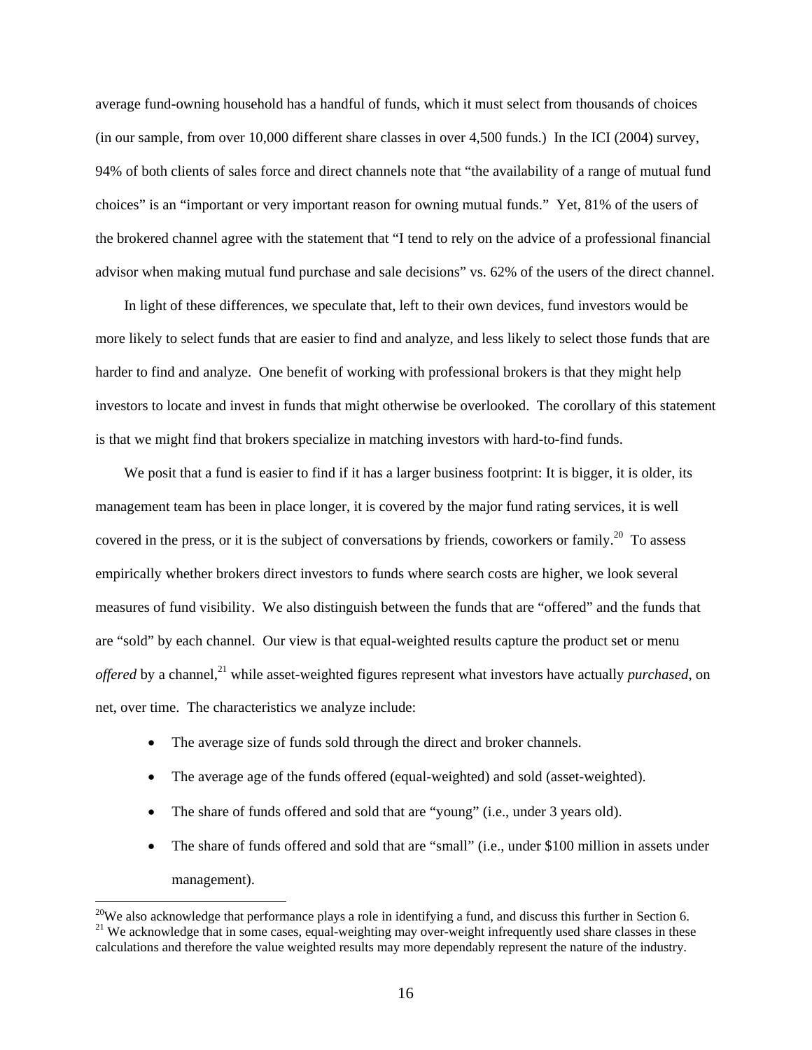average fund-owning household has a handful of funds, which it must select from thousands of choices (in our sample, from over 10,000 different share classes in over 4,500 funds.) In the ICI (2004) survey, 94% of both clients of sales force and direct channels note that "the availability of a range of mutual fund choices" is an "important or very important reason for owning mutual funds." Yet, 81% of the users of the brokered channel agree with the statement that "I tend to rely on the advice of a professional financial advisor when making mutual fund purchase and sale decisions" vs. 62% of the users of the direct channel.

In light of these differences, we speculate that, left to their own devices, fund investors would be more likely to select funds that are easier to find and analyze, and less likely to select those funds that are harder to find and analyze. One benefit of working with professional brokers is that they might help investors to locate and invest in funds that might otherwise be overlooked. The corollary of this statement is that we might find that brokers specialize in matching investors with hard-to-find funds.

We posit that a fund is easier to find if it has a larger business footprint: It is bigger, it is older, its management team has been in place longer, it is covered by the major fund rating services, it is well covered in the press, or it is the subject of conversations by friends, coworkers or family.[20] To assess empirically whether brokers direct investors to funds where search costs are higher, we look several measures of fund visibility. We also distinguish between the funds that are "offered" and the funds that are "sold" by each channel. Our view is that equal-weighted results capture the product set or menu *offered* by a channel,[21] while asset-weighted figures represent what investors have actually *purchased*, on net, over time. The characteristics we analyze include:

- The average size of funds sold through the direct and broker channels.
- The average age of the funds offered (equal-weighted) and sold (asset-weighted).
- The share of funds offered and sold that are "young" (i.e., under 3 years old).
- The share of funds offered and sold that are "small" (i.e., under $100 million in assets under management).

[20] We also acknowledge that performance plays a role in identifying a fund, and discuss this further in Section 6.

[21] We acknowledge that in some cases, equal-weighting may over-weight infrequently used share classes in these calculations and therefore the value weighted results may more dependably represent the nature of the industry.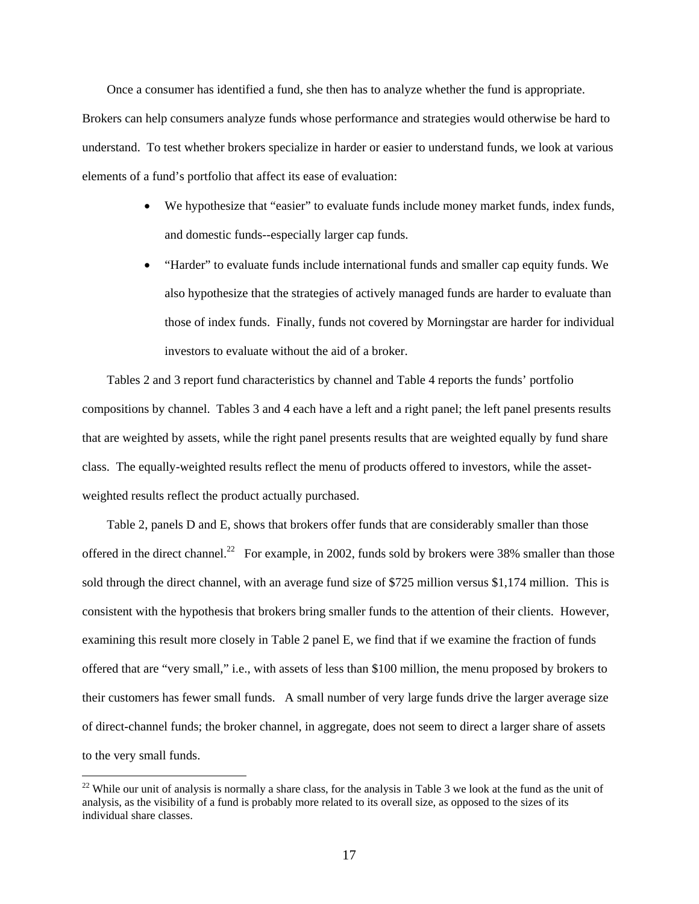Once a consumer has identified a fund, she then has to analyze whether the fund is appropriate. Brokers can help consumers analyze funds whose performance and strategies would otherwise be hard to understand. To test whether brokers specialize in harder or easier to understand funds, we look at various elements of a fund's portfolio that affect its ease of evaluation:

- We hypothesize that "easier" to evaluate funds include money market funds, index funds, and domestic funds--especially larger cap funds.
- "Harder" to evaluate funds include international funds and smaller cap equity funds. We also hypothesize that the strategies of actively managed funds are harder to evaluate than those of index funds. Finally, funds not covered by Morningstar are harder for individual investors to evaluate without the aid of a broker.

Tables 2 and 3 report fund characteristics by channel and Table 4 reports the funds' portfolio compositions by channel. Tables 3 and 4 each have a left and a right panel; the left panel presents results that are weighted by assets, while the right panel presents results that are weighted equally by fund share class. The equally-weighted results reflect the menu of products offered to investors, while the asset-weighted results reflect the product actually purchased.

Table 2, panels D and E, shows that brokers offer funds that are considerably smaller than those offered in the direct channel.[22] For example, in 2002, funds sold by brokers were 38% smaller than those sold through the direct channel, with an average fund size of $725 million versus $1,174 million. This is consistent with the hypothesis that brokers bring smaller funds to the attention of their clients. However, examining this result more closely in Table 2 panel E, we find that if we examine the fraction of funds offered that are "very small," i.e., with assets of less than $100 million, the menu proposed by brokers to their customers has fewer small funds. A small number of very large funds drive the larger average size of direct-channel funds; the broker channel, in aggregate, does not seem to direct a larger share of assets to the very small funds.

[22] While our unit of analysis is normally a share class, for the analysis in Table 3 we look at the fund as the unit of analysis, as the visibility of a fund is probably more related to its overall size, as opposed to the sizes of its individual share classes.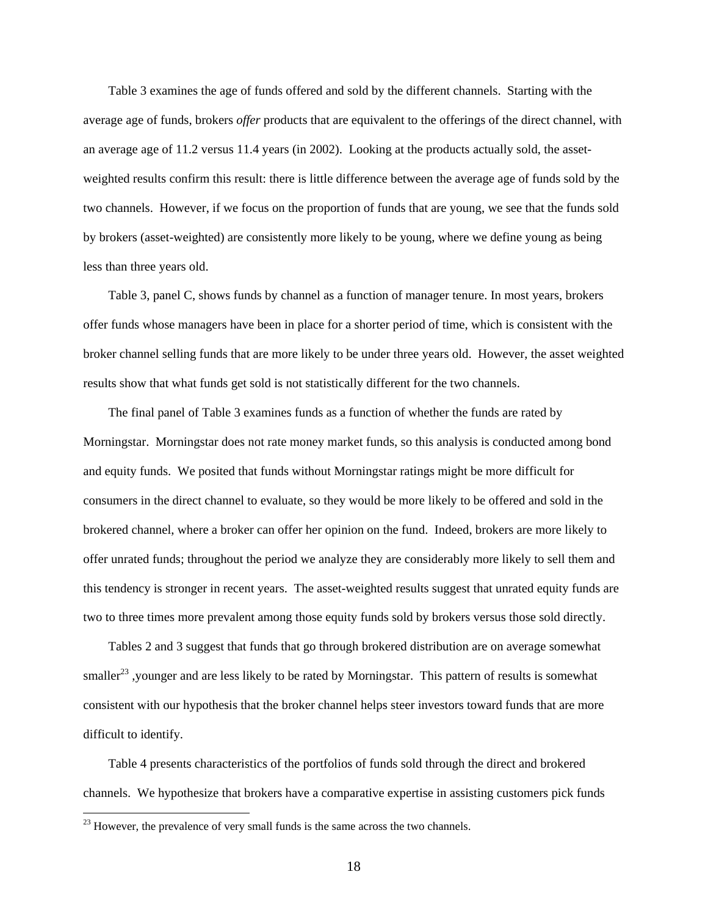Table 3 examines the age of funds offered and sold by the different channels. Starting with the average age of funds, brokers *offer* products that are equivalent to the offerings of the direct channel, with an average age of 11.2 versus 11.4 years (in 2002). Looking at the products actually sold, the asset-weighted results confirm this result: there is little difference between the average age of funds sold by the two channels. However, if we focus on the proportion of funds that are young, we see that the funds sold by brokers (asset-weighted) are consistently more likely to be young, where we define young as being less than three years old.

Table 3, panel C, shows funds by channel as a function of manager tenure. In most years, brokers offer funds whose managers have been in place for a shorter period of time, which is consistent with the broker channel selling funds that are more likely to be under three years old. However, the asset weighted results show that what funds get sold is not statistically different for the two channels.

The final panel of Table 3 examines funds as a function of whether the funds are rated by Morningstar. Morningstar does not rate money market funds, so this analysis is conducted among bond and equity funds. We posited that funds without Morningstar ratings might be more difficult for consumers in the direct channel to evaluate, so they would be more likely to be offered and sold in the brokered channel, where a broker can offer her opinion on the fund. Indeed, brokers are more likely to offer unrated funds; throughout the period we analyze they are considerably more likely to sell them and this tendency is stronger in recent years. The asset-weighted results suggest that unrated equity funds are two to three times more prevalent among those equity funds sold by brokers versus those sold directly.

Tables 2 and 3 suggest that funds that go through brokered distribution are on average somewhat smaller[23] ,younger and are less likely to be rated by Morningstar. This pattern of results is somewhat consistent with our hypothesis that the broker channel helps steer investors toward funds that are more difficult to identify.

Table 4 presents characteristics of the portfolios of funds sold through the direct and brokered channels. We hypothesize that brokers have a comparative expertise in assisting customers pick funds

[23] However, the prevalence of very small funds is the same across the two channels.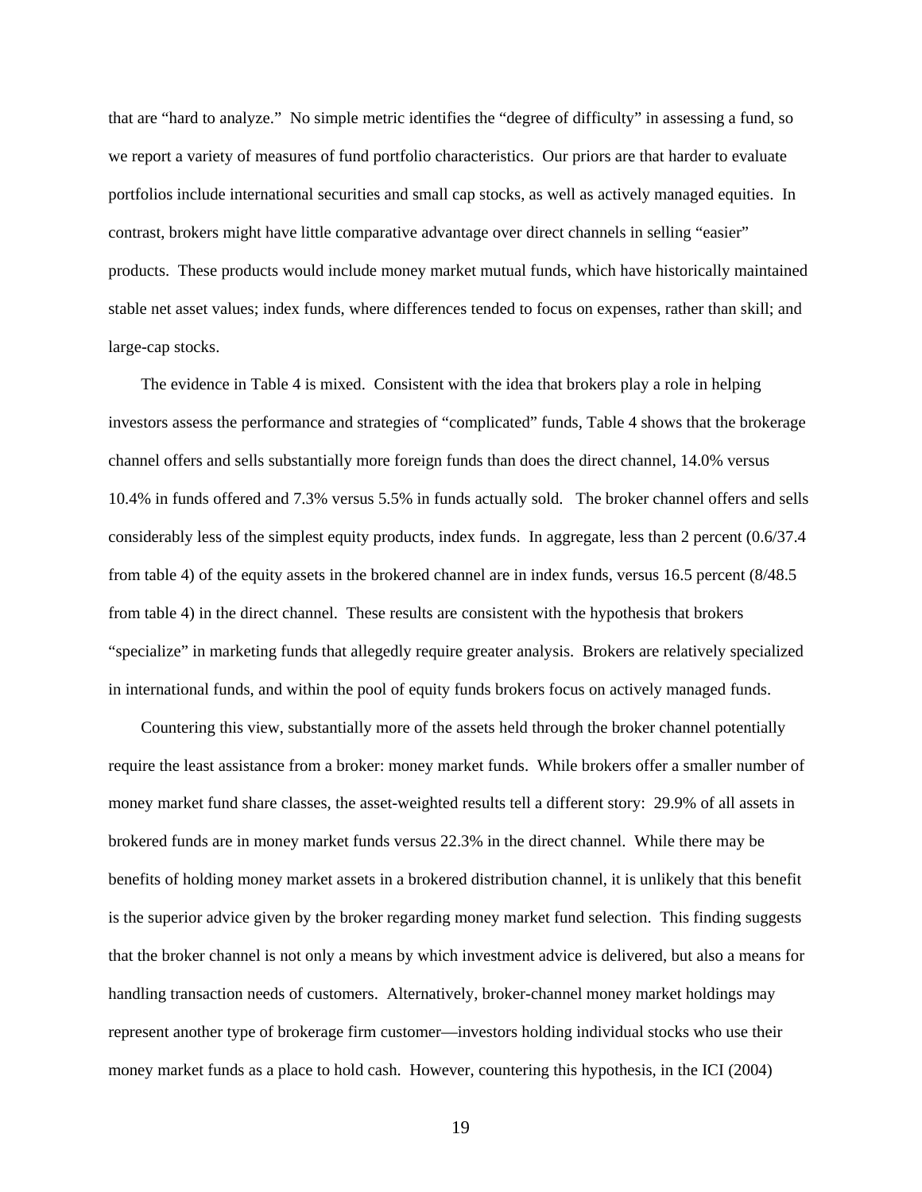that are "hard to analyze." No simple metric identifies the "degree of difficulty" in assessing a fund, so we report a variety of measures of fund portfolio characteristics. Our priors are that harder to evaluate portfolios include international securities and small cap stocks, as well as actively managed equities. In contrast, brokers might have little comparative advantage over direct channels in selling "easier" products. These products would include money market mutual funds, which have historically maintained stable net asset values; index funds, where differences tended to focus on expenses, rather than skill; and large-cap stocks.

The evidence in Table 4 is mixed. Consistent with the idea that brokers play a role in helping investors assess the performance and strategies of "complicated" funds, Table 4 shows that the brokerage channel offers and sells substantially more foreign funds than does the direct channel, 14.0% versus 10.4% in funds offered and 7.3% versus 5.5% in funds actually sold. The broker channel offers and sells considerably less of the simplest equity products, index funds. In aggregate, less than 2 percent (0.6/37.4 from table 4) of the equity assets in the brokered channel are in index funds, versus 16.5 percent (8/48.5 from table 4) in the direct channel. These results are consistent with the hypothesis that brokers "specialize" in marketing funds that allegedly require greater analysis. Brokers are relatively specialized in international funds, and within the pool of equity funds brokers focus on actively managed funds.

Countering this view, substantially more of the assets held through the broker channel potentially require the least assistance from a broker: money market funds. While brokers offer a smaller number of money market fund share classes, the asset-weighted results tell a different story: 29.9% of all assets in brokered funds are in money market funds versus 22.3% in the direct channel. While there may be benefits of holding money market assets in a brokered distribution channel, it is unlikely that this benefit is the superior advice given by the broker regarding money market fund selection. This finding suggests that the broker channel is not only a means by which investment advice is delivered, but also a means for handling transaction needs of customers. Alternatively, broker-channel money market holdings may represent another type of brokerage firm customer—investors holding individual stocks who use their money market funds as a place to hold cash. However, countering this hypothesis, in the ICI (2004)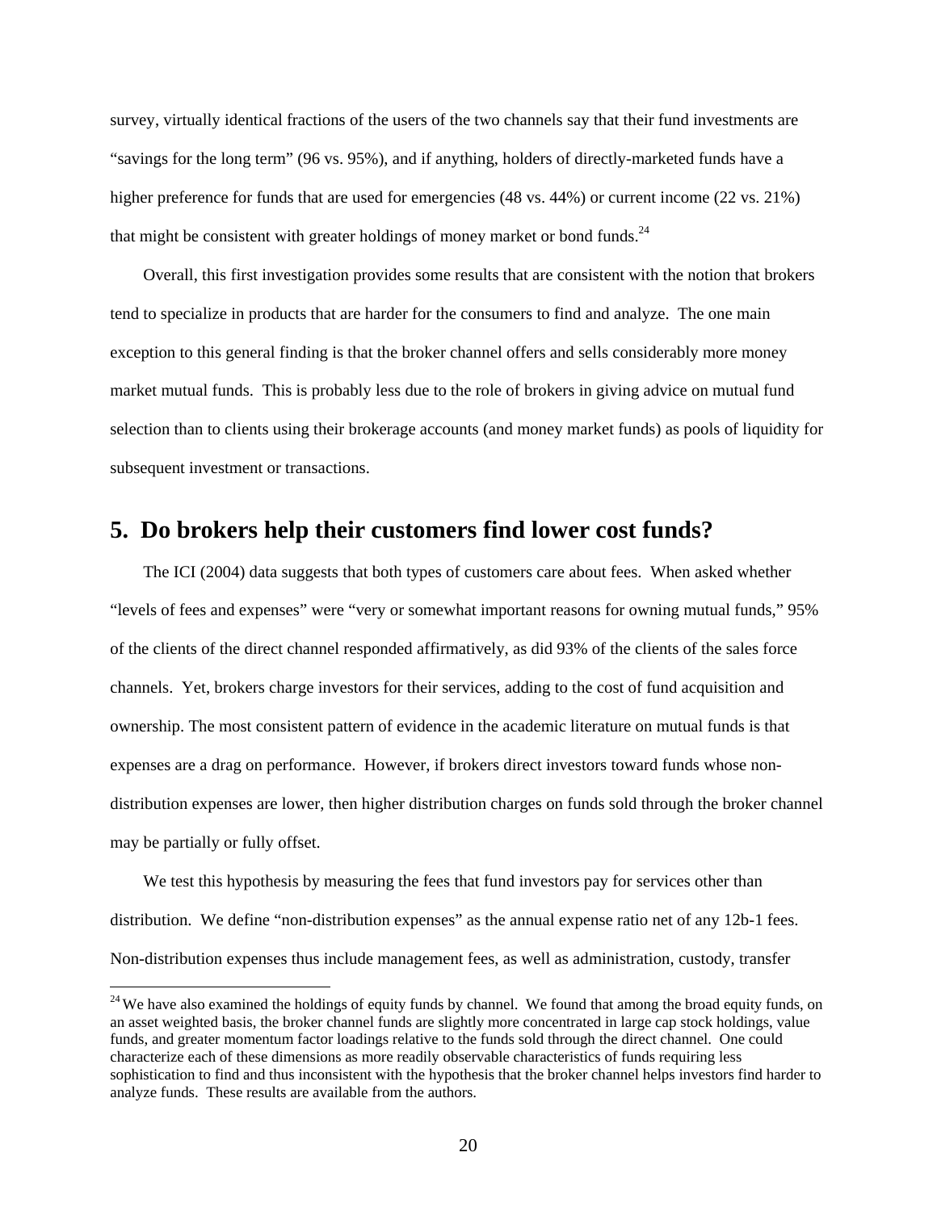survey, virtually identical fractions of the users of the two channels say that their fund investments are "savings for the long term" (96 vs. 95%), and if anything, holders of directly-marketed funds have a higher preference for funds that are used for emergencies (48 vs. 44%) or current income (22 vs. 21%) that might be consistent with greater holdings of money market or bond funds.[24]

Overall, this first investigation provides some results that are consistent with the notion that brokers tend to specialize in products that are harder for the consumers to find and analyze. The one main exception to this general finding is that the broker channel offers and sells considerably more money market mutual funds. This is probably less due to the role of brokers in giving advice on mutual fund selection than to clients using their brokerage accounts (and money market funds) as pools of liquidity for subsequent investment or transactions.

## 5. Do brokers help their customers find lower cost funds?

The ICI (2004) data suggests that both types of customers care about fees. When asked whether "levels of fees and expenses" were "very or somewhat important reasons for owning mutual funds," 95% of the clients of the direct channel responded affirmatively, as did 93% of the clients of the sales force channels. Yet, brokers charge investors for their services, adding to the cost of fund acquisition and ownership. The most consistent pattern of evidence in the academic literature on mutual funds is that expenses are a drag on performance. However, if brokers direct investors toward funds whose non-distribution expenses are lower, then higher distribution charges on funds sold through the broker channel may be partially or fully offset.

We test this hypothesis by measuring the fees that fund investors pay for services other than distribution. We define "non-distribution expenses" as the annual expense ratio net of any 12b-1 fees. Non-distribution expenses thus include management fees, as well as administration, custody, transfer

---

[24] We have also examined the holdings of equity funds by channel. We found that among the broad equity funds, on an asset weighted basis, the broker channel funds are slightly more concentrated in large cap stock holdings, value funds, and greater momentum factor loadings relative to the funds sold through the direct channel. One could characterize each of these dimensions as more readily observable characteristics of funds requiring less sophistication to find and thus inconsistent with the hypothesis that the broker channel helps investors find harder to analyze funds. These results are available from the authors.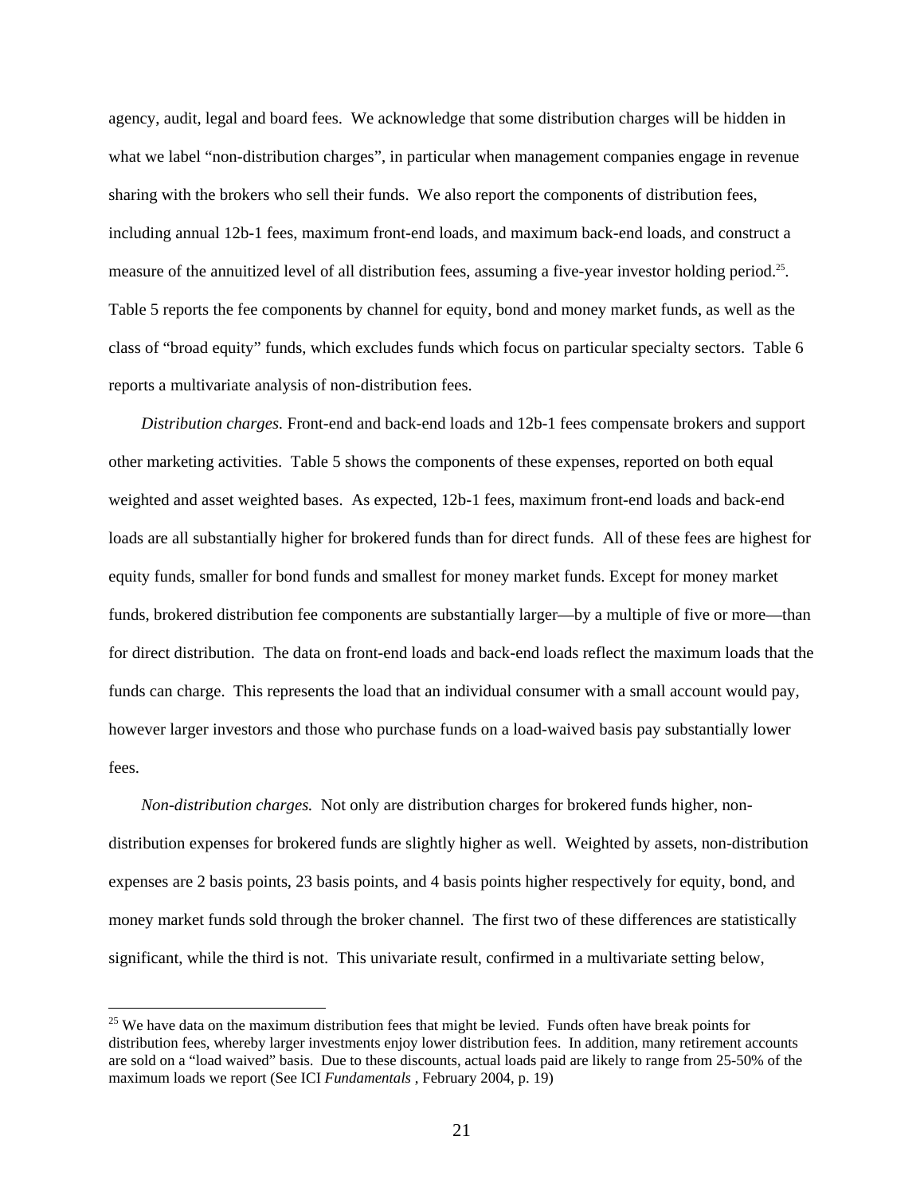agency, audit, legal and board fees. We acknowledge that some distribution charges will be hidden in what we label "non-distribution charges", in particular when management companies engage in revenue sharing with the brokers who sell their funds. We also report the components of distribution fees, including annual 12b-1 fees, maximum front-end loads, and maximum back-end loads, and construct a measure of the annuitized level of all distribution fees, assuming a five-year investor holding period.[25]. Table 5 reports the fee components by channel for equity, bond and money market funds, as well as the class of "broad equity" funds, which excludes funds which focus on particular specialty sectors. Table 6 reports a multivariate analysis of non-distribution fees.

*Distribution charges.* Front-end and back-end loads and 12b-1 fees compensate brokers and support other marketing activities. Table 5 shows the components of these expenses, reported on both equal weighted and asset weighted bases. As expected, 12b-1 fees, maximum front-end loads and back-end loads are all substantially higher for brokered funds than for direct funds. All of these fees are highest for equity funds, smaller for bond funds and smallest for money market funds. Except for money market funds, brokered distribution fee components are substantially larger—by a multiple of five or more—than for direct distribution. The data on front-end loads and back-end loads reflect the maximum loads that the funds can charge. This represents the load that an individual consumer with a small account would pay, however larger investors and those who purchase funds on a load-waived basis pay substantially lower fees.

*Non-distribution charges.* Not only are distribution charges for brokered funds higher, non-distribution expenses for brokered funds are slightly higher as well. Weighted by assets, non-distribution expenses are 2 basis points, 23 basis points, and 4 basis points higher respectively for equity, bond, and money market funds sold through the broker channel. The first two of these differences are statistically significant, while the third is not. This univariate result, confirmed in a multivariate setting below,

[25] We have data on the maximum distribution fees that might be levied. Funds often have break points for distribution fees, whereby larger investments enjoy lower distribution fees. In addition, many retirement accounts are sold on a "load waived" basis. Due to these discounts, actual loads paid are likely to range from 25-50% of the maximum loads we report (See ICI *Fundamentals* , February 2004, p. 19)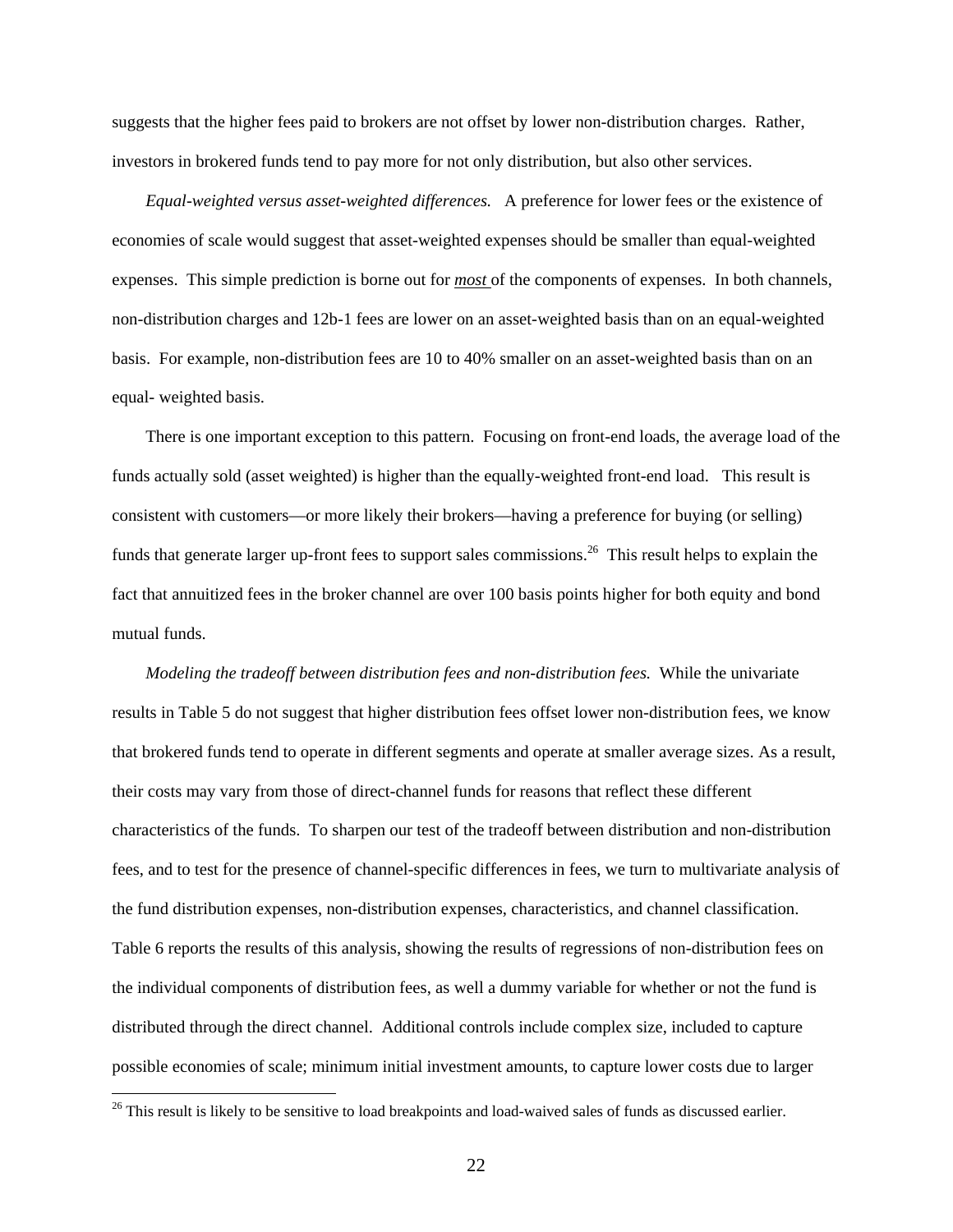suggests that the higher fees paid to brokers are not offset by lower non-distribution charges. Rather, investors in brokered funds tend to pay more for not only distribution, but also other services.

*Equal-weighted versus asset-weighted differences.* A preference for lower fees or the existence of economies of scale would suggest that asset-weighted expenses should be smaller than equal-weighted expenses. This simple prediction is borne out for ***most*** of the components of expenses. In both channels, non-distribution charges and 12b-1 fees are lower on an asset-weighted basis than on an equal-weighted basis. For example, non-distribution fees are 10 to 40% smaller on an asset-weighted basis than on an equal- weighted basis.

There is one important exception to this pattern. Focusing on front-end loads, the average load of the funds actually sold (asset weighted) is higher than the equally-weighted front-end load. This result is consistent with customers—or more likely their brokers—having a preference for buying (or selling) funds that generate larger up-front fees to support sales commissions.[26] This result helps to explain the fact that annuitized fees in the broker channel are over 100 basis points higher for both equity and bond mutual funds.

*Modeling the tradeoff between distribution fees and non-distribution fees.* While the univariate results in Table 5 do not suggest that higher distribution fees offset lower non-distribution fees, we know that brokered funds tend to operate in different segments and operate at smaller average sizes. As a result, their costs may vary from those of direct-channel funds for reasons that reflect these different characteristics of the funds. To sharpen our test of the tradeoff between distribution and non-distribution fees, and to test for the presence of channel-specific differences in fees, we turn to multivariate analysis of the fund distribution expenses, non-distribution expenses, characteristics, and channel classification. Table 6 reports the results of this analysis, showing the results of regressions of non-distribution fees on the individual components of distribution fees, as well a dummy variable for whether or not the fund is distributed through the direct channel. Additional controls include complex size, included to capture possible economies of scale; minimum initial investment amounts, to capture lower costs due to larger

[26] This result is likely to be sensitive to load breakpoints and load-waived sales of funds as discussed earlier.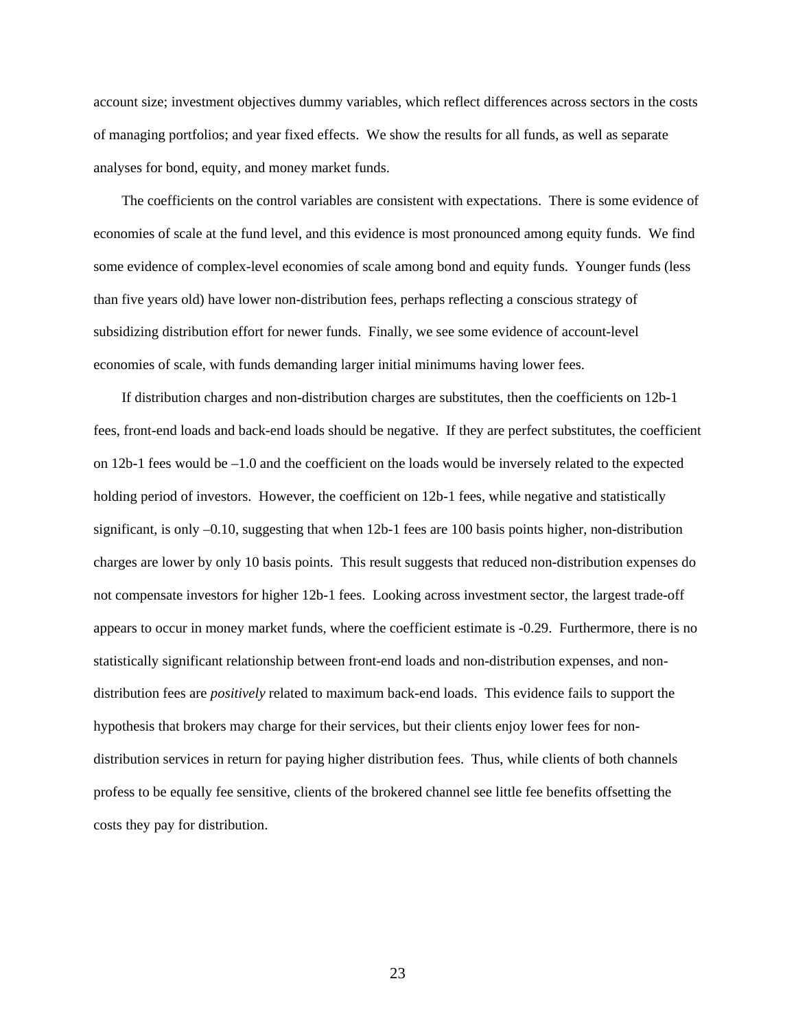account size; investment objectives dummy variables, which reflect differences across sectors in the costs of managing portfolios; and year fixed effects. We show the results for all funds, as well as separate analyses for bond, equity, and money market funds.

The coefficients on the control variables are consistent with expectations. There is some evidence of economies of scale at the fund level, and this evidence is most pronounced among equity funds. We find some evidence of complex-level economies of scale among bond and equity funds. Younger funds (less than five years old) have lower non-distribution fees, perhaps reflecting a conscious strategy of subsidizing distribution effort for newer funds. Finally, we see some evidence of account-level economies of scale, with funds demanding larger initial minimums having lower fees.

If distribution charges and non-distribution charges are substitutes, then the coefficients on 12b-1 fees, front-end loads and back-end loads should be negative. If they are perfect substitutes, the coefficient on 12b-1 fees would be –1.0 and the coefficient on the loads would be inversely related to the expected holding period of investors. However, the coefficient on 12b-1 fees, while negative and statistically significant, is only –0.10, suggesting that when 12b-1 fees are 100 basis points higher, non-distribution charges are lower by only 10 basis points. This result suggests that reduced non-distribution expenses do not compensate investors for higher 12b-1 fees. Looking across investment sector, the largest trade-off appears to occur in money market funds, where the coefficient estimate is -0.29. Furthermore, there is no statistically significant relationship between front-end loads and non-distribution expenses, and non-distribution fees are *positively* related to maximum back-end loads. This evidence fails to support the hypothesis that brokers may charge for their services, but their clients enjoy lower fees for non-distribution services in return for paying higher distribution fees. Thus, while clients of both channels profess to be equally fee sensitive, clients of the brokered channel see little fee benefits offsetting the costs they pay for distribution.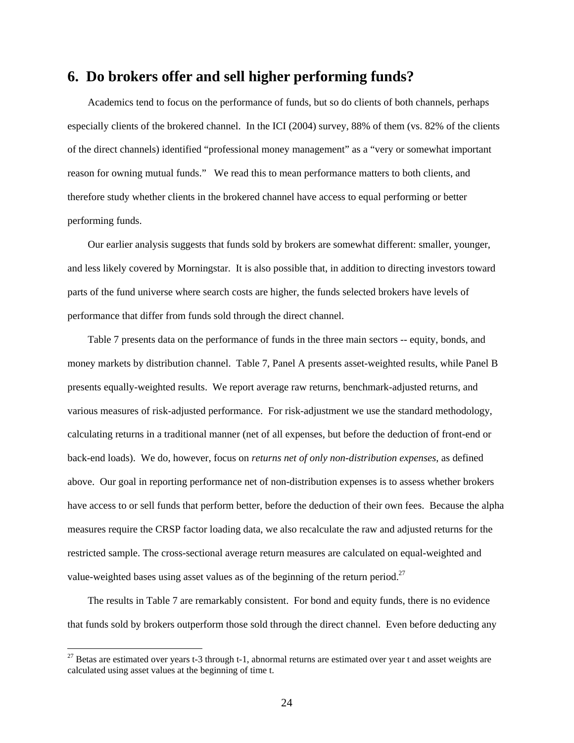## 6. Do brokers offer and sell higher performing funds?

Academics tend to focus on the performance of funds, but so do clients of both channels, perhaps especially clients of the brokered channel. In the ICI (2004) survey, 88% of them (vs. 82% of the clients of the direct channels) identified "professional money management" as a "very or somewhat important reason for owning mutual funds." We read this to mean performance matters to both clients, and therefore study whether clients in the brokered channel have access to equal performing or better performing funds.

Our earlier analysis suggests that funds sold by brokers are somewhat different: smaller, younger, and less likely covered by Morningstar. It is also possible that, in addition to directing investors toward parts of the fund universe where search costs are higher, the funds selected brokers have levels of performance that differ from funds sold through the direct channel.

Table 7 presents data on the performance of funds in the three main sectors -- equity, bonds, and money markets by distribution channel. Table 7, Panel A presents asset-weighted results, while Panel B presents equally-weighted results. We report average raw returns, benchmark-adjusted returns, and various measures of risk-adjusted performance. For risk-adjustment we use the standard methodology, calculating returns in a traditional manner (net of all expenses, but before the deduction of front-end or back-end loads). We do, however, focus on *returns net of only non-distribution expenses*, as defined above. Our goal in reporting performance net of non-distribution expenses is to assess whether brokers have access to or sell funds that perform better, before the deduction of their own fees. Because the alpha measures require the CRSP factor loading data, we also recalculate the raw and adjusted returns for the restricted sample. The cross-sectional average return measures are calculated on equal-weighted and value-weighted bases using asset values as of the beginning of the return period.[27]

The results in Table 7 are remarkably consistent. For bond and equity funds, there is no evidence that funds sold by brokers outperform those sold through the direct channel. Even before deducting any

[27] Betas are estimated over years t-3 through t-1, abnormal returns are estimated over year t and asset weights are calculated using asset values at the beginning of time t.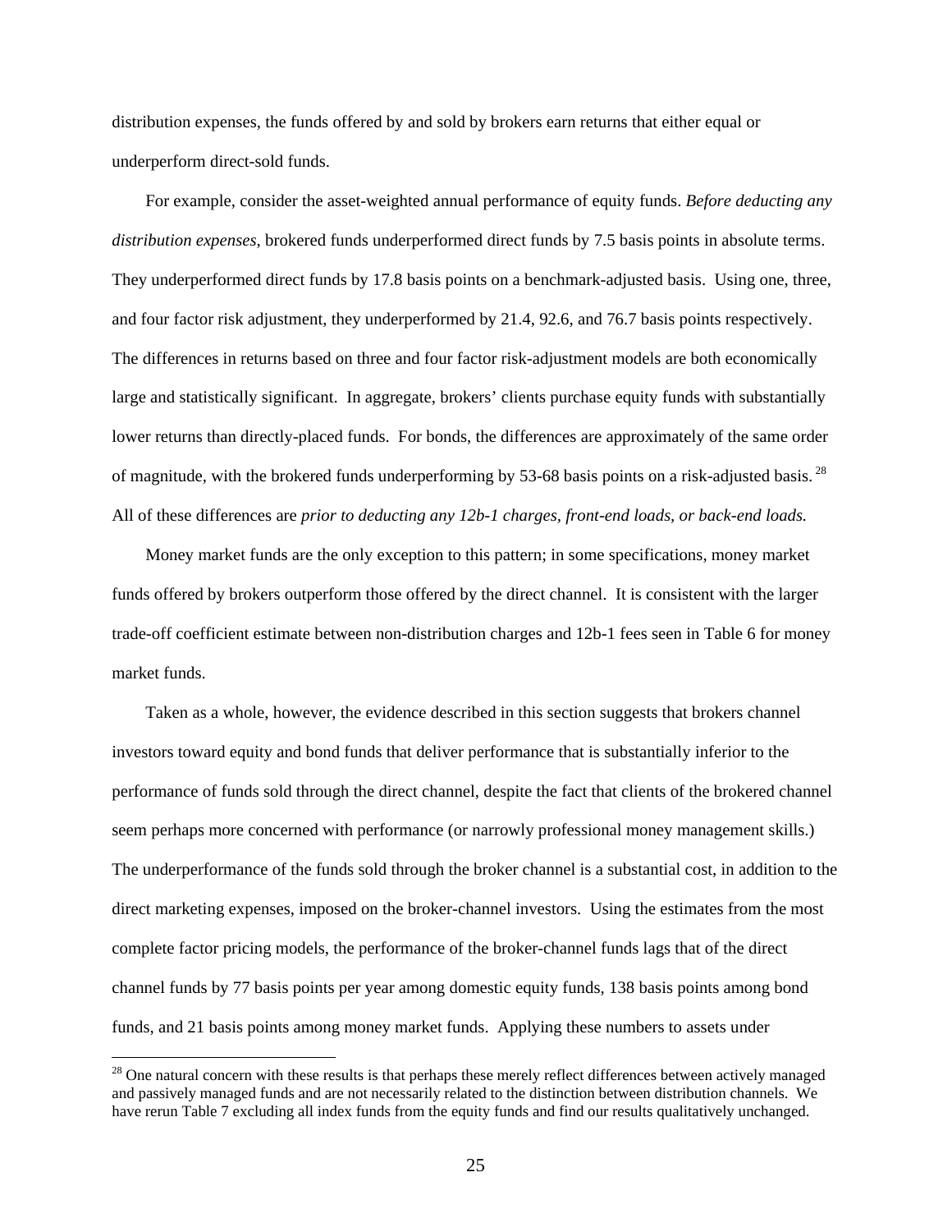distribution expenses, the funds offered by and sold by brokers earn returns that either equal or underperform direct-sold funds.

For example, consider the asset-weighted annual performance of equity funds. *Before deducting any distribution expenses*, brokered funds underperformed direct funds by 7.5 basis points in absolute terms. They underperformed direct funds by 17.8 basis points on a benchmark-adjusted basis. Using one, three, and four factor risk adjustment, they underperformed by 21.4, 92.6, and 76.7 basis points respectively. The differences in returns based on three and four factor risk-adjustment models are both economically large and statistically significant. In aggregate, brokers' clients purchase equity funds with substantially lower returns than directly-placed funds. For bonds, the differences are approximately of the same order of magnitude, with the brokered funds underperforming by 53-68 basis points on a risk-adjusted basis.[28] All of these differences are *prior to deducting any 12b-1 charges, front-end loads, or back-end loads.*

Money market funds are the only exception to this pattern; in some specifications, money market funds offered by brokers outperform those offered by the direct channel. It is consistent with the larger trade-off coefficient estimate between non-distribution charges and 12b-1 fees seen in Table 6 for money market funds.

Taken as a whole, however, the evidence described in this section suggests that brokers channel investors toward equity and bond funds that deliver performance that is substantially inferior to the performance of funds sold through the direct channel, despite the fact that clients of the brokered channel seem perhaps more concerned with performance (or narrowly professional money management skills.) The underperformance of the funds sold through the broker channel is a substantial cost, in addition to the direct marketing expenses, imposed on the broker-channel investors. Using the estimates from the most complete factor pricing models, the performance of the broker-channel funds lags that of the direct channel funds by 77 basis points per year among domestic equity funds, 138 basis points among bond funds, and 21 basis points among money market funds. Applying these numbers to assets under

[28] One natural concern with these results is that perhaps these merely reflect differences between actively managed and passively managed funds and are not necessarily related to the distinction between distribution channels. We have rerun Table 7 excluding all index funds from the equity funds and find our results qualitatively unchanged.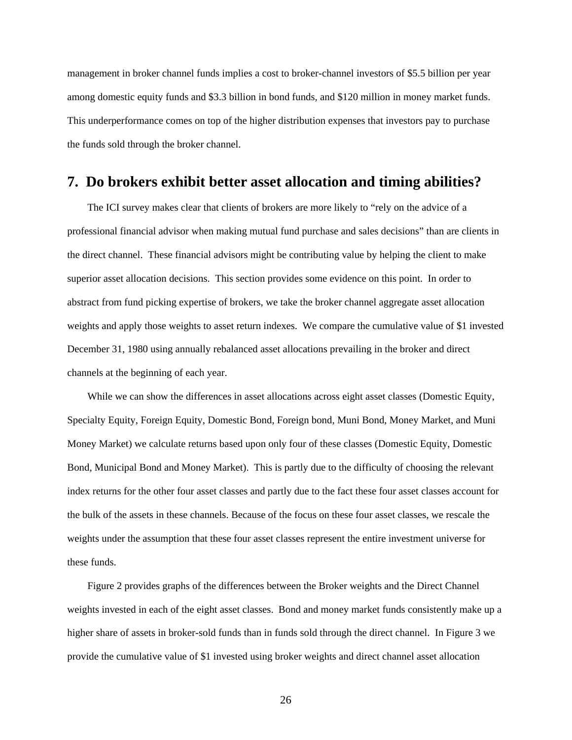management in broker channel funds implies a cost to broker-channel investors of $5.5 billion per year among domestic equity funds and $3.3 billion in bond funds, and $120 million in money market funds. This underperformance comes on top of the higher distribution expenses that investors pay to purchase the funds sold through the broker channel.

## 7. Do brokers exhibit better asset allocation and timing abilities?

The ICI survey makes clear that clients of brokers are more likely to "rely on the advice of a professional financial advisor when making mutual fund purchase and sales decisions" than are clients in the direct channel. These financial advisors might be contributing value by helping the client to make superior asset allocation decisions. This section provides some evidence on this point. In order to abstract from fund picking expertise of brokers, we take the broker channel aggregate asset allocation weights and apply those weights to asset return indexes. We compare the cumulative value of $1 invested December 31, 1980 using annually rebalanced asset allocations prevailing in the broker and direct channels at the beginning of each year.

While we can show the differences in asset allocations across eight asset classes (Domestic Equity, Specialty Equity, Foreign Equity, Domestic Bond, Foreign bond, Muni Bond, Money Market, and Muni Money Market) we calculate returns based upon only four of these classes (Domestic Equity, Domestic Bond, Municipal Bond and Money Market). This is partly due to the difficulty of choosing the relevant index returns for the other four asset classes and partly due to the fact these four asset classes account for the bulk of the assets in these channels. Because of the focus on these four asset classes, we rescale the weights under the assumption that these four asset classes represent the entire investment universe for these funds.

Figure 2 provides graphs of the differences between the Broker weights and the Direct Channel weights invested in each of the eight asset classes. Bond and money market funds consistently make up a higher share of assets in broker-sold funds than in funds sold through the direct channel. In Figure 3 we provide the cumulative value of $1 invested using broker weights and direct channel asset allocation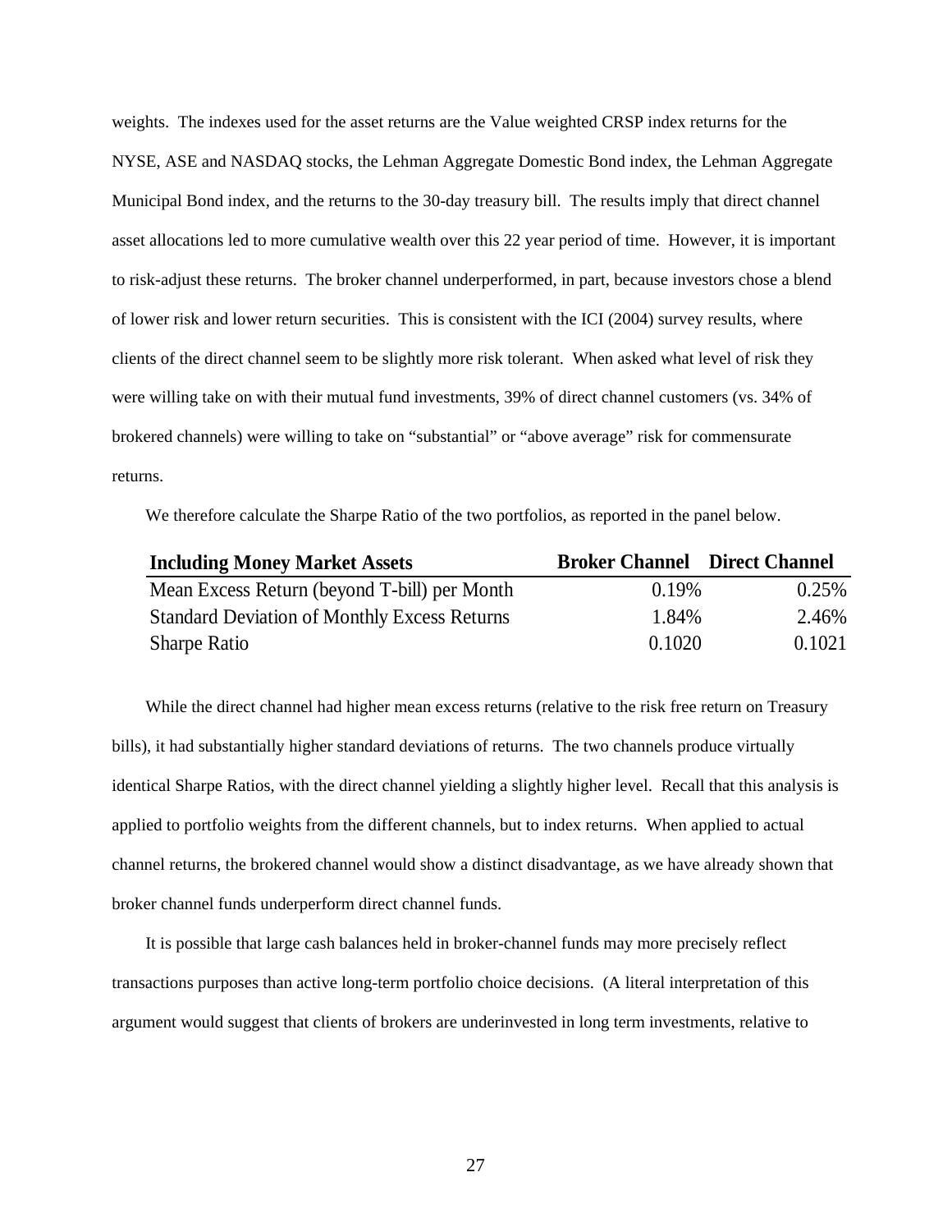weights. The indexes used for the asset returns are the Value weighted CRSP index returns for the NYSE, ASE and NASDAQ stocks, the Lehman Aggregate Domestic Bond index, the Lehman Aggregate Municipal Bond index, and the returns to the 30-day treasury bill. The results imply that direct channel asset allocations led to more cumulative wealth over this 22 year period of time. However, it is important to risk-adjust these returns. The broker channel underperformed, in part, because investors chose a blend of lower risk and lower return securities. This is consistent with the ICI (2004) survey results, where clients of the direct channel seem to be slightly more risk tolerant. When asked what level of risk they were willing take on with their mutual fund investments, 39% of direct channel customers (vs. 34% of brokered channels) were willing to take on "substantial" or "above average" risk for commensurate returns.

We therefore calculate the Sharpe Ratio of the two portfolios, as reported in the panel below.

| **Including Money Market Assets** | **Broker Channel** | **Direct Channel** |
|---|---|---|
| Mean Excess Return (beyond T-bill) per Month | 0.19% | 0.25% |
| Standard Deviation of Monthly Excess Returns | 1.84% | 2.46% |
| Sharpe Ratio | 0.1020 | 0.1021 |

While the direct channel had higher mean excess returns (relative to the risk free return on Treasury bills), it had substantially higher standard deviations of returns. The two channels produce virtually identical Sharpe Ratios, with the direct channel yielding a slightly higher level. Recall that this analysis is applied to portfolio weights from the different channels, but to index returns. When applied to actual channel returns, the brokered channel would show a distinct disadvantage, as we have already shown that broker channel funds underperform direct channel funds.

It is possible that large cash balances held in broker-channel funds may more precisely reflect transactions purposes than active long-term portfolio choice decisions. (A literal interpretation of this argument would suggest that clients of brokers are underinvested in long term investments, relative to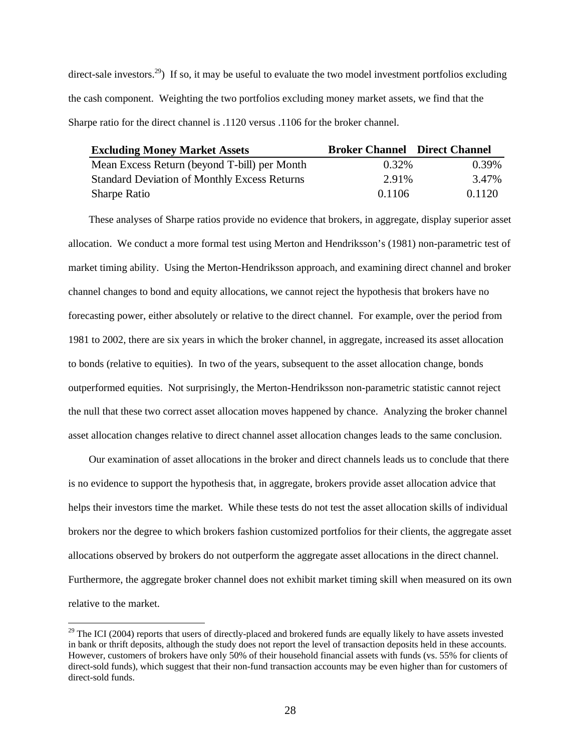direct-sale investors.[29]) If so, it may be useful to evaluate the two model investment portfolios excluding the cash component. Weighting the two portfolios excluding money market assets, we find that the Sharpe ratio for the direct channel is .1120 versus .1106 for the broker channel.

| **Excluding Money Market Assets** | **Broker Channel** | **Direct Channel** |
|---|---|---|
| Mean Excess Return (beyond T-bill) per Month | 0.32% | 0.39% |
| Standard Deviation of Monthly Excess Returns | 2.91% | 3.47% |
| Sharpe Ratio | 0.1106 | 0.1120 |

These analyses of Sharpe ratios provide no evidence that brokers, in aggregate, display superior asset allocation. We conduct a more formal test using Merton and Hendriksson's (1981) non-parametric test of market timing ability. Using the Merton-Hendriksson approach, and examining direct channel and broker channel changes to bond and equity allocations, we cannot reject the hypothesis that brokers have no forecasting power, either absolutely or relative to the direct channel. For example, over the period from 1981 to 2002, there are six years in which the broker channel, in aggregate, increased its asset allocation to bonds (relative to equities). In two of the years, subsequent to the asset allocation change, bonds outperformed equities. Not surprisingly, the Merton-Hendriksson non-parametric statistic cannot reject the null that these two correct asset allocation moves happened by chance. Analyzing the broker channel asset allocation changes relative to direct channel asset allocation changes leads to the same conclusion.

Our examination of asset allocations in the broker and direct channels leads us to conclude that there is no evidence to support the hypothesis that, in aggregate, brokers provide asset allocation advice that helps their investors time the market. While these tests do not test the asset allocation skills of individual brokers nor the degree to which brokers fashion customized portfolios for their clients, the aggregate asset allocations observed by brokers do not outperform the aggregate asset allocations in the direct channel. Furthermore, the aggregate broker channel does not exhibit market timing skill when measured on its own relative to the market.

[29] The ICI (2004) reports that users of directly-placed and brokered funds are equally likely to have assets invested in bank or thrift deposits, although the study does not report the level of transaction deposits held in these accounts. However, customers of brokers have only 50% of their household financial assets with funds (vs. 55% for clients of direct-sold funds), which suggest that their non-fund transaction accounts may be even higher than for customers of direct-sold funds.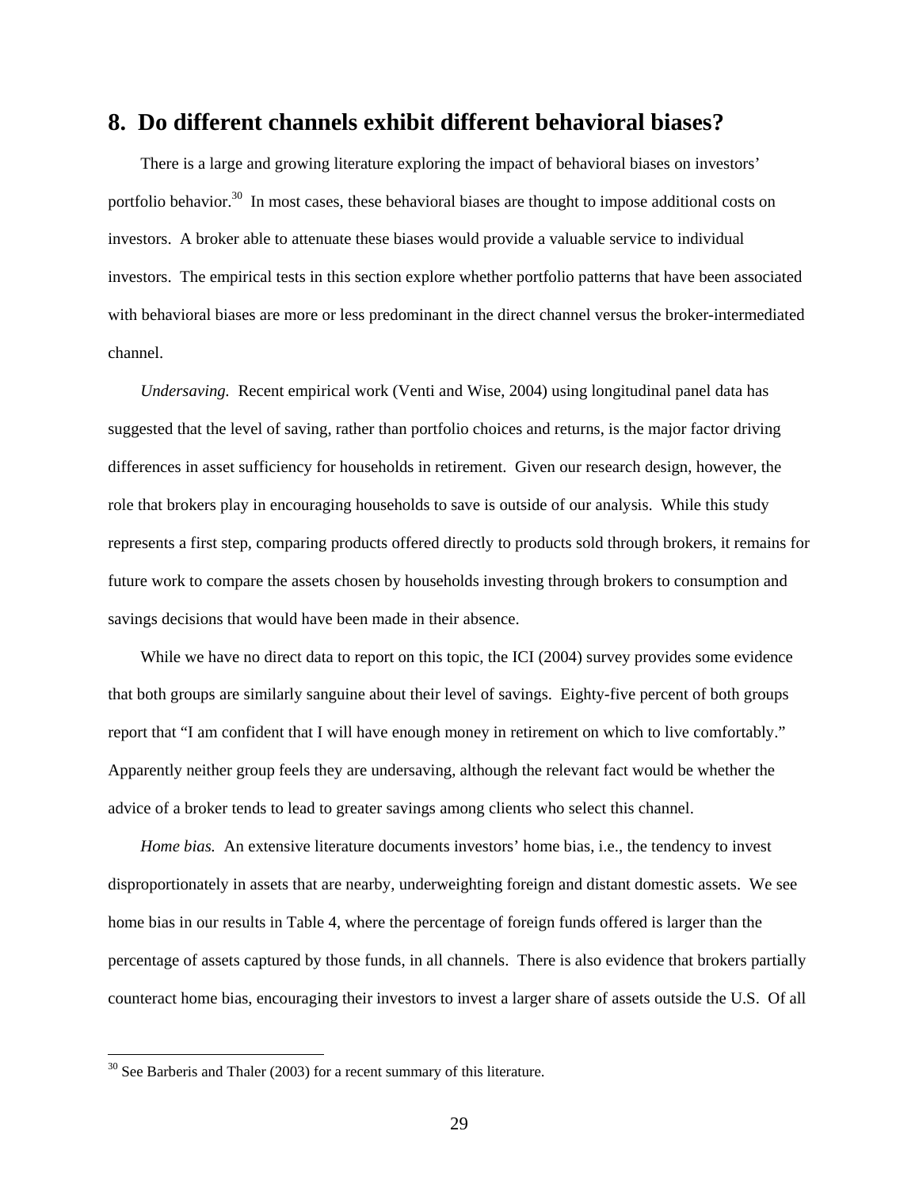## 8. Do different channels exhibit different behavioral biases?

There is a large and growing literature exploring the impact of behavioral biases on investors' portfolio behavior.[30] In most cases, these behavioral biases are thought to impose additional costs on investors. A broker able to attenuate these biases would provide a valuable service to individual investors. The empirical tests in this section explore whether portfolio patterns that have been associated with behavioral biases are more or less predominant in the direct channel versus the broker-intermediated channel.

*Undersaving.* Recent empirical work (Venti and Wise, 2004) using longitudinal panel data has suggested that the level of saving, rather than portfolio choices and returns, is the major factor driving differences in asset sufficiency for households in retirement. Given our research design, however, the role that brokers play in encouraging households to save is outside of our analysis. While this study represents a first step, comparing products offered directly to products sold through brokers, it remains for future work to compare the assets chosen by households investing through brokers to consumption and savings decisions that would have been made in their absence.

While we have no direct data to report on this topic, the ICI (2004) survey provides some evidence that both groups are similarly sanguine about their level of savings. Eighty-five percent of both groups report that "I am confident that I will have enough money in retirement on which to live comfortably." Apparently neither group feels they are undersaving, although the relevant fact would be whether the advice of a broker tends to lead to greater savings among clients who select this channel.

*Home bias.* An extensive literature documents investors' home bias, i.e., the tendency to invest disproportionately in assets that are nearby, underweighting foreign and distant domestic assets. We see home bias in our results in Table 4, where the percentage of foreign funds offered is larger than the percentage of assets captured by those funds, in all channels. There is also evidence that brokers partially counteract home bias, encouraging their investors to invest a larger share of assets outside the U.S. Of all

[30] See Barberis and Thaler (2003) for a recent summary of this literature.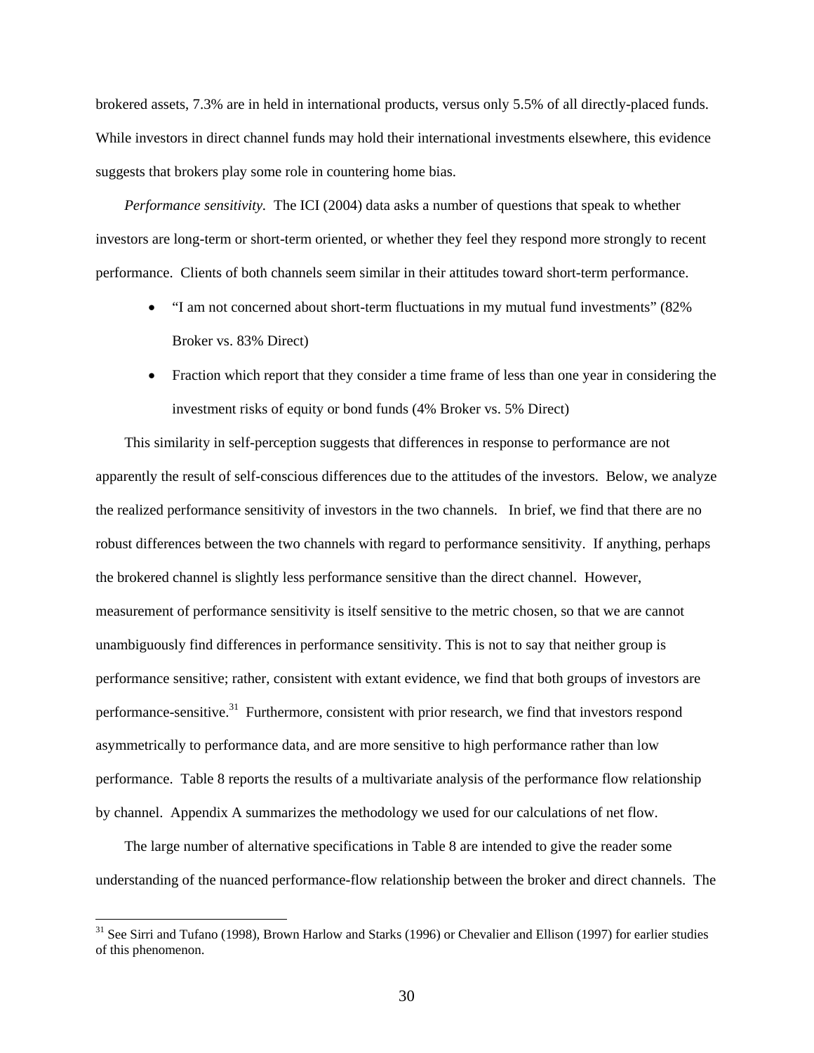brokered assets, 7.3% are in held in international products, versus only 5.5% of all directly-placed funds. While investors in direct channel funds may hold their international investments elsewhere, this evidence suggests that brokers play some role in countering home bias.

*Performance sensitivity.* The ICI (2004) data asks a number of questions that speak to whether investors are long-term or short-term oriented, or whether they feel they respond more strongly to recent performance. Clients of both channels seem similar in their attitudes toward short-term performance.

- "I am not concerned about short-term fluctuations in my mutual fund investments" (82% Broker vs. 83% Direct)
- Fraction which report that they consider a time frame of less than one year in considering the investment risks of equity or bond funds (4% Broker vs. 5% Direct)

This similarity in self-perception suggests that differences in response to performance are not apparently the result of self-conscious differences due to the attitudes of the investors. Below, we analyze the realized performance sensitivity of investors in the two channels. In brief, we find that there are no robust differences between the two channels with regard to performance sensitivity. If anything, perhaps the brokered channel is slightly less performance sensitive than the direct channel. However, measurement of performance sensitivity is itself sensitive to the metric chosen, so that we are cannot unambiguously find differences in performance sensitivity. This is not to say that neither group is performance sensitive; rather, consistent with extant evidence, we find that both groups of investors are performance-sensitive.[31] Furthermore, consistent with prior research, we find that investors respond asymmetrically to performance data, and are more sensitive to high performance rather than low performance. Table 8 reports the results of a multivariate analysis of the performance flow relationship by channel. Appendix A summarizes the methodology we used for our calculations of net flow.

The large number of alternative specifications in Table 8 are intended to give the reader some understanding of the nuanced performance-flow relationship between the broker and direct channels. The

[31] See Sirri and Tufano (1998), Brown Harlow and Starks (1996) or Chevalier and Ellison (1997) for earlier studies of this phenomenon.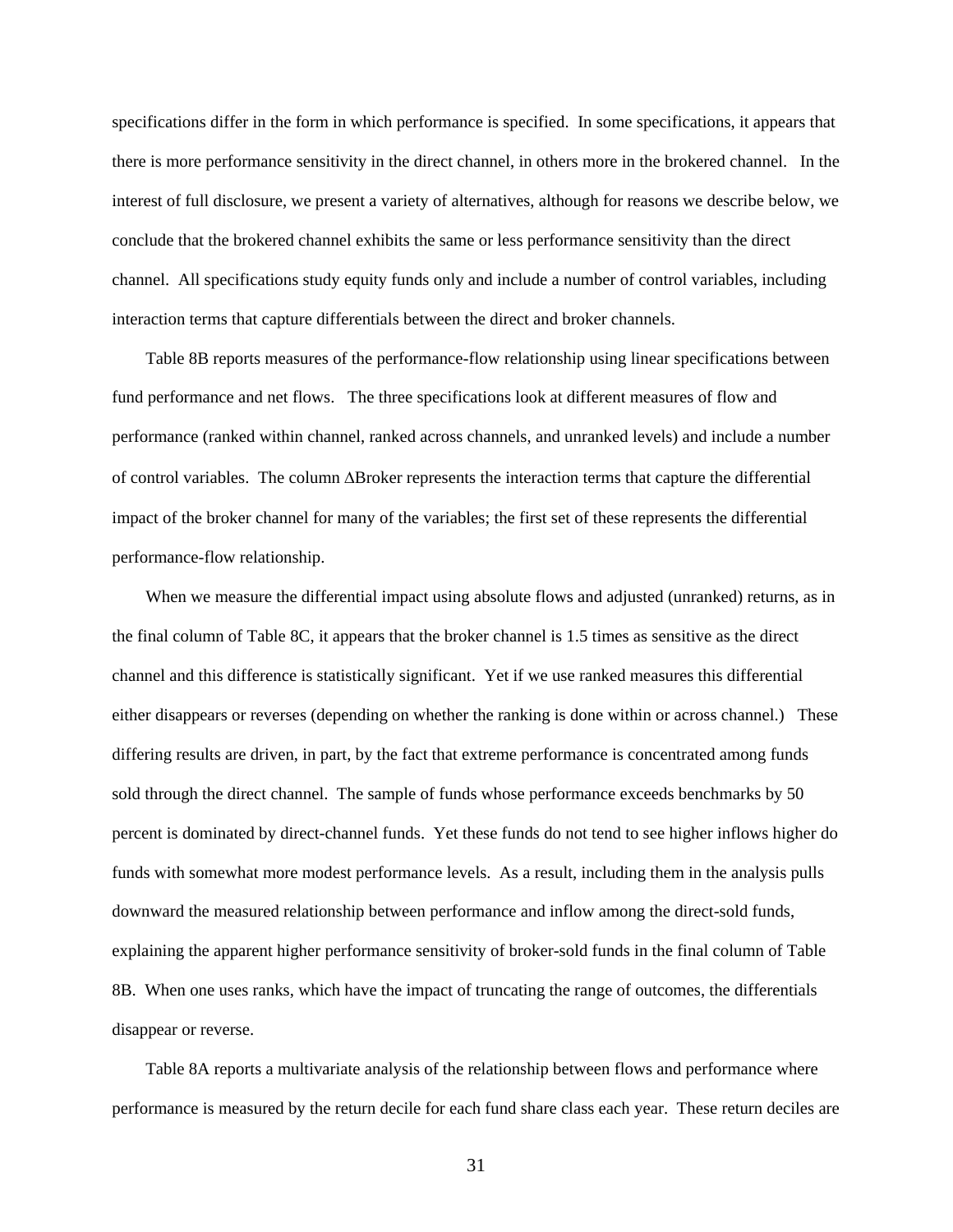specifications differ in the form in which performance is specified. In some specifications, it appears that there is more performance sensitivity in the direct channel, in others more in the brokered channel. In the interest of full disclosure, we present a variety of alternatives, although for reasons we describe below, we conclude that the brokered channel exhibits the same or less performance sensitivity than the direct channel. All specifications study equity funds only and include a number of control variables, including interaction terms that capture differentials between the direct and broker channels.

Table 8B reports measures of the performance-flow relationship using linear specifications between fund performance and net flows. The three specifications look at different measures of flow and performance (ranked within channel, ranked across channels, and unranked levels) and include a number of control variables. The column ΔBroker represents the interaction terms that capture the differential impact of the broker channel for many of the variables; the first set of these represents the differential performance-flow relationship.

When we measure the differential impact using absolute flows and adjusted (unranked) returns, as in the final column of Table 8C, it appears that the broker channel is 1.5 times as sensitive as the direct channel and this difference is statistically significant. Yet if we use ranked measures this differential either disappears or reverses (depending on whether the ranking is done within or across channel.) These differing results are driven, in part, by the fact that extreme performance is concentrated among funds sold through the direct channel. The sample of funds whose performance exceeds benchmarks by 50 percent is dominated by direct-channel funds. Yet these funds do not tend to see higher inflows higher do funds with somewhat more modest performance levels. As a result, including them in the analysis pulls downward the measured relationship between performance and inflow among the direct-sold funds, explaining the apparent higher performance sensitivity of broker-sold funds in the final column of Table 8B. When one uses ranks, which have the impact of truncating the range of outcomes, the differentials disappear or reverse.

Table 8A reports a multivariate analysis of the relationship between flows and performance where performance is measured by the return decile for each fund share class each year. These return deciles are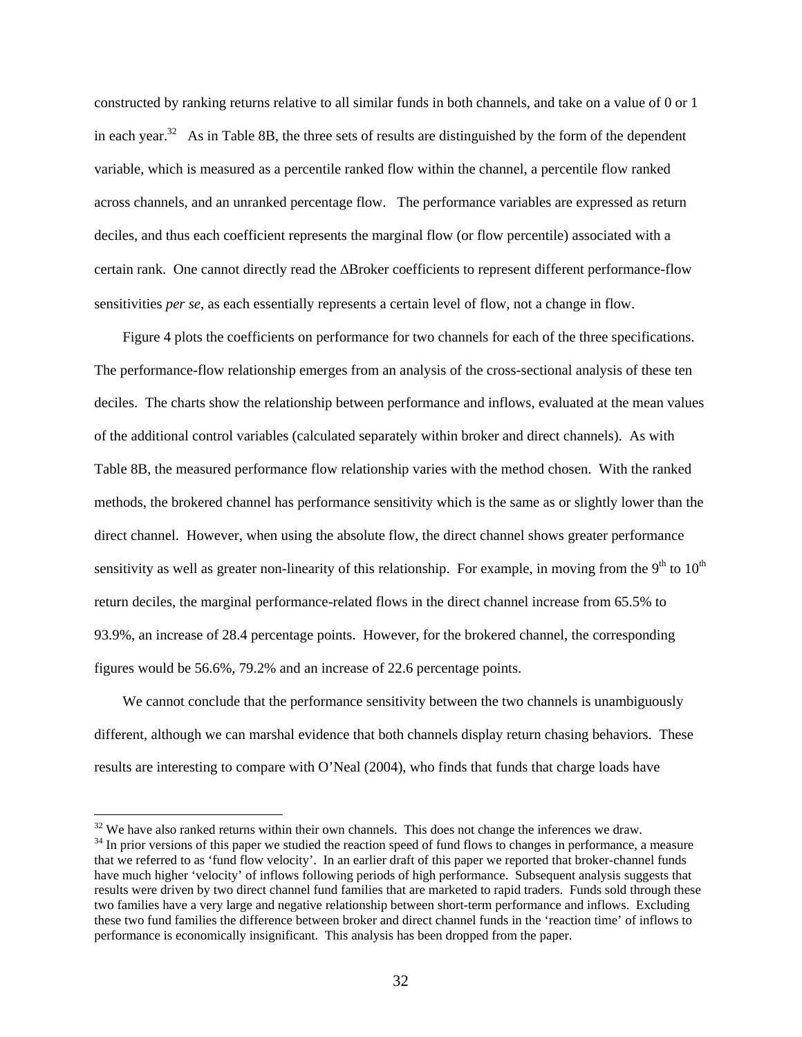constructed by ranking returns relative to all similar funds in both channels, and take on a value of 0 or 1 in each year.[32] As in Table 8B, the three sets of results are distinguished by the form of the dependent variable, which is measured as a percentile ranked flow within the channel, a percentile flow ranked across channels, and an unranked percentage flow. The performance variables are expressed as return deciles, and thus each coefficient represents the marginal flow (or flow percentile) associated with a certain rank. One cannot directly read the ΔBroker coefficients to represent different performance-flow sensitivities *per se*, as each essentially represents a certain level of flow, not a change in flow.

Figure 4 plots the coefficients on performance for two channels for each of the three specifications. The performance-flow relationship emerges from an analysis of the cross-sectional analysis of these ten deciles. The charts show the relationship between performance and inflows, evaluated at the mean values of the additional control variables (calculated separately within broker and direct channels). As with Table 8B, the measured performance flow relationship varies with the method chosen. With the ranked methods, the brokered channel has performance sensitivity which is the same as or slightly lower than the direct channel. However, when using the absolute flow, the direct channel shows greater performance sensitivity as well as greater non-linearity of this relationship. For example, in moving from the 9th to 10th return deciles, the marginal performance-related flows in the direct channel increase from 65.5% to 93.9%, an increase of 28.4 percentage points. However, for the brokered channel, the corresponding figures would be 56.6%, 79.2% and an increase of 22.6 percentage points.

We cannot conclude that the performance sensitivity between the two channels is unambiguously different, although we can marshal evidence that both channels display return chasing behaviors. These results are interesting to compare with O'Neal (2004), who finds that funds that charge loads have

---

[32] We have also ranked returns within their own channels. This does not change the inferences we draw.

[34] In prior versions of this paper we studied the reaction speed of fund flows to changes in performance, a measure that we referred to as 'fund flow velocity'. In an earlier draft of this paper we reported that broker-channel funds have much higher 'velocity' of inflows following periods of high performance. Subsequent analysis suggests that results were driven by two direct channel fund families that are marketed to rapid traders. Funds sold through these two families have a very large and negative relationship between short-term performance and inflows. Excluding these two fund families the difference between broker and direct channel funds in the 'reaction time' of inflows to performance is economically insignificant. This analysis has been dropped from the paper.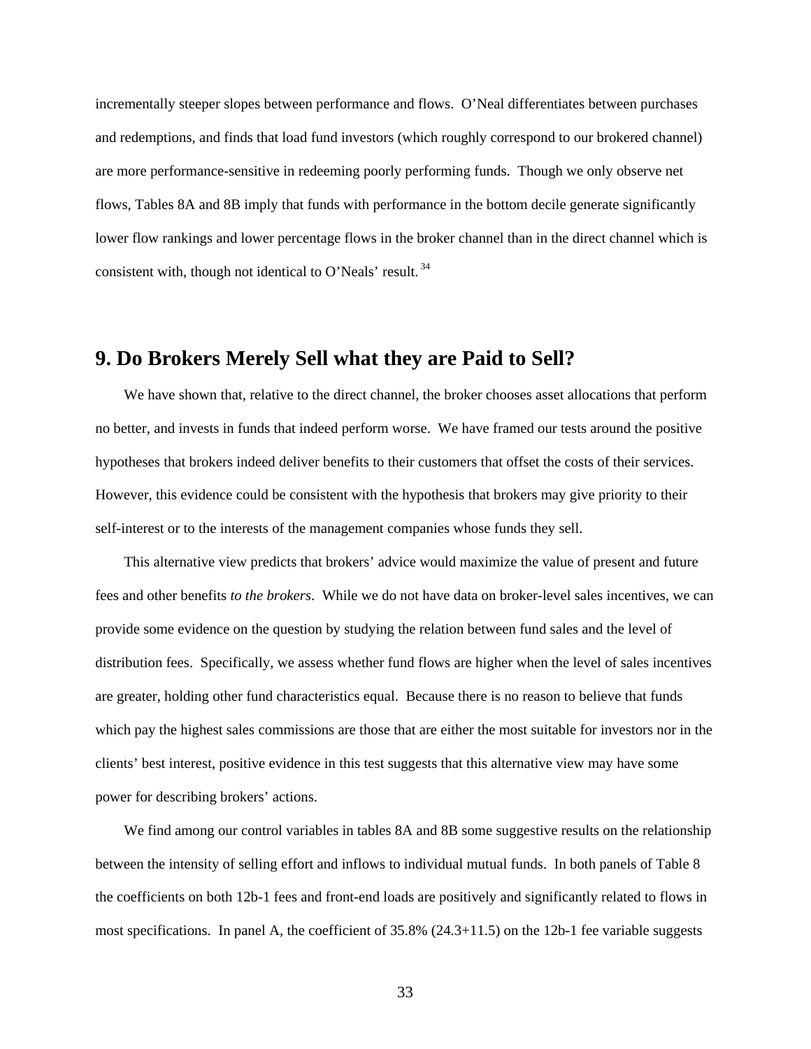incrementally steeper slopes between performance and flows. O'Neal differentiates between purchases and redemptions, and finds that load fund investors (which roughly correspond to our brokered channel) are more performance-sensitive in redeeming poorly performing funds. Though we only observe net flows, Tables 8A and 8B imply that funds with performance in the bottom decile generate significantly lower flow rankings and lower percentage flows in the broker channel than in the direct channel which is consistent with, though not identical to O'Neals' result.[34]

## 9. Do Brokers Merely Sell what they are Paid to Sell?

We have shown that, relative to the direct channel, the broker chooses asset allocations that perform no better, and invests in funds that indeed perform worse. We have framed our tests around the positive hypotheses that brokers indeed deliver benefits to their customers that offset the costs of their services. However, this evidence could be consistent with the hypothesis that brokers may give priority to their self-interest or to the interests of the management companies whose funds they sell.

This alternative view predicts that brokers' advice would maximize the value of present and future fees and other benefits *to the brokers*. While we do not have data on broker-level sales incentives, we can provide some evidence on the question by studying the relation between fund sales and the level of distribution fees. Specifically, we assess whether fund flows are higher when the level of sales incentives are greater, holding other fund characteristics equal. Because there is no reason to believe that funds which pay the highest sales commissions are those that are either the most suitable for investors nor in the clients' best interest, positive evidence in this test suggests that this alternative view may have some power for describing brokers' actions.

We find among our control variables in tables 8A and 8B some suggestive results on the relationship between the intensity of selling effort and inflows to individual mutual funds. In both panels of Table 8 the coefficients on both 12b-1 fees and front-end loads are positively and significantly related to flows in most specifications. In panel A, the coefficient of 35.8% (24.3+11.5) on the 12b-1 fee variable suggests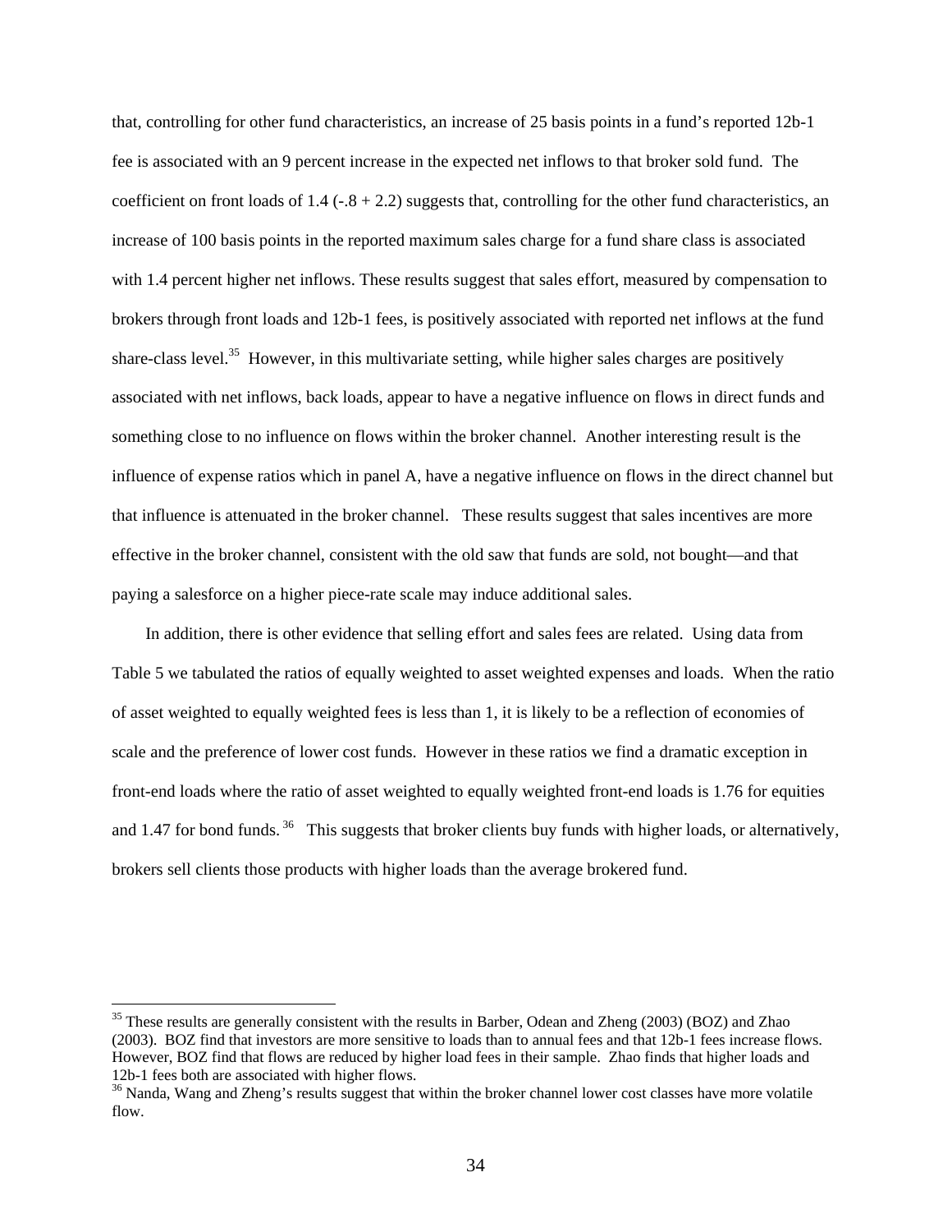that, controlling for other fund characteristics, an increase of 25 basis points in a fund's reported 12b-1 fee is associated with an 9 percent increase in the expected net inflows to that broker sold fund. The coefficient on front loads of 1.4 (-.8 + 2.2) suggests that, controlling for the other fund characteristics, an increase of 100 basis points in the reported maximum sales charge for a fund share class is associated with 1.4 percent higher net inflows. These results suggest that sales effort, measured by compensation to brokers through front loads and 12b-1 fees, is positively associated with reported net inflows at the fund share-class level.[35] However, in this multivariate setting, while higher sales charges are positively associated with net inflows, back loads, appear to have a negative influence on flows in direct funds and something close to no influence on flows within the broker channel. Another interesting result is the influence of expense ratios which in panel A, have a negative influence on flows in the direct channel but that influence is attenuated in the broker channel. These results suggest that sales incentives are more effective in the broker channel, consistent with the old saw that funds are sold, not bought—and that paying a salesforce on a higher piece-rate scale may induce additional sales.

In addition, there is other evidence that selling effort and sales fees are related. Using data from Table 5 we tabulated the ratios of equally weighted to asset weighted expenses and loads. When the ratio of asset weighted to equally weighted fees is less than 1, it is likely to be a reflection of economies of scale and the preference of lower cost funds. However in these ratios we find a dramatic exception in front-end loads where the ratio of asset weighted to equally weighted front-end loads is 1.76 for equities and 1.47 for bond funds.[36] This suggests that broker clients buy funds with higher loads, or alternatively, brokers sell clients those products with higher loads than the average brokered fund.

[35] These results are generally consistent with the results in Barber, Odean and Zheng (2003) (BOZ) and Zhao (2003). BOZ find that investors are more sensitive to loads than to annual fees and that 12b-1 fees increase flows. However, BOZ find that flows are reduced by higher load fees in their sample. Zhao finds that higher loads and 12b-1 fees both are associated with higher flows.

[36] Nanda, Wang and Zheng's results suggest that within the broker channel lower cost classes have more volatile flow.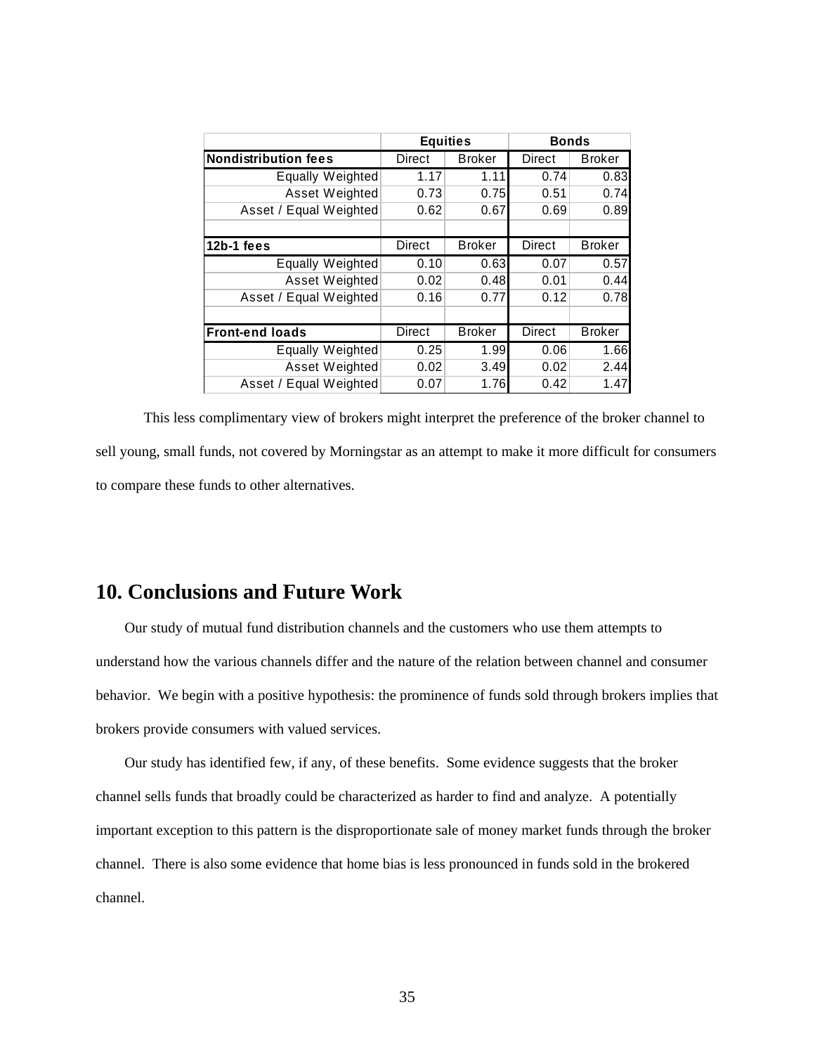| | Equities | | Bonds | |
|---|---|---|---|---|
| **Nondistribution fees** | Direct | Broker | Direct | Broker |
| Equally Weighted | 1.17 | 1.11 | 0.74 | 0.83 |
| Asset Weighted | 0.73 | 0.75 | 0.51 | 0.74 |
| Asset / Equal Weighted | 0.62 | 0.67 | 0.69 | 0.89 |
| | | | | |
| **12b-1 fees** | Direct | Broker | Direct | Broker |
| Equally Weighted | 0.10 | 0.63 | 0.07 | 0.57 |
| Asset Weighted | 0.02 | 0.48 | 0.01 | 0.44 |
| Asset / Equal Weighted | 0.16 | 0.77 | 0.12 | 0.78 |
| | | | | |
| **Front-end loads** | Direct | Broker | Direct | Broker |
| Equally Weighted | 0.25 | 1.99 | 0.06 | 1.66 |
| Asset Weighted | 0.02 | 3.49 | 0.02 | 2.44 |
| Asset / Equal Weighted | 0.07 | 1.76 | 0.42 | 1.47 |

This less complimentary view of brokers might interpret the preference of the broker channel to sell young, small funds, not covered by Morningstar as an attempt to make it more difficult for consumers to compare these funds to other alternatives.

## 10. Conclusions and Future Work

Our study of mutual fund distribution channels and the customers who use them attempts to understand how the various channels differ and the nature of the relation between channel and consumer behavior. We begin with a positive hypothesis: the prominence of funds sold through brokers implies that brokers provide consumers with valued services.

Our study has identified few, if any, of these benefits. Some evidence suggests that the broker channel sells funds that broadly could be characterized as harder to find and analyze. A potentially important exception to this pattern is the disproportionate sale of money market funds through the broker channel. There is also some evidence that home bias is less pronounced in funds sold in the brokered channel.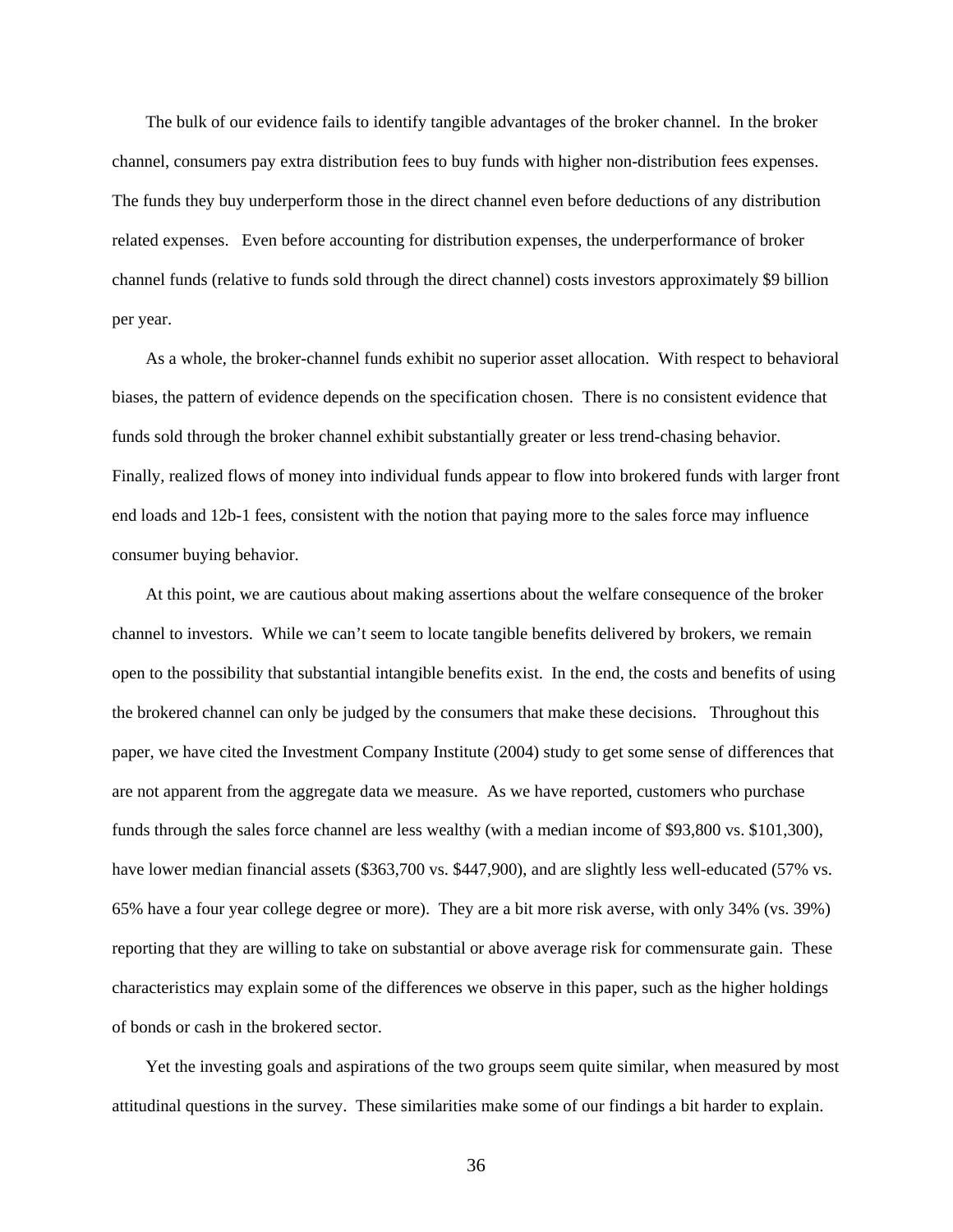The bulk of our evidence fails to identify tangible advantages of the broker channel. In the broker channel, consumers pay extra distribution fees to buy funds with higher non-distribution fees expenses. The funds they buy underperform those in the direct channel even before deductions of any distribution related expenses. Even before accounting for distribution expenses, the underperformance of broker channel funds (relative to funds sold through the direct channel) costs investors approximately $9 billion per year.

As a whole, the broker-channel funds exhibit no superior asset allocation. With respect to behavioral biases, the pattern of evidence depends on the specification chosen. There is no consistent evidence that funds sold through the broker channel exhibit substantially greater or less trend-chasing behavior. Finally, realized flows of money into individual funds appear to flow into brokered funds with larger front end loads and 12b-1 fees, consistent with the notion that paying more to the sales force may influence consumer buying behavior.

At this point, we are cautious about making assertions about the welfare consequence of the broker channel to investors. While we can't seem to locate tangible benefits delivered by brokers, we remain open to the possibility that substantial intangible benefits exist. In the end, the costs and benefits of using the brokered channel can only be judged by the consumers that make these decisions. Throughout this paper, we have cited the Investment Company Institute (2004) study to get some sense of differences that are not apparent from the aggregate data we measure. As we have reported, customers who purchase funds through the sales force channel are less wealthy (with a median income of $93,800 vs. $101,300), have lower median financial assets ($363,700 vs. $447,900), and are slightly less well-educated (57% vs. 65% have a four year college degree or more). They are a bit more risk averse, with only 34% (vs. 39%) reporting that they are willing to take on substantial or above average risk for commensurate gain. These characteristics may explain some of the differences we observe in this paper, such as the higher holdings of bonds or cash in the brokered sector.

Yet the investing goals and aspirations of the two groups seem quite similar, when measured by most attitudinal questions in the survey. These similarities make some of our findings a bit harder to explain.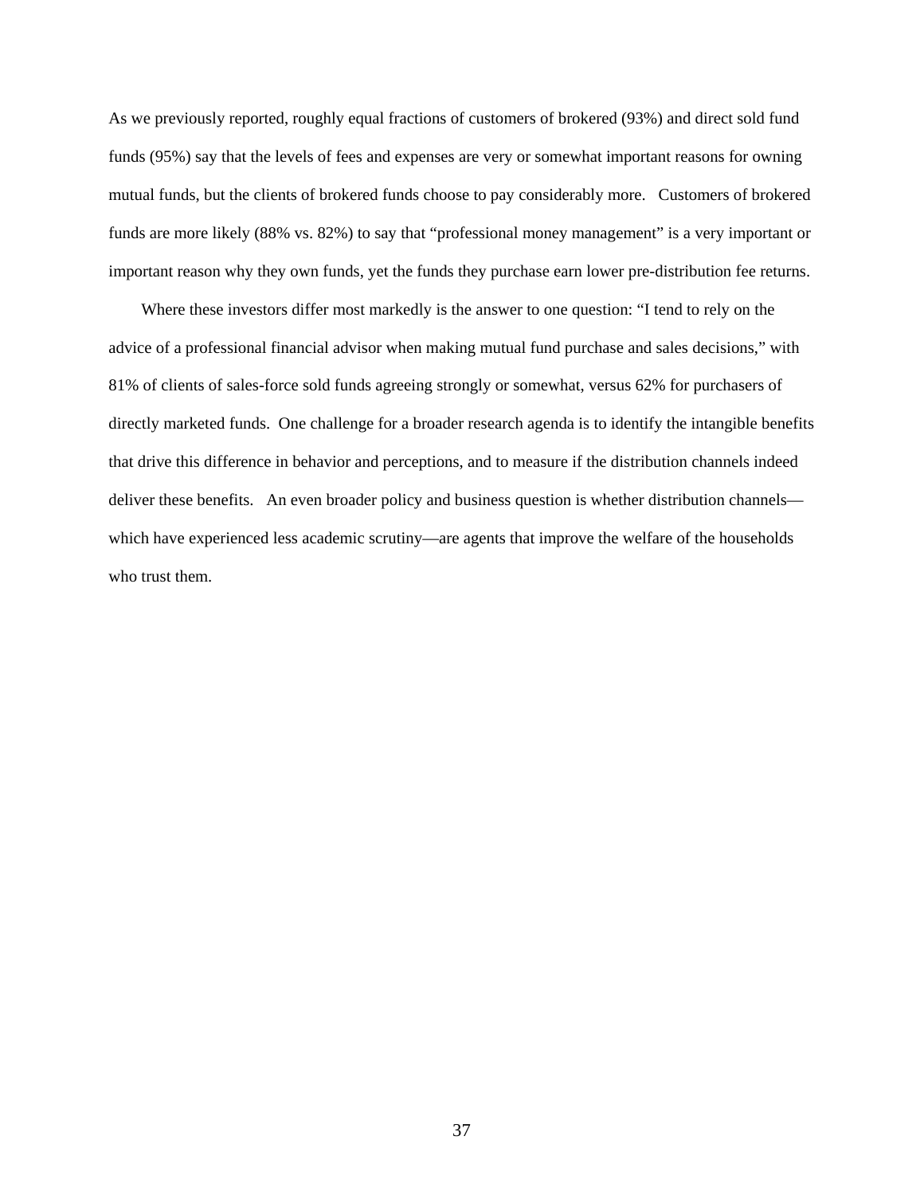As we previously reported, roughly equal fractions of customers of brokered (93%) and direct sold fund funds (95%) say that the levels of fees and expenses are very or somewhat important reasons for owning mutual funds, but the clients of brokered funds choose to pay considerably more. Customers of brokered funds are more likely (88% vs. 82%) to say that "professional money management" is a very important or important reason why they own funds, yet the funds they purchase earn lower pre-distribution fee returns.

Where these investors differ most markedly is the answer to one question: "I tend to rely on the advice of a professional financial advisor when making mutual fund purchase and sales decisions," with 81% of clients of sales-force sold funds agreeing strongly or somewhat, versus 62% for purchasers of directly marketed funds. One challenge for a broader research agenda is to identify the intangible benefits that drive this difference in behavior and perceptions, and to measure if the distribution channels indeed deliver these benefits. An even broader policy and business question is whether distribution channels—which have experienced less academic scrutiny—are agents that improve the welfare of the households who trust them.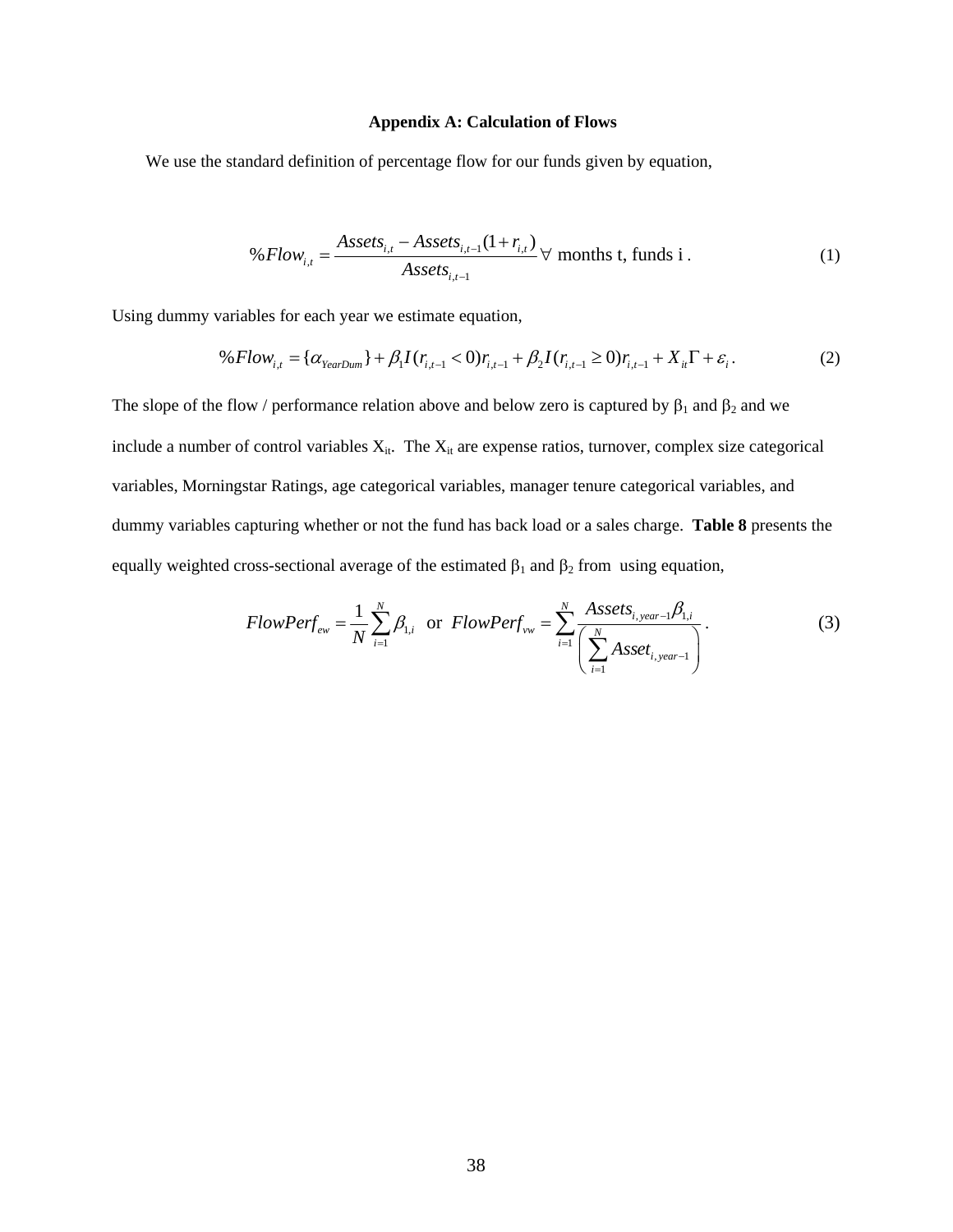### Appendix A: Calculation of Flows

We use the standard definition of percentage flow for our funds given by equation,

$$\%Flow_{i,t} = \frac{Assets_{i,t} - Assets_{i,t-1}(1+r_{i,t})}{Assets_{i,t-1}} \; \forall \text{ months t, funds i} . \tag{1}$$

Using dummy variables for each year we estimate equation,

$$\%Flow_{i,t} = \{\alpha_{YearDum}\} + \beta_1 I(r_{i,t-1} < 0) r_{i,t-1} + \beta_2 I(r_{i,t-1} \geq 0) r_{i,t-1} + X_{it}\Gamma + \varepsilon_i . \tag{2}$$

The slope of the flow / performance relation above and below zero is captured by $\beta_1$ and $\beta_2$ and we include a number of control variables $X_{it}$. The $X_{it}$ are expense ratios, turnover, complex size categorical variables, Morningstar Ratings, age categorical variables, manager tenure categorical variables, and dummy variables capturing whether or not the fund has back load or a sales charge. **Table 8** presents the equally weighted cross-sectional average of the estimated $\beta_1$ and $\beta_2$ from using equation,

$$FlowPerf_{ew} = \frac{1}{N}\sum_{i=1}^{N}\beta_{1,i} \quad \text{or} \quad FlowPerf_{vw} = \sum_{i=1}^{N}\frac{Assets_{i,year-1}\beta_{1,i}}{\left(\sum_{i=1}^{N} Asset_{i,year-1}\right)} . \tag{3}$$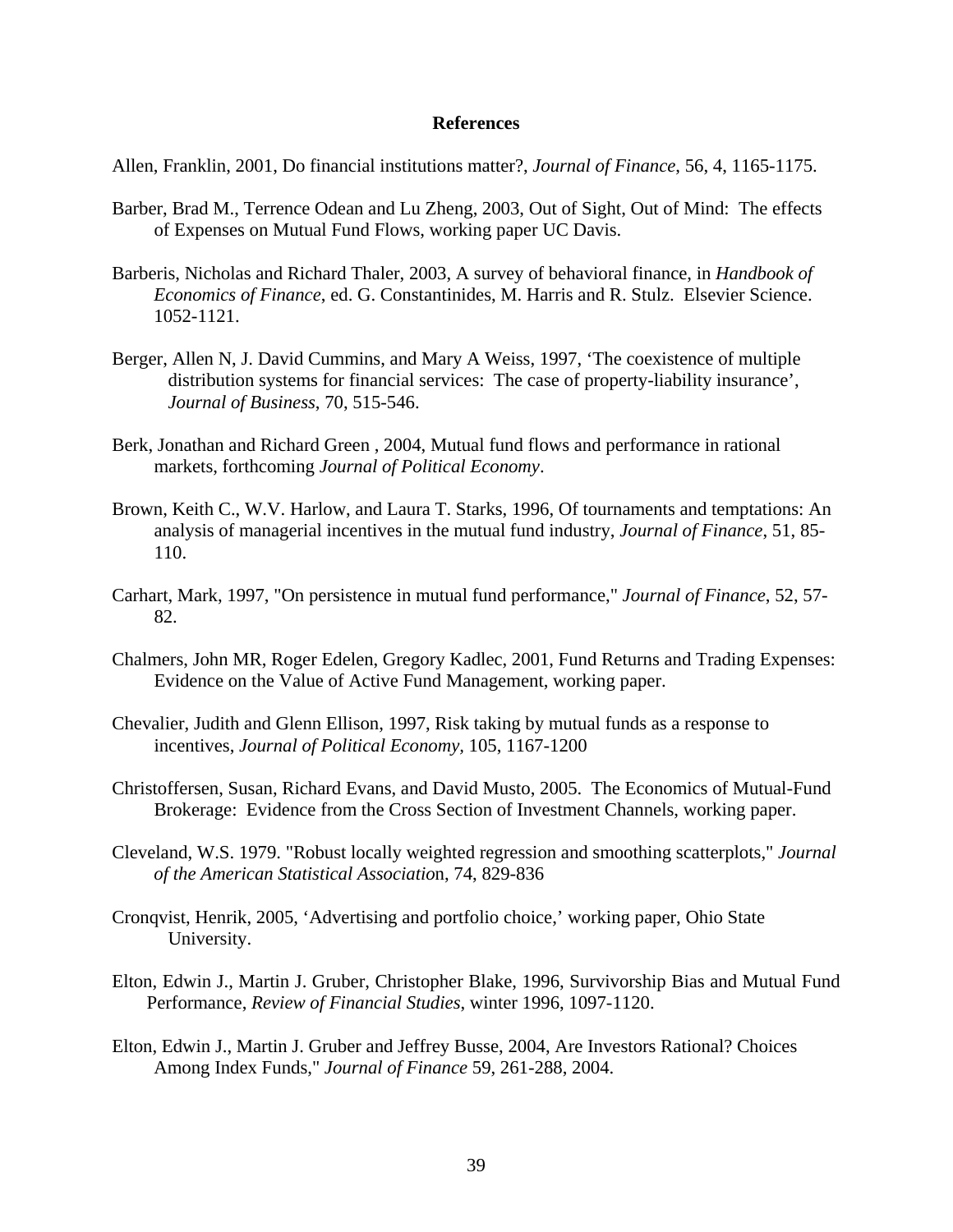# References

Allen, Franklin, 2001, Do financial institutions matter?, *Journal of Finance*, 56, 4, 1165-1175.

Barber, Brad M., Terrence Odean and Lu Zheng, 2003, Out of Sight, Out of Mind: The effects of Expenses on Mutual Fund Flows, working paper UC Davis.

Barberis, Nicholas and Richard Thaler, 2003, A survey of behavioral finance, in *Handbook of Economics of Finance*, ed. G. Constantinides, M. Harris and R. Stulz. Elsevier Science. 1052-1121.

Berger, Allen N, J. David Cummins, and Mary A Weiss, 1997, 'The coexistence of multiple distribution systems for financial services: The case of property-liability insurance', *Journal of Business*, 70, 515-546.

Berk, Jonathan and Richard Green , 2004, Mutual fund flows and performance in rational markets, forthcoming *Journal of Political Economy*.

Brown, Keith C., W.V. Harlow, and Laura T. Starks, 1996, Of tournaments and temptations: An analysis of managerial incentives in the mutual fund industry, *Journal of Finance*, 51, 85-110.

Carhart, Mark, 1997, "On persistence in mutual fund performance," *Journal of Finance*, 52, 57-82.

Chalmers, John MR, Roger Edelen, Gregory Kadlec, 2001, Fund Returns and Trading Expenses: Evidence on the Value of Active Fund Management, working paper.

Chevalier, Judith and Glenn Ellison, 1997, Risk taking by mutual funds as a response to incentives, *Journal of Political Economy*, 105, 1167-1200

Christoffersen, Susan, Richard Evans, and David Musto, 2005. The Economics of Mutual-Fund Brokerage: Evidence from the Cross Section of Investment Channels, working paper.

Cleveland, W.S. 1979. "Robust locally weighted regression and smoothing scatterplots," *Journal of the American Statistical Association*, 74, 829-836

Cronqvist, Henrik, 2005, 'Advertising and portfolio choice,' working paper, Ohio State University.

Elton, Edwin J., Martin J. Gruber, Christopher Blake, 1996, Survivorship Bias and Mutual Fund Performance, *Review of Financial Studies*, winter 1996, 1097-1120.

Elton, Edwin J., Martin J. Gruber and Jeffrey Busse, 2004, Are Investors Rational? Choices Among Index Funds," *Journal of Finance* 59, 261-288, 2004.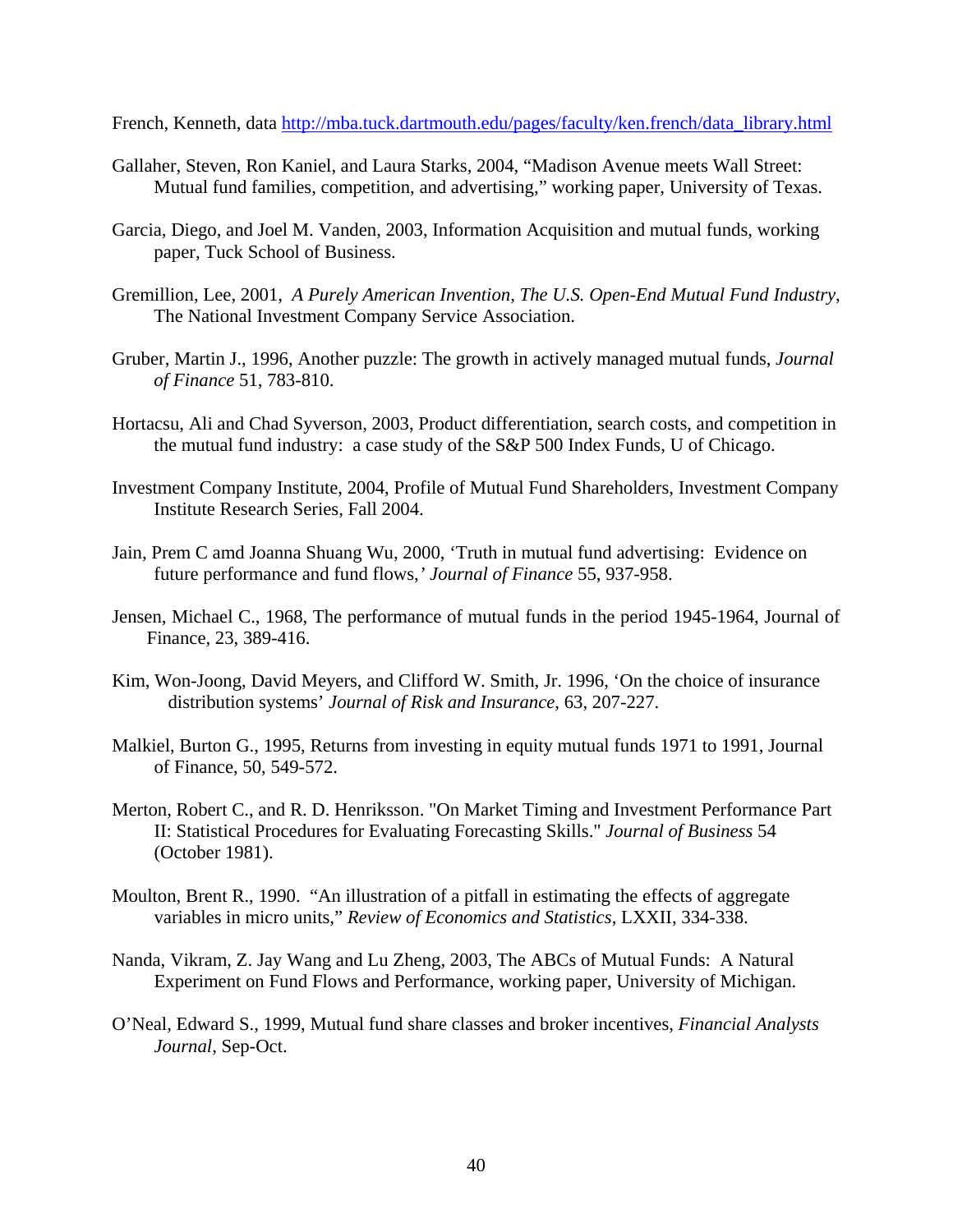French, Kenneth, data http://mba.tuck.dartmouth.edu/pages/faculty/ken.french/data_library.html

Gallaher, Steven, Ron Kaniel, and Laura Starks, 2004, "Madison Avenue meets Wall Street: Mutual fund families, competition, and advertising," working paper, University of Texas.

Garcia, Diego, and Joel M. Vanden, 2003, Information Acquisition and mutual funds, working paper, Tuck School of Business.

Gremillion, Lee, 2001, *A Purely American Invention, The U.S. Open-End Mutual Fund Industry*, The National Investment Company Service Association.

Gruber, Martin J., 1996, Another puzzle: The growth in actively managed mutual funds, *Journal of Finance* 51, 783-810.

Hortacsu, Ali and Chad Syverson, 2003, Product differentiation, search costs, and competition in the mutual fund industry: a case study of the S&P 500 Index Funds, U of Chicago.

Investment Company Institute, 2004, Profile of Mutual Fund Shareholders, Investment Company Institute Research Series, Fall 2004.

Jain, Prem C amd Joanna Shuang Wu, 2000, 'Truth in mutual fund advertising: Evidence on future performance and fund flows,' *Journal of Finance* 55, 937-958.

Jensen, Michael C., 1968, The performance of mutual funds in the period 1945-1964, Journal of Finance, 23, 389-416.

Kim, Won-Joong, David Meyers, and Clifford W. Smith, Jr. 1996, 'On the choice of insurance distribution systems' *Journal of Risk and Insurance*, 63, 207-227.

Malkiel, Burton G., 1995, Returns from investing in equity mutual funds 1971 to 1991, Journal of Finance, 50, 549-572.

Merton, Robert C., and R. D. Henriksson. "On Market Timing and Investment Performance Part II: Statistical Procedures for Evaluating Forecasting Skills." *Journal of Business* 54 (October 1981).

Moulton, Brent R., 1990. "An illustration of a pitfall in estimating the effects of aggregate variables in micro units," *Review of Economics and Statistics*, LXXII, 334-338.

Nanda, Vikram, Z. Jay Wang and Lu Zheng, 2003, The ABCs of Mutual Funds: A Natural Experiment on Fund Flows and Performance, working paper, University of Michigan.

O'Neal, Edward S., 1999, Mutual fund share classes and broker incentives, *Financial Analysts Journal*, Sep-Oct.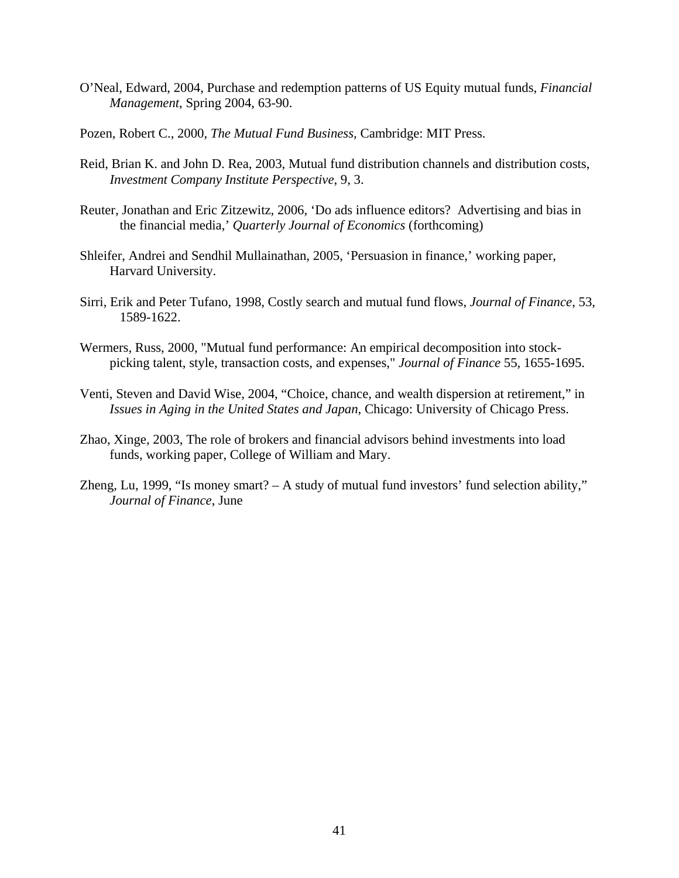O'Neal, Edward, 2004, Purchase and redemption patterns of US Equity mutual funds, *Financial Management*, Spring 2004, 63-90.

Pozen, Robert C., 2000, *The Mutual Fund Business*, Cambridge: MIT Press.

Reid, Brian K. and John D. Rea, 2003, Mutual fund distribution channels and distribution costs, *Investment Company Institute Perspective*, 9, 3.

Reuter, Jonathan and Eric Zitzewitz, 2006, 'Do ads influence editors? Advertising and bias in the financial media,' *Quarterly Journal of Economics* (forthcoming)

Shleifer, Andrei and Sendhil Mullainathan, 2005, 'Persuasion in finance,' working paper, Harvard University.

Sirri, Erik and Peter Tufano, 1998, Costly search and mutual fund flows, *Journal of Finance*, 53, 1589-1622.

Wermers, Russ, 2000, "Mutual fund performance: An empirical decomposition into stock-picking talent, style, transaction costs, and expenses," *Journal of Finance* 55, 1655-1695.

Venti, Steven and David Wise, 2004, "Choice, chance, and wealth dispersion at retirement," in *Issues in Aging in the United States and Japan*, Chicago: University of Chicago Press.

Zhao, Xinge, 2003, The role of brokers and financial advisors behind investments into load funds, working paper, College of William and Mary.

Zheng, Lu, 1999, "Is money smart? – A study of mutual fund investors' fund selection ability," *Journal of Finance*, June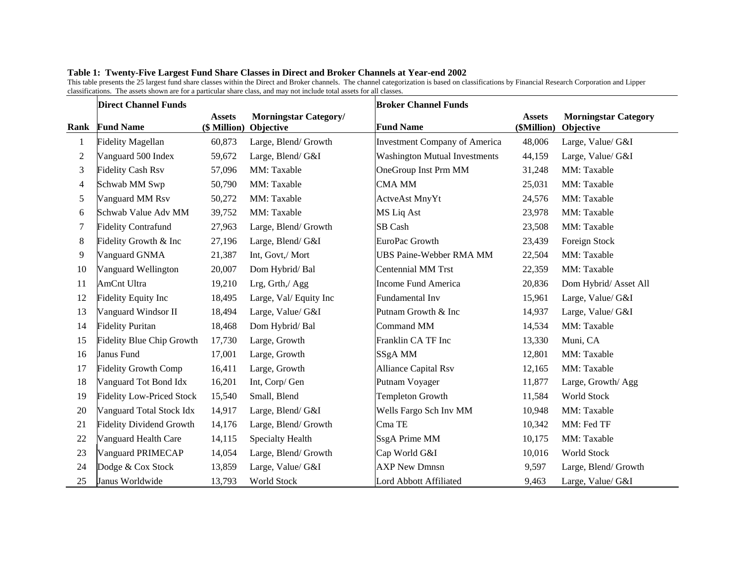**Table 1: Twenty-Five Largest Fund Share Classes in Direct and Broker Channels at Year-end 2002**

This table presents the 25 largest fund share classes within the Direct and Broker channels. The channel categorization is based on classifications by Financial Research Corporation and Lipper classifications. The assets shown are for a particular share class, and may not include total assets for all classes.

| | **Direct Channel Funds** | | | **Broker Channel Funds** | | |
|---|---|---|---|---|---|---|
| **Rank** | **Fund Name** | **Assets ($ Million)** | **Morningstar Category/ Objective** | **Fund Name** | **Assets ($Million)** | **Morningstar Category Objective** |
| 1 | Fidelity Magellan | 60,873 | Large, Blend/ Growth | Investment Company of America | 48,006 | Large, Value/ G&I |
| 2 | Vanguard 500 Index | 59,672 | Large, Blend/ G&I | Washington Mutual Investments | 44,159 | Large, Value/ G&I |
| 3 | Fidelity Cash Rsv | 57,096 | MM: Taxable | OneGroup Inst Prm MM | 31,248 | MM: Taxable |
| 4 | Schwab MM Swp | 50,790 | MM: Taxable | CMA MM | 25,031 | MM: Taxable |
| 5 | Vanguard MM Rsv | 50,272 | MM: Taxable | ActveAst MnyYt | 24,576 | MM: Taxable |
| 6 | Schwab Value Adv MM | 39,752 | MM: Taxable | MS Liq Ast | 23,978 | MM: Taxable |
| 7 | Fidelity Contrafund | 27,963 | Large, Blend/ Growth | SB Cash | 23,508 | MM: Taxable |
| 8 | Fidelity Growth & Inc | 27,196 | Large, Blend/ G&I | EuroPac Growth | 23,439 | Foreign Stock |
| 9 | Vanguard GNMA | 21,387 | Int, Govt,/ Mort | UBS Paine-Webber RMA MM | 22,504 | MM: Taxable |
| 10 | Vanguard Wellington | 20,007 | Dom Hybrid/ Bal | Centennial MM Trst | 22,359 | MM: Taxable |
| 11 | AmCnt Ultra | 19,210 | Lrg, Grth,/ Agg | Income Fund America | 20,836 | Dom Hybrid/ Asset All |
| 12 | Fidelity Equity Inc | 18,495 | Large, Val/ Equity Inc | Fundamental Inv | 15,961 | Large, Value/ G&I |
| 13 | Vanguard Windsor II | 18,494 | Large, Value/ G&I | Putnam Growth & Inc | 14,937 | Large, Value/ G&I |
| 14 | Fidelity Puritan | 18,468 | Dom Hybrid/ Bal | Command MM | 14,534 | MM: Taxable |
| 15 | Fidelity Blue Chip Growth | 17,730 | Large, Growth | Franklin CA TF Inc | 13,330 | Muni, CA |
| 16 | Janus Fund | 17,001 | Large, Growth | SSgA MM | 12,801 | MM: Taxable |
| 17 | Fidelity Growth Comp | 16,411 | Large, Growth | Alliance Capital Rsv | 12,165 | MM: Taxable |
| 18 | Vanguard Tot Bond Idx | 16,201 | Int, Corp/ Gen | Putnam Voyager | 11,877 | Large, Growth/ Agg |
| 19 | Fidelity Low-Priced Stock | 15,540 | Small, Blend | Templeton Growth | 11,584 | World Stock |
| 20 | Vanguard Total Stock Idx | 14,917 | Large, Blend/ G&I | Wells Fargo Sch Inv MM | 10,948 | MM: Taxable |
| 21 | Fidelity Dividend Growth | 14,176 | Large, Blend/ Growth | Cma TE | 10,342 | MM: Fed TF |
| 22 | Vanguard Health Care | 14,115 | Specialty Health | SsgA Prime MM | 10,175 | MM: Taxable |
| 23 | Vanguard PRIMECAP | 14,054 | Large, Blend/ Growth | Cap World G&I | 10,016 | World Stock |
| 24 | Dodge & Cox Stock | 13,859 | Large, Value/ G&I | AXP New Dmnsn | 9,597 | Large, Blend/ Growth |
| 25 | Janus Worldwide | 13,793 | World Stock | Lord Abbott Affiliated | 9,463 | Large, Value/ G&I |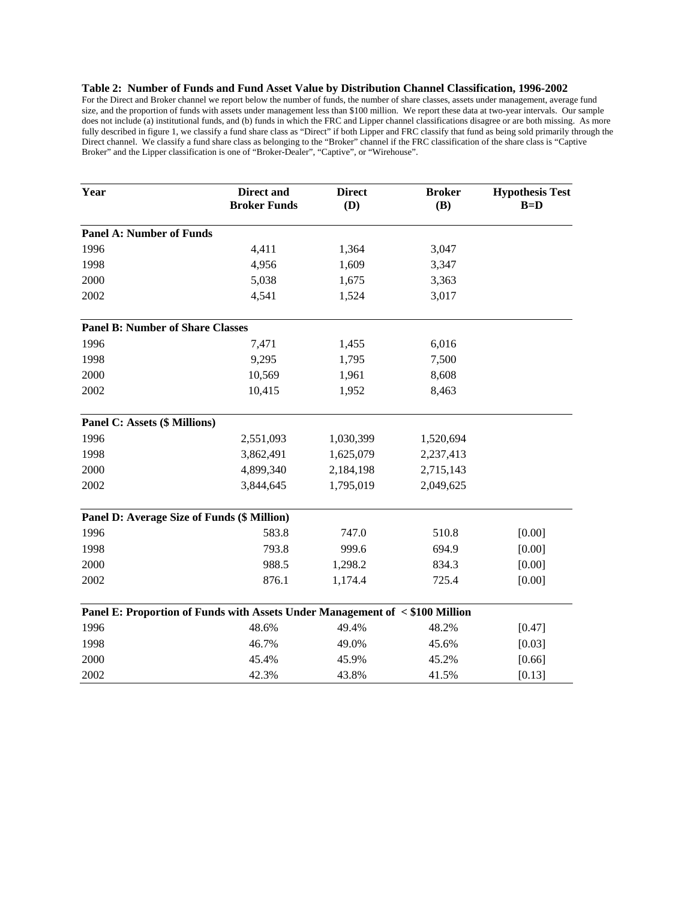**Table 2: Number of Funds and Fund Asset Value by Distribution Channel Classification, 1996-2002**

For the Direct and Broker channel we report below the number of funds, the number of share classes, assets under management, average fund size, and the proportion of funds with assets under management less than $100 million. We report these data at two-year intervals. Our sample does not include (a) institutional funds, and (b) funds in which the FRC and Lipper channel classifications disagree or are both missing. As more fully described in figure 1, we classify a fund share class as "Direct" if both Lipper and FRC classify that fund as being sold primarily through the Direct channel. We classify a fund share class as belonging to the "Broker" channel if the FRC classification of the share class is "Captive Broker" and the Lipper classification is one of "Broker-Dealer", "Captive", or "Wirehouse".

| Year | Direct and Broker Funds | Direct (D) | Broker (B) | Hypothesis Test B=D |
|---|---|---|---|---|
| **Panel A: Number of Funds** | | | | |
| 1996 | 4,411 | 1,364 | 3,047 | |
| 1998 | 4,956 | 1,609 | 3,347 | |
| 2000 | 5,038 | 1,675 | 3,363 | |
| 2002 | 4,541 | 1,524 | 3,017 | |
| **Panel B: Number of Share Classes** | | | | |
| 1996 | 7,471 | 1,455 | 6,016 | |
| 1998 | 9,295 | 1,795 | 7,500 | |
| 2000 | 10,569 | 1,961 | 8,608 | |
| 2002 | 10,415 | 1,952 | 8,463 | |
| **Panel C: Assets ($ Millions)** | | | | |
| 1996 | 2,551,093 | 1,030,399 | 1,520,694 | |
| 1998 | 3,862,491 | 1,625,079 | 2,237,413 | |
| 2000 | 4,899,340 | 2,184,198 | 2,715,143 | |
| 2002 | 3,844,645 | 1,795,019 | 2,049,625 | |
| **Panel D: Average Size of Funds ($ Million)** | | | | |
| 1996 | 583.8 | 747.0 | 510.8 | [0.00] |
| 1998 | 793.8 | 999.6 | 694.9 | [0.00] |
| 2000 | 988.5 | 1,298.2 | 834.3 | [0.00] |
| 2002 | 876.1 | 1,174.4 | 725.4 | [0.00] |
| **Panel E: Proportion of Funds with Assets Under Management of < $100 Million** | | | | |
| 1996 | 48.6% | 49.4% | 48.2% | [0.47] |
| 1998 | 46.7% | 49.0% | 45.6% | [0.03] |
| 2000 | 45.4% | 45.9% | 45.2% | [0.66] |
| 2002 | 42.3% | 43.8% | 41.5% | [0.13] |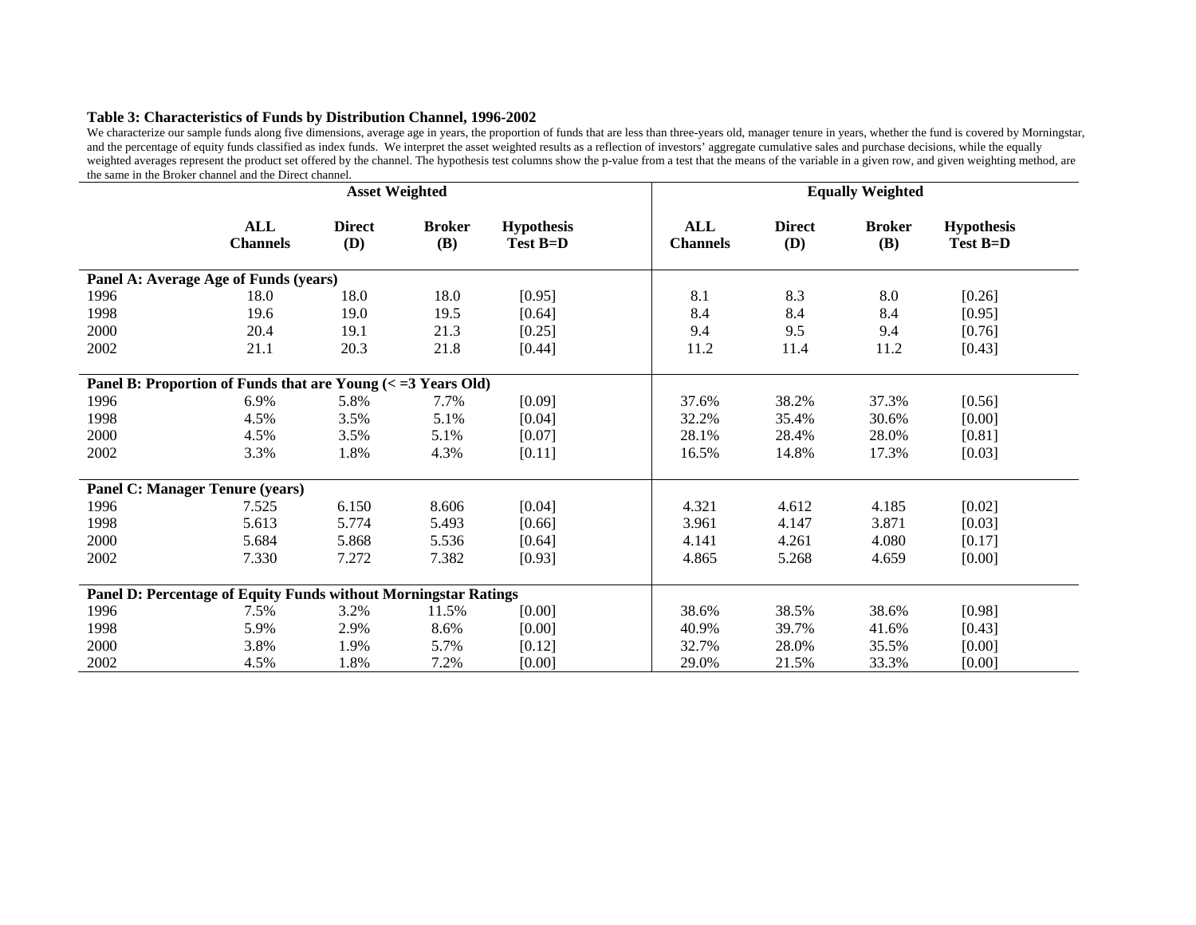**Table 3: Characteristics of Funds by Distribution Channel, 1996-2002**

We characterize our sample funds along five dimensions, average age in years, the proportion of funds that are less than three-years old, manager tenure in years, whether the fund is covered by Morningstar, and the percentage of equity funds classified as index funds. We interpret the asset weighted results as a reflection of investors' aggregate cumulative sales and purchase decisions, while the equally weighted averages represent the product set offered by the channel. The hypothesis test columns show the p-value from a test that the means of the variable in a given row, and given weighting method, are the same in the Broker channel and the Direct channel.

| | Asset Weighted | | | | Equally Weighted | | | |
|---|---|---|---|---|---|---|---|---|
| | **ALL Channels** | **Direct (D)** | **Broker (B)** | **Hypothesis Test B=D** | **ALL Channels** | **Direct (D)** | **Broker (B)** | **Hypothesis Test B=D** |
| **Panel A: Average Age of Funds (years)** | | | | | | | | |
| 1996 | 18.0 | 18.0 | 18.0 | [0.95] | 8.1 | 8.3 | 8.0 | [0.26] |
| 1998 | 19.6 | 19.0 | 19.5 | [0.64] | 8.4 | 8.4 | 8.4 | [0.95] |
| 2000 | 20.4 | 19.1 | 21.3 | [0.25] | 9.4 | 9.5 | 9.4 | [0.76] |
| 2002 | 21.1 | 20.3 | 21.8 | [0.44] | 11.2 | 11.4 | 11.2 | [0.43] |
| **Panel B: Proportion of Funds that are Young (< =3 Years Old)** | | | | | | | | |
| 1996 | 6.9% | 5.8% | 7.7% | [0.09] | 37.6% | 38.2% | 37.3% | [0.56] |
| 1998 | 4.5% | 3.5% | 5.1% | [0.04] | 32.2% | 35.4% | 30.6% | [0.00] |
| 2000 | 4.5% | 3.5% | 5.1% | [0.07] | 28.1% | 28.4% | 28.0% | [0.81] |
| 2002 | 3.3% | 1.8% | 4.3% | [0.11] | 16.5% | 14.8% | 17.3% | [0.03] |
| **Panel C: Manager Tenure (years)** | | | | | | | | |
| 1996 | 7.525 | 6.150 | 8.606 | [0.04] | 4.321 | 4.612 | 4.185 | [0.02] |
| 1998 | 5.613 | 5.774 | 5.493 | [0.66] | 3.961 | 4.147 | 3.871 | [0.03] |
| 2000 | 5.684 | 5.868 | 5.536 | [0.64] | 4.141 | 4.261 | 4.080 | [0.17] |
| 2002 | 7.330 | 7.272 | 7.382 | [0.93] | 4.865 | 5.268 | 4.659 | [0.00] |
| **Panel D: Percentage of Equity Funds without Morningstar Ratings** | | | | | | | | |
| 1996 | 7.5% | 3.2% | 11.5% | [0.00] | 38.6% | 38.5% | 38.6% | [0.98] |
| 1998 | 5.9% | 2.9% | 8.6% | [0.00] | 40.9% | 39.7% | 41.6% | [0.43] |
| 2000 | 3.8% | 1.9% | 5.7% | [0.12] | 32.7% | 28.0% | 35.5% | [0.00] |
| 2002 | 4.5% | 1.8% | 7.2% | [0.00] | 29.0% | 21.5% | 33.3% | [0.00] |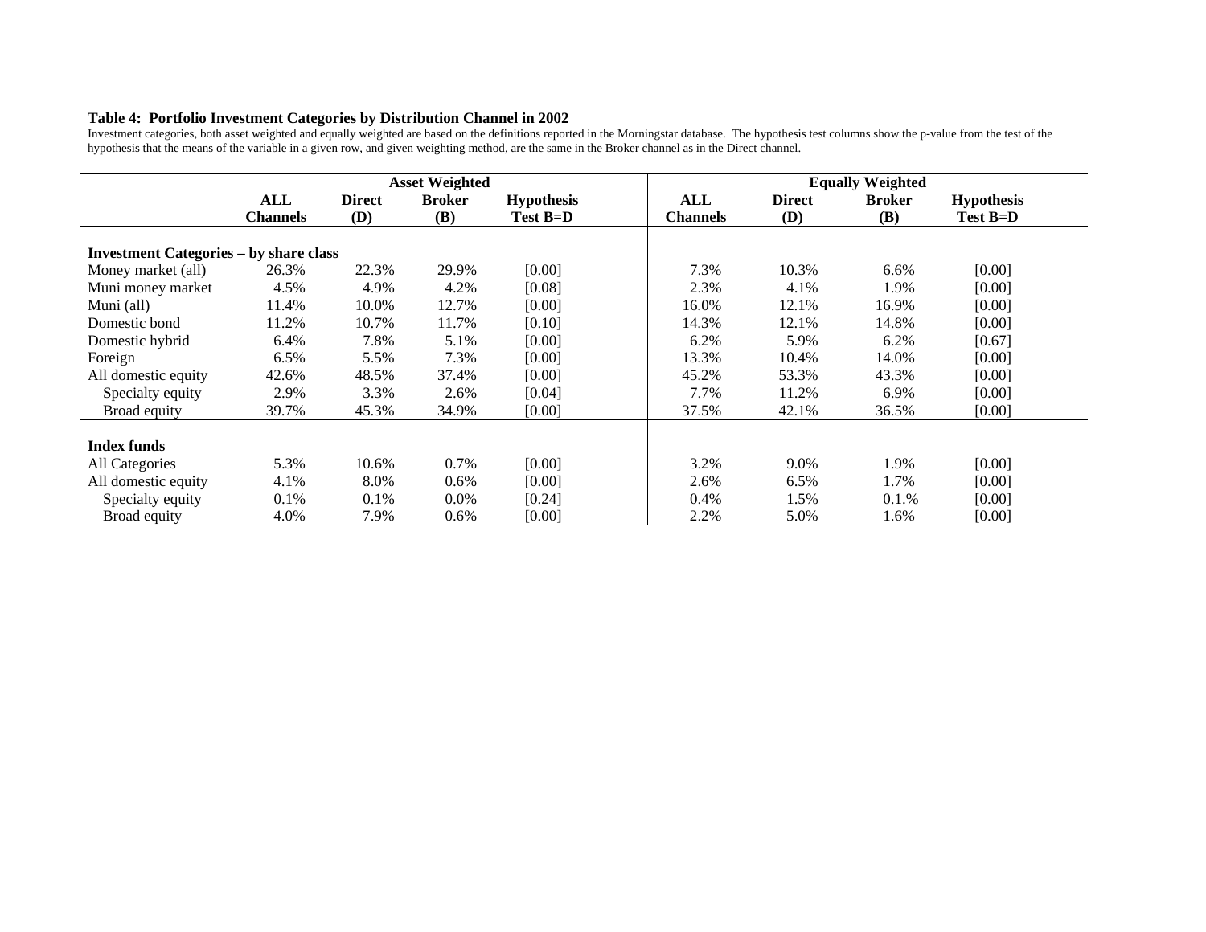**Table 4: Portfolio Investment Categories by Distribution Channel in 2002**

Investment categories, both asset weighted and equally weighted are based on the definitions reported in the Morningstar database. The hypothesis test columns show the p-value from the test of the hypothesis that the means of the variable in a given row, and given weighting method, are the same in the Broker channel as in the Direct channel.

| | Asset Weighted | | | | Equally Weighted | | | |
|---|---|---|---|---|---|---|---|---|
| | ALL Channels | Direct (D) | Broker (B) | Hypothesis Test B=D | ALL Channels | Direct (D) | Broker (B) | Hypothesis Test B=D |
| **Investment Categories – by share class** | | | | | | | | |
| Money market (all) | 26.3% | 22.3% | 29.9% | [0.00] | 7.3% | 10.3% | 6.6% | [0.00] |
| Muni money market | 4.5% | 4.9% | 4.2% | [0.08] | 2.3% | 4.1% | 1.9% | [0.00] |
| Muni (all) | 11.4% | 10.0% | 12.7% | [0.00] | 16.0% | 12.1% | 16.9% | [0.00] |
| Domestic bond | 11.2% | 10.7% | 11.7% | [0.10] | 14.3% | 12.1% | 14.8% | [0.00] |
| Domestic hybrid | 6.4% | 7.8% | 5.1% | [0.00] | 6.2% | 5.9% | 6.2% | [0.67] |
| Foreign | 6.5% | 5.5% | 7.3% | [0.00] | 13.3% | 10.4% | 14.0% | [0.00] |
| All domestic equity | 42.6% | 48.5% | 37.4% | [0.00] | 45.2% | 53.3% | 43.3% | [0.00] |
| Specialty equity | 2.9% | 3.3% | 2.6% | [0.04] | 7.7% | 11.2% | 6.9% | [0.00] |
| Broad equity | 39.7% | 45.3% | 34.9% | [0.00] | 37.5% | 42.1% | 36.5% | [0.00] |
| **Index funds** | | | | | | | | |
| All Categories | 5.3% | 10.6% | 0.7% | [0.00] | 3.2% | 9.0% | 1.9% | [0.00] |
| All domestic equity | 4.1% | 8.0% | 0.6% | [0.00] | 2.6% | 6.5% | 1.7% | [0.00] |
| Specialty equity | 0.1% | 0.1% | 0.0% | [0.24] | 0.4% | 1.5% | 0.1.% | [0.00] |
| Broad equity | 4.0% | 7.9% | 0.6% | [0.00] | 2.2% | 5.0% | 1.6% | [0.00] |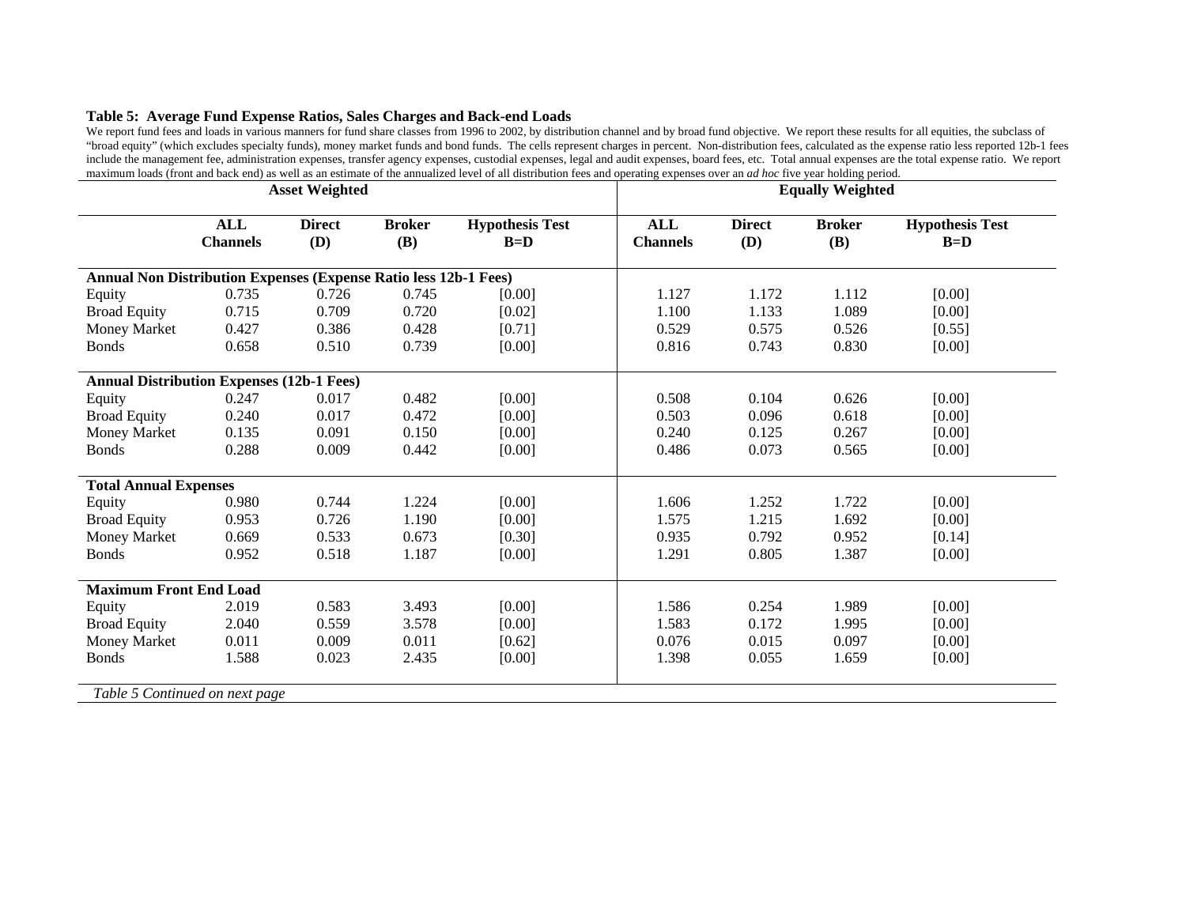**Table 5: Average Fund Expense Ratios, Sales Charges and Back-end Loads**

We report fund fees and loads in various manners for fund share classes from 1996 to 2002, by distribution channel and by broad fund objective. We report these results for all equities, the subclass of "broad equity" (which excludes specialty funds), money market funds and bond funds. The cells represent charges in percent. Non-distribution fees, calculated as the expense ratio less reported 12b-1 fees include the management fee, administration expenses, transfer agency expenses, custodial expenses, legal and audit expenses, board fees, etc. Total annual expenses are the total expense ratio. We report maximum loads (front and back end) as well as an estimate of the annualized level of all distribution fees and operating expenses over an *ad hoc* five year holding period.

| | Asset Weighted | | | | Equally Weighted | | | |
|---|---|---|---|---|---|---|---|---|
| | **ALL Channels** | **Direct (D)** | **Broker (B)** | **Hypothesis Test B=D** | **ALL Channels** | **Direct (D)** | **Broker (B)** | **Hypothesis Test B=D** |
| **Annual Non Distribution Expenses (Expense Ratio less 12b-1 Fees)** | | | | | | | | |
| Equity | 0.735 | 0.726 | 0.745 | [0.00] | 1.127 | 1.172 | 1.112 | [0.00] |
| Broad Equity | 0.715 | 0.709 | 0.720 | [0.02] | 1.100 | 1.133 | 1.089 | [0.00] |
| Money Market | 0.427 | 0.386 | 0.428 | [0.71] | 0.529 | 0.575 | 0.526 | [0.55] |
| Bonds | 0.658 | 0.510 | 0.739 | [0.00] | 0.816 | 0.743 | 0.830 | [0.00] |
| **Annual Distribution Expenses (12b-1 Fees)** | | | | | | | | |
| Equity | 0.247 | 0.017 | 0.482 | [0.00] | 0.508 | 0.104 | 0.626 | [0.00] |
| Broad Equity | 0.240 | 0.017 | 0.472 | [0.00] | 0.503 | 0.096 | 0.618 | [0.00] |
| Money Market | 0.135 | 0.091 | 0.150 | [0.00] | 0.240 | 0.125 | 0.267 | [0.00] |
| Bonds | 0.288 | 0.009 | 0.442 | [0.00] | 0.486 | 0.073 | 0.565 | [0.00] |
| **Total Annual Expenses** | | | | | | | | |
| Equity | 0.980 | 0.744 | 1.224 | [0.00] | 1.606 | 1.252 | 1.722 | [0.00] |
| Broad Equity | 0.953 | 0.726 | 1.190 | [0.00] | 1.575 | 1.215 | 1.692 | [0.00] |
| Money Market | 0.669 | 0.533 | 0.673 | [0.30] | 0.935 | 0.792 | 0.952 | [0.14] |
| Bonds | 0.952 | 0.518 | 1.187 | [0.00] | 1.291 | 0.805 | 1.387 | [0.00] |
| **Maximum Front End Load** | | | | | | | | |
| Equity | 2.019 | 0.583 | 3.493 | [0.00] | 1.586 | 0.254 | 1.989 | [0.00] |
| Broad Equity | 2.040 | 0.559 | 3.578 | [0.00] | 1.583 | 0.172 | 1.995 | [0.00] |
| Money Market | 0.011 | 0.009 | 0.011 | [0.62] | 0.076 | 0.015 | 0.097 | [0.00] |
| Bonds | 1.588 | 0.023 | 2.435 | [0.00] | 1.398 | 0.055 | 1.659 | [0.00] |

*Table 5 Continued on next page*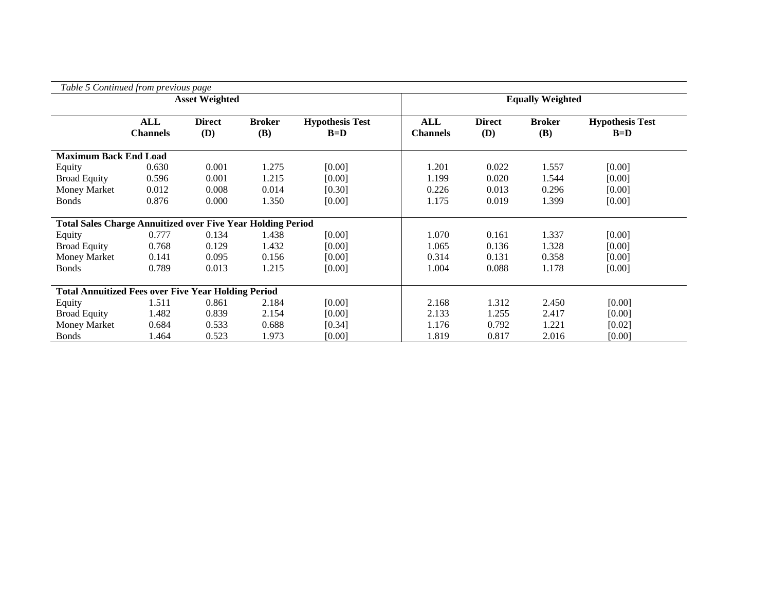*Table 5 Continued from previous page*

| | Asset Weighted | | | | Equally Weighted | | | |
|---|---|---|---|---|---|---|---|---|
| | ALL Channels | Direct (D) | Broker (B) | Hypothesis Test B=D | ALL Channels | Direct (D) | Broker (B) | Hypothesis Test B=D |
| **Maximum Back End Load** | | | | | | | | |
| Equity | 0.630 | 0.001 | 1.275 | [0.00] | 1.201 | 0.022 | 1.557 | [0.00] |
| Broad Equity | 0.596 | 0.001 | 1.215 | [0.00] | 1.199 | 0.020 | 1.544 | [0.00] |
| Money Market | 0.012 | 0.008 | 0.014 | [0.30] | 0.226 | 0.013 | 0.296 | [0.00] |
| Bonds | 0.876 | 0.000 | 1.350 | [0.00] | 1.175 | 0.019 | 1.399 | [0.00] |
| **Total Sales Charge Annuitized over Five Year Holding Period** | | | | | | | | |
| Equity | 0.777 | 0.134 | 1.438 | [0.00] | 1.070 | 0.161 | 1.337 | [0.00] |
| Broad Equity | 0.768 | 0.129 | 1.432 | [0.00] | 1.065 | 0.136 | 1.328 | [0.00] |
| Money Market | 0.141 | 0.095 | 0.156 | [0.00] | 0.314 | 0.131 | 0.358 | [0.00] |
| Bonds | 0.789 | 0.013 | 1.215 | [0.00] | 1.004 | 0.088 | 1.178 | [0.00] |
| **Total Annuitized Fees over Five Year Holding Period** | | | | | | | | |
| Equity | 1.511 | 0.861 | 2.184 | [0.00] | 2.168 | 1.312 | 2.450 | [0.00] |
| Broad Equity | 1.482 | 0.839 | 2.154 | [0.00] | 2.133 | 1.255 | 2.417 | [0.00] |
| Money Market | 0.684 | 0.533 | 0.688 | [0.34] | 1.176 | 0.792 | 1.221 | [0.02] |
| Bonds | 1.464 | 0.523 | 1.973 | [0.00] | 1.819 | 0.817 | 2.016 | [0.00] |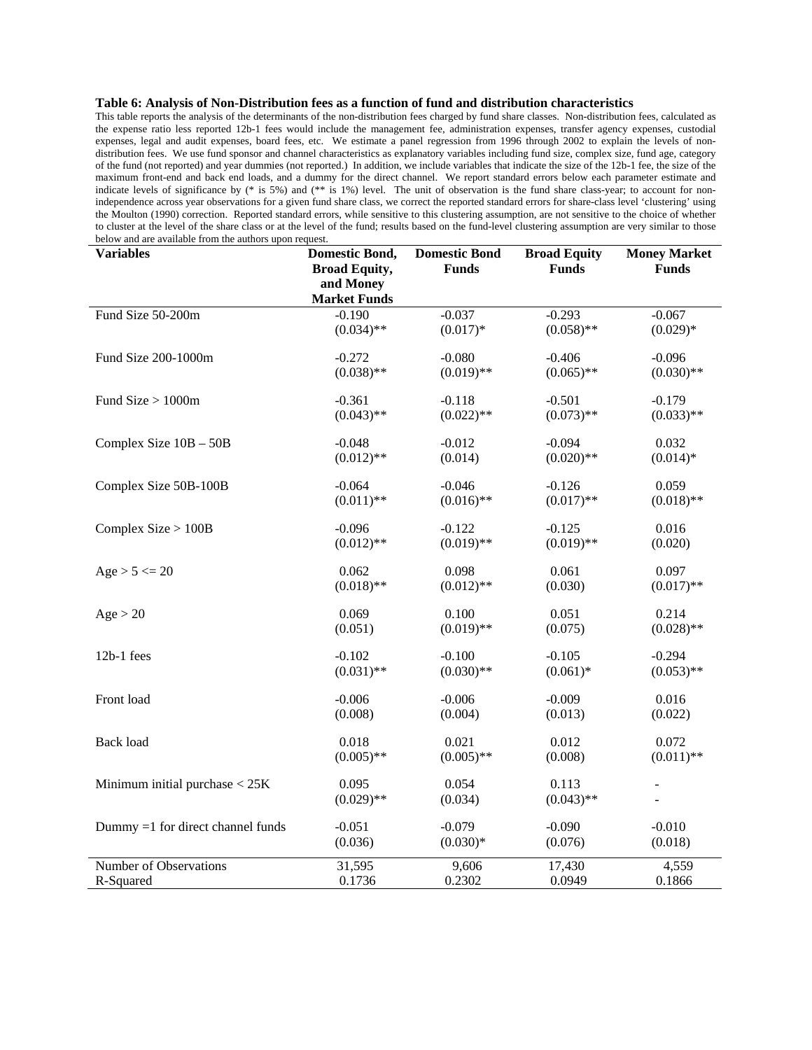**Table 6: Analysis of Non-Distribution fees as a function of fund and distribution characteristics**

This table reports the analysis of the determinants of the non-distribution fees charged by fund share classes. Non-distribution fees, calculated as the expense ratio less reported 12b-1 fees would include the management fee, administration expenses, transfer agency expenses, custodial expenses, legal and audit expenses, board fees, etc. We estimate a panel regression from 1996 through 2002 to explain the levels of non-distribution fees. We use fund sponsor and channel characteristics as explanatory variables including fund size, complex size, fund age, category of the fund (not reported) and year dummies (not reported.) In addition, we include variables that indicate the size of the 12b-1 fee, the size of the maximum front-end and back end loads, and a dummy for the direct channel. We report standard errors below each parameter estimate and indicate levels of significance by (* is 5%) and (** is 1%) level. The unit of observation is the fund share class-year; to account for non-independence across year observations for a given fund share class, we correct the reported standard errors for share-class level 'clustering' using the Moulton (1990) correction. Reported standard errors, while sensitive to this clustering assumption, are not sensitive to the choice of whether to cluster at the level of the share class or at the level of the fund; results based on the fund-level clustering assumption are very similar to those below and are available from the authors upon request.

| Variables | Domestic Bond, Broad Equity, and Money Market Funds | Domestic Bond Funds | Broad Equity Funds | Money Market Funds |
|---|---|---|---|---|
| Fund Size 50-200m | -0.190 | -0.037 | -0.293 | -0.067 |
| | (0.034)** | (0.017)* | (0.058)** | (0.029)* |
| Fund Size 200-1000m | -0.272 | -0.080 | -0.406 | -0.096 |
| | (0.038)** | (0.019)** | (0.065)** | (0.030)** |
| Fund Size > 1000m | -0.361 | -0.118 | -0.501 | -0.179 |
| | (0.043)** | (0.022)** | (0.073)** | (0.033)** |
| Complex Size 10B – 50B | -0.048 | -0.012 | -0.094 | 0.032 |
| | (0.012)** | (0.014) | (0.020)** | (0.014)* |
| Complex Size 50B-100B | -0.064 | -0.046 | -0.126 | 0.059 |
| | (0.011)** | (0.016)** | (0.017)** | (0.018)** |
| Complex Size > 100B | -0.096 | -0.122 | -0.125 | 0.016 |
| | (0.012)** | (0.019)** | (0.019)** | (0.020) |
| Age > 5 <= 20 | 0.062 | 0.098 | 0.061 | 0.097 |
| | (0.018)** | (0.012)** | (0.030) | (0.017)** |
| Age > 20 | 0.069 | 0.100 | 0.051 | 0.214 |
| | (0.051) | (0.019)** | (0.075) | (0.028)** |
| 12b-1 fees | -0.102 | -0.100 | -0.105 | -0.294 |
| | (0.031)** | (0.030)** | (0.061)* | (0.053)** |
| Front load | -0.006 | -0.006 | -0.009 | 0.016 |
| | (0.008) | (0.004) | (0.013) | (0.022) |
| Back load | 0.018 | 0.021 | 0.012 | 0.072 |
| | (0.005)** | (0.005)** | (0.008) | (0.011)** |
| Minimum initial purchase < 25K | 0.095 | 0.054 | 0.113 | - |
| | (0.029)** | (0.034) | (0.043)** | - |
| Dummy =1 for direct channel funds | -0.051 | -0.079 | -0.090 | -0.010 |
| | (0.036) | (0.030)* | (0.076) | (0.018) |
| Number of Observations | 31,595 | 9,606 | 17,430 | 4,559 |
| R-Squared | 0.1736 | 0.2302 | 0.0949 | 0.1866 |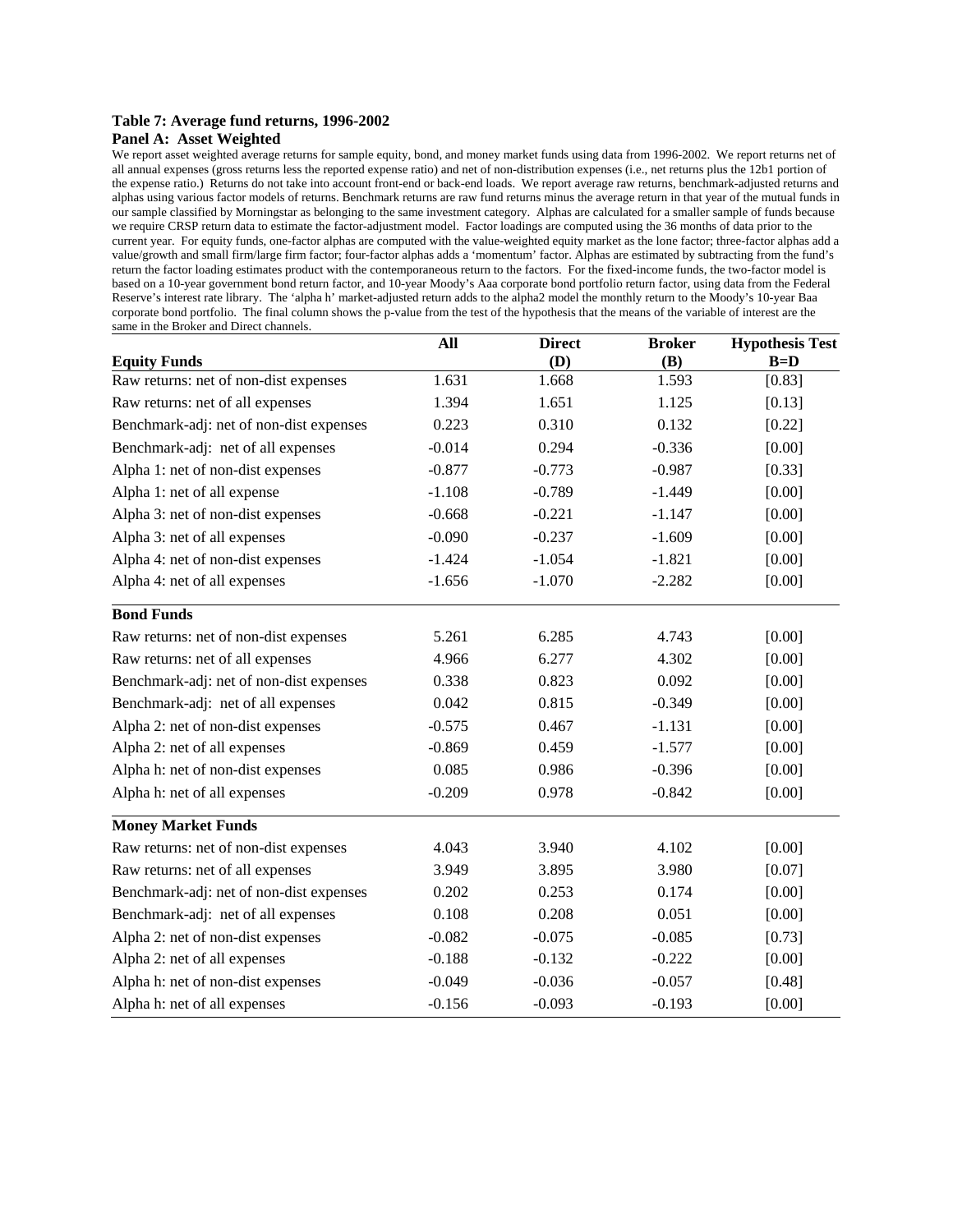**Table 7: Average fund returns, 1996-2002**

**Panel A: Asset Weighted**

We report asset weighted average returns for sample equity, bond, and money market funds using data from 1996-2002. We report returns net of all annual expenses (gross returns less the reported expense ratio) and net of non-distribution expenses (i.e., net returns plus the 12b1 portion of the expense ratio.) Returns do not take into account front-end or back-end loads. We report average raw returns, benchmark-adjusted returns and alphas using various factor models of returns. Benchmark returns are raw fund returns minus the average return in that year of the mutual funds in our sample classified by Morningstar as belonging to the same investment category. Alphas are calculated for a smaller sample of funds because we require CRSP return data to estimate the factor-adjustment model. Factor loadings are computed using the 36 months of data prior to the current year. For equity funds, one-factor alphas are computed with the value-weighted equity market as the lone factor; three-factor alphas add a value/growth and small firm/large firm factor; four-factor alphas adds a 'momentum' factor. Alphas are estimated by subtracting from the fund's return the factor loading estimates product with the contemporaneous return to the factors. For the fixed-income funds, the two-factor model is based on a 10-year government bond return factor, and 10-year Moody's Aaa corporate bond portfolio return factor, using data from the Federal Reserve's interest rate library. The 'alpha h' market-adjusted return adds to the alpha2 model the monthly return to the Moody's 10-year Baa corporate bond portfolio. The final column shows the p-value from the test of the hypothesis that the means of the variable of interest are the same in the Broker and Direct channels.

| | All | Direct (D) | Broker (B) | Hypothesis Test B=D |
|---|---|---|---|---|
| **Equity Funds** | | | | |
| Raw returns: net of non-dist expenses | 1.631 | 1.668 | 1.593 | [0.83] |
| Raw returns: net of all expenses | 1.394 | 1.651 | 1.125 | [0.13] |
| Benchmark-adj: net of non-dist expenses | 0.223 | 0.310 | 0.132 | [0.22] |
| Benchmark-adj: net of all expenses | -0.014 | 0.294 | -0.336 | [0.00] |
| Alpha 1: net of non-dist expenses | -0.877 | -0.773 | -0.987 | [0.33] |
| Alpha 1: net of all expense | -1.108 | -0.789 | -1.449 | [0.00] |
| Alpha 3: net of non-dist expenses | -0.668 | -0.221 | -1.147 | [0.00] |
| Alpha 3: net of all expenses | -0.090 | -0.237 | -1.609 | [0.00] |
| Alpha 4: net of non-dist expenses | -1.424 | -1.054 | -1.821 | [0.00] |
| Alpha 4: net of all expenses | -1.656 | -1.070 | -2.282 | [0.00] |
| **Bond Funds** | | | | |
| Raw returns: net of non-dist expenses | 5.261 | 6.285 | 4.743 | [0.00] |
| Raw returns: net of all expenses | 4.966 | 6.277 | 4.302 | [0.00] |
| Benchmark-adj: net of non-dist expenses | 0.338 | 0.823 | 0.092 | [0.00] |
| Benchmark-adj: net of all expenses | 0.042 | 0.815 | -0.349 | [0.00] |
| Alpha 2: net of non-dist expenses | -0.575 | 0.467 | -1.131 | [0.00] |
| Alpha 2: net of all expenses | -0.869 | 0.459 | -1.577 | [0.00] |
| Alpha h: net of non-dist expenses | 0.085 | 0.986 | -0.396 | [0.00] |
| Alpha h: net of all expenses | -0.209 | 0.978 | -0.842 | [0.00] |
| **Money Market Funds** | | | | |
| Raw returns: net of non-dist expenses | 4.043 | 3.940 | 4.102 | [0.00] |
| Raw returns: net of all expenses | 3.949 | 3.895 | 3.980 | [0.07] |
| Benchmark-adj: net of non-dist expenses | 0.202 | 0.253 | 0.174 | [0.00] |
| Benchmark-adj: net of all expenses | 0.108 | 0.208 | 0.051 | [0.00] |
| Alpha 2: net of non-dist expenses | -0.082 | -0.075 | -0.085 | [0.73] |
| Alpha 2: net of all expenses | -0.188 | -0.132 | -0.222 | [0.00] |
| Alpha h: net of non-dist expenses | -0.049 | -0.036 | -0.057 | [0.48] |
| Alpha h: net of all expenses | -0.156 | -0.093 | -0.193 | [0.00] |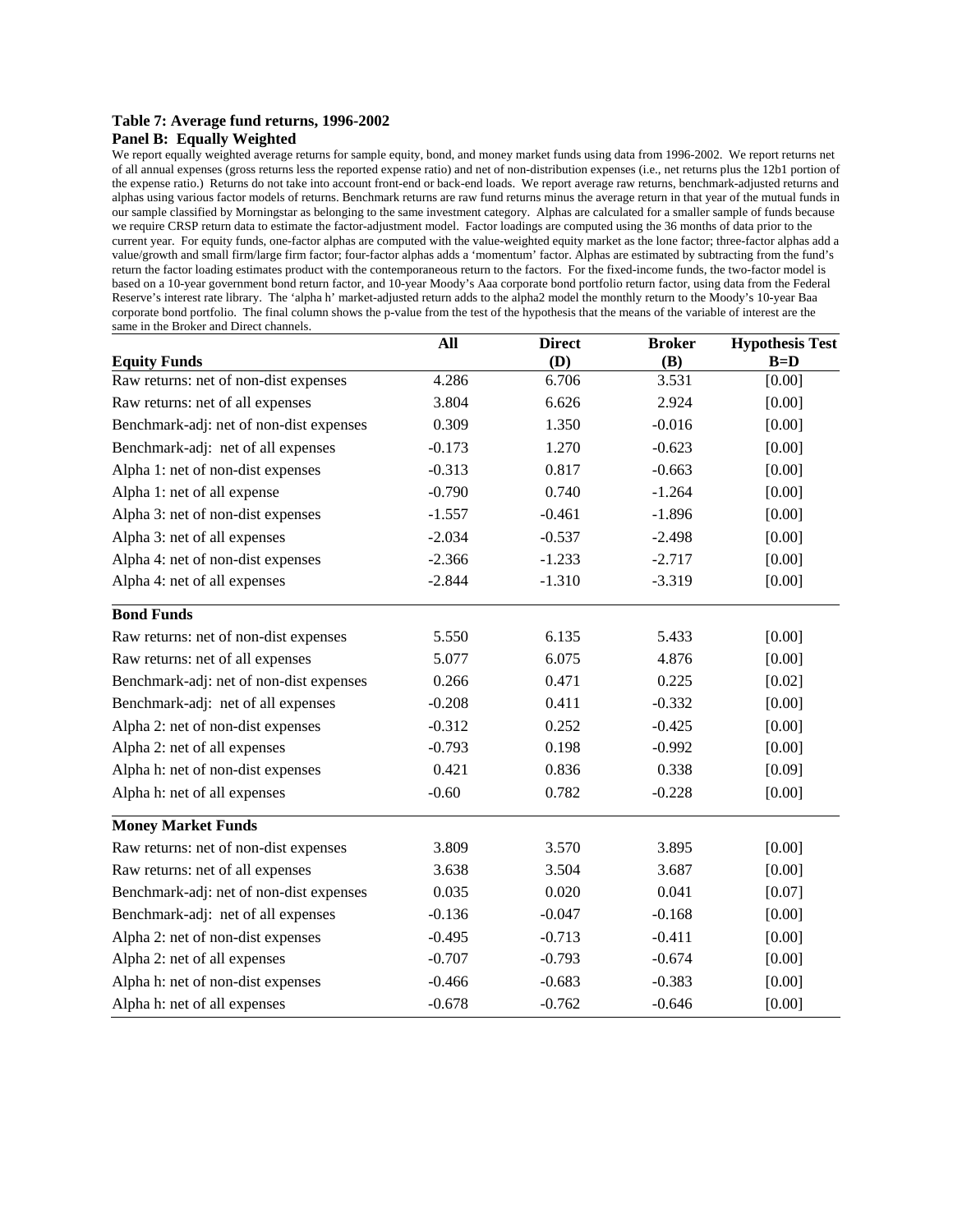**Table 7: Average fund returns, 1996-2002**

**Panel B: Equally Weighted**

We report equally weighted average returns for sample equity, bond, and money market funds using data from 1996-2002. We report returns net of all annual expenses (gross returns less the reported expense ratio) and net of non-distribution expenses (i.e., net returns plus the 12b1 portion of the expense ratio.) Returns do not take into account front-end or back-end loads. We report average raw returns, benchmark-adjusted returns and alphas using various factor models of returns. Benchmark returns are raw fund returns minus the average return in that year of the mutual funds in our sample classified by Morningstar as belonging to the same investment category. Alphas are calculated for a smaller sample of funds because we require CRSP return data to estimate the factor-adjustment model. Factor loadings are computed using the 36 months of data prior to the current year. For equity funds, one-factor alphas are computed with the value-weighted equity market as the lone factor; three-factor alphas add a value/growth and small firm/large firm factor; four-factor alphas adds a 'momentum' factor. Alphas are estimated by subtracting from the fund's return the factor loading estimates product with the contemporaneous return to the factors. For the fixed-income funds, the two-factor model is based on a 10-year government bond return factor, and 10-year Moody's Aaa corporate bond portfolio return factor, using data from the Federal Reserve's interest rate library. The 'alpha h' market-adjusted return adds to the alpha2 model the monthly return to the Moody's 10-year Baa corporate bond portfolio. The final column shows the p-value from the test of the hypothesis that the means of the variable of interest are the same in the Broker and Direct channels.

| | All | Direct (D) | Broker (B) | Hypothesis Test B=D |
|---|---|---|---|---|
| **Equity Funds** | | | | |
| Raw returns: net of non-dist expenses | 4.286 | 6.706 | 3.531 | [0.00] |
| Raw returns: net of all expenses | 3.804 | 6.626 | 2.924 | [0.00] |
| Benchmark-adj: net of non-dist expenses | 0.309 | 1.350 | -0.016 | [0.00] |
| Benchmark-adj: net of all expenses | -0.173 | 1.270 | -0.623 | [0.00] |
| Alpha 1: net of non-dist expenses | -0.313 | 0.817 | -0.663 | [0.00] |
| Alpha 1: net of all expense | -0.790 | 0.740 | -1.264 | [0.00] |
| Alpha 3: net of non-dist expenses | -1.557 | -0.461 | -1.896 | [0.00] |
| Alpha 3: net of all expenses | -2.034 | -0.537 | -2.498 | [0.00] |
| Alpha 4: net of non-dist expenses | -2.366 | -1.233 | -2.717 | [0.00] |
| Alpha 4: net of all expenses | -2.844 | -1.310 | -3.319 | [0.00] |
| **Bond Funds** | | | | |
| Raw returns: net of non-dist expenses | 5.550 | 6.135 | 5.433 | [0.00] |
| Raw returns: net of all expenses | 5.077 | 6.075 | 4.876 | [0.00] |
| Benchmark-adj: net of non-dist expenses | 0.266 | 0.471 | 0.225 | [0.02] |
| Benchmark-adj: net of all expenses | -0.208 | 0.411 | -0.332 | [0.00] |
| Alpha 2: net of non-dist expenses | -0.312 | 0.252 | -0.425 | [0.00] |
| Alpha 2: net of all expenses | -0.793 | 0.198 | -0.992 | [0.00] |
| Alpha h: net of non-dist expenses | 0.421 | 0.836 | 0.338 | [0.09] |
| Alpha h: net of all expenses | -0.60 | 0.782 | -0.228 | [0.00] |
| **Money Market Funds** | | | | |
| Raw returns: net of non-dist expenses | 3.809 | 3.570 | 3.895 | [0.00] |
| Raw returns: net of all expenses | 3.638 | 3.504 | 3.687 | [0.00] |
| Benchmark-adj: net of non-dist expenses | 0.035 | 0.020 | 0.041 | [0.07] |
| Benchmark-adj: net of all expenses | -0.136 | -0.047 | -0.168 | [0.00] |
| Alpha 2: net of non-dist expenses | -0.495 | -0.713 | -0.411 | [0.00] |
| Alpha 2: net of all expenses | -0.707 | -0.793 | -0.674 | [0.00] |
| Alpha h: net of non-dist expenses | -0.466 | -0.683 | -0.383 | [0.00] |
| Alpha h: net of all expenses | -0.678 | -0.762 | -0.646 | [0.00] |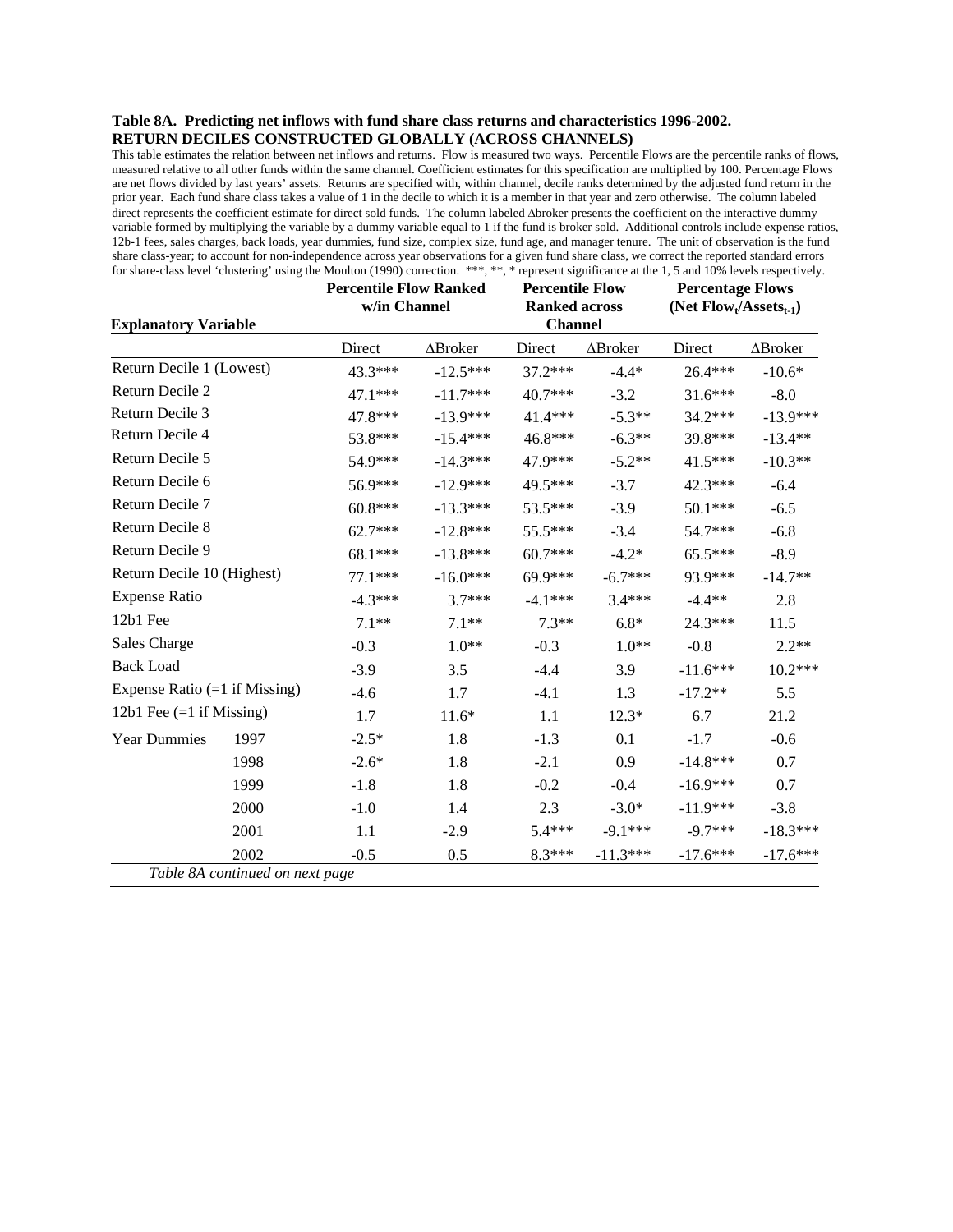**Table 8A. Predicting net inflows with fund share class returns and characteristics 1996-2002.**
**RETURN DECILES CONSTRUCTED GLOBALLY (ACROSS CHANNELS)**

This table estimates the relation between net inflows and returns. Flow is measured two ways. Percentile Flows are the percentile ranks of flows, measured relative to all other funds within the same channel. Coefficient estimates for this specification are multiplied by 100. Percentage Flows are net flows divided by last years' assets. Returns are specified with, within channel, decile ranks determined by the adjusted fund return in the prior year. Each fund share class takes a value of 1 in the decile to which it is a member in that year and zero otherwise. The column labeled direct represents the coefficient estimate for direct sold funds. The column labeled Δbroker presents the coefficient on the interactive dummy variable formed by multiplying the variable by a dummy variable equal to 1 if the fund is broker sold. Additional controls include expense ratios, 12b-1 fees, sales charges, back loads, year dummies, fund size, complex size, fund age, and manager tenure. The unit of observation is the fund share class-year; to account for non-independence across year observations for a given fund share class, we correct the reported standard errors for share-class level 'clustering' using the Moulton (1990) correction. ***, **, * represent significance at the 1, 5 and 10% levels respectively.

| Explanatory Variable | | Percentile Flow Ranked w/in Channel | | Percentile Flow Ranked across Channel | | Percentage Flows (Net Flow$_t$/Assets$_{t-1}$) | |
|---|---|---|---|---|---|---|---|
| | | Direct | ΔBroker | Direct | ΔBroker | Direct | ΔBroker |
| Return Decile 1 (Lowest) | | 43.3*** | -12.5*** | 37.2*** | -4.4* | 26.4*** | -10.6* |
| Return Decile 2 | | 47.1*** | -11.7*** | 40.7*** | -3.2 | 31.6*** | -8.0 |
| Return Decile 3 | | 47.8*** | -13.9*** | 41.4*** | -5.3** | 34.2*** | -13.9*** |
| Return Decile 4 | | 53.8*** | -15.4*** | 46.8*** | -6.3** | 39.8*** | -13.4** |
| Return Decile 5 | | 54.9*** | -14.3*** | 47.9*** | -5.2** | 41.5*** | -10.3** |
| Return Decile 6 | | 56.9*** | -12.9*** | 49.5*** | -3.7 | 42.3*** | -6.4 |
| Return Decile 7 | | 60.8*** | -13.3*** | 53.5*** | -3.9 | 50.1*** | -6.5 |
| Return Decile 8 | | 62.7*** | -12.8*** | 55.5*** | -3.4 | 54.7*** | -6.8 |
| Return Decile 9 | | 68.1*** | -13.8*** | 60.7*** | -4.2* | 65.5*** | -8.9 |
| Return Decile 10 (Highest) | | 77.1*** | -16.0*** | 69.9*** | -6.7*** | 93.9*** | -14.7** |
| Expense Ratio | | -4.3*** | 3.7*** | -4.1*** | 3.4*** | -4.4** | 2.8 |
| 12b1 Fee | | 7.1** | 7.1** | 7.3** | 6.8* | 24.3*** | 11.5 |
| Sales Charge | | -0.3 | 1.0** | -0.3 | 1.0** | -0.8 | 2.2** |
| Back Load | | -3.9 | 3.5 | -4.4 | 3.9 | -11.6*** | 10.2*** |
| Expense Ratio (=1 if Missing) | | -4.6 | 1.7 | -4.1 | 1.3 | -17.2** | 5.5 |
| 12b1 Fee (=1 if Missing) | | 1.7 | 11.6* | 1.1 | 12.3* | 6.7 | 21.2 |
| Year Dummies | 1997 | -2.5* | 1.8 | -1.3 | 0.1 | -1.7 | -0.6 |
| | 1998 | -2.6* | 1.8 | -2.1 | 0.9 | -14.8*** | 0.7 |
| | 1999 | -1.8 | 1.8 | -0.2 | -0.4 | -16.9*** | 0.7 |
| | 2000 | -1.0 | 1.4 | 2.3 | -3.0* | -11.9*** | -3.8 |
| | 2001 | 1.1 | -2.9 | 5.4*** | -9.1*** | -9.7*** | -18.3*** |
| | 2002 | -0.5 | 0.5 | 8.3*** | -11.3*** | -17.6*** | -17.6*** |

*Table 8A continued on next page*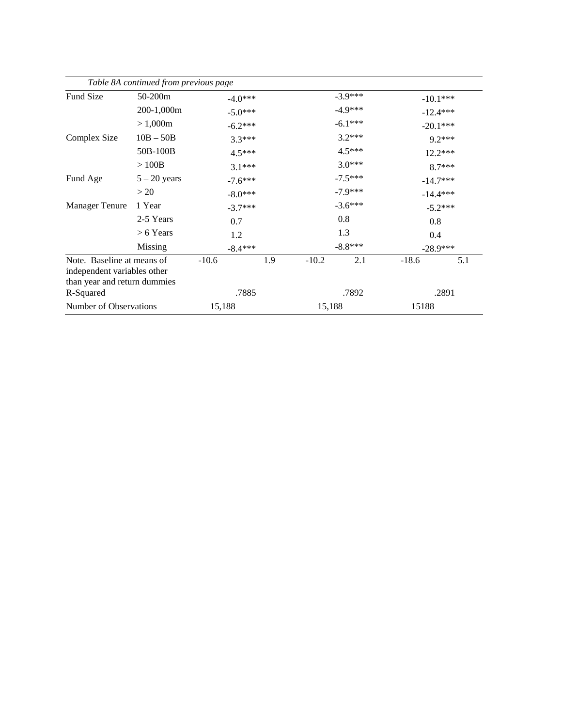*Table 8A continued from previous page*

| | | | | | | | |
|---|---|---|---|---|---|---|---|
| Fund Size | 50-200m | -4.0*** | | -3.9*** | | -10.1*** | |
| | 200-1,000m | -5.0*** | | -4.9*** | | -12.4*** | |
| | > 1,000m | -6.2*** | | -6.1*** | | -20.1*** | |
| Complex Size | 10B – 50B | 3.3*** | | 3.2*** | | 9.2*** | |
| | 50B-100B | 4.5*** | | 4.5*** | | 12.2*** | |
| | > 100B | 3.1*** | | 3.0*** | | 8.7*** | |
| Fund Age | 5 – 20 years | -7.6*** | | -7.5*** | | -14.7*** | |
| | > 20 | -8.0*** | | -7.9*** | | -14.4*** | |
| Manager Tenure | 1 Year | -3.7*** | | -3.6*** | | -5.2*** | |
| | 2-5 Years | 0.7 | | 0.8 | | 0.8 | |
| | > 6 Years | 1.2 | | 1.3 | | 0.4 | |
| | Missing | -8.4*** | | -8.8*** | | -28.9*** | |
| Note. Baseline at means of independent variables other than year and return dummies | | -10.6 | 1.9 | -10.2 | 2.1 | -18.6 | 5.1 |
| R-Squared | | .7885 | | .7892 | | .2891 | |
| Number of Observations | | 15,188 | | 15,188 | | 15188 | |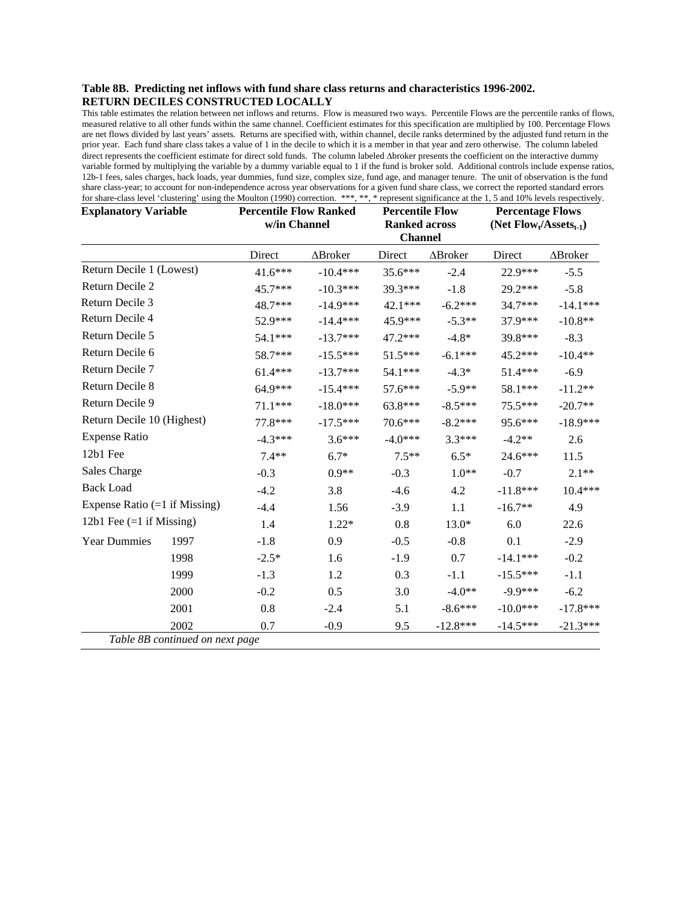**Table 8B. Predicting net inflows with fund share class returns and characteristics 1996-2002.**
**RETURN DECILES CONSTRUCTED LOCALLY**

This table estimates the relation between net inflows and returns. Flow is measured two ways. Percentile Flows are the percentile ranks of flows, measured relative to all other funds within the same channel. Coefficient estimates for this specification are multiplied by 100. Percentage Flows are net flows divided by last years' assets. Returns are specified with, within channel, decile ranks determined by the adjusted fund return in the prior year. Each fund share class takes a value of 1 in the decile to which it is a member in that year and zero otherwise. The column labeled direct represents the coefficient estimate for direct sold funds. The column labeled Δbroker presents the coefficient on the interactive dummy variable formed by multiplying the variable by a dummy variable equal to 1 if the fund is broker sold. Additional controls include expense ratios, 12b-1 fees, sales charges, back loads, year dummies, fund size, complex size, fund age, and manager tenure. The unit of observation is the fund share class-year; to account for non-independence across year observations for a given fund share class, we correct the reported standard errors for share-class level 'clustering' using the Moulton (1990) correction. ***, **, * represent significance at the 1, 5 and 10% levels respectively.

| Explanatory Variable | | Percentile Flow Ranked w/in Channel | | Percentile Flow Ranked across Channel | | Percentage Flows (Net Flow$_t$/Assets$_{t-1}$) | |
|---|---|---|---|---|---|---|---|
| | | Direct | ΔBroker | Direct | ΔBroker | Direct | ΔBroker |
| Return Decile 1 (Lowest) | | 41.6*** | -10.4*** | 35.6*** | -2.4 | 22.9*** | -5.5 |
| Return Decile 2 | | 45.7*** | -10.3*** | 39.3*** | -1.8 | 29.2*** | -5.8 |
| Return Decile 3 | | 48.7*** | -14.9*** | 42.1*** | -6.2*** | 34.7*** | -14.1*** |
| Return Decile 4 | | 52.9*** | -14.4*** | 45.9*** | -5.3** | 37.9*** | -10.8** |
| Return Decile 5 | | 54.1*** | -13.7*** | 47.2*** | -4.8* | 39.8*** | -8.3 |
| Return Decile 6 | | 58.7*** | -15.5*** | 51.5*** | -6.1*** | 45.2*** | -10.4** |
| Return Decile 7 | | 61.4*** | -13.7*** | 54.1*** | -4.3* | 51.4*** | -6.9 |
| Return Decile 8 | | 64.9*** | -15.4*** | 57.6*** | -5.9** | 58.1*** | -11.2** |
| Return Decile 9 | | 71.1*** | -18.0*** | 63.8*** | -8.5*** | 75.5*** | -20.7** |
| Return Decile 10 (Highest) | | 77.8*** | -17.5*** | 70.6*** | -8.2*** | 95.6*** | -18.9*** |
| Expense Ratio | | -4.3*** | 3.6*** | -4.0*** | 3.3*** | -4.2** | 2.6 |
| 12b1 Fee | | 7.4** | 6.7* | 7.5** | 6.5* | 24.6*** | 11.5 |
| Sales Charge | | -0.3 | 0.9** | -0.3 | 1.0** | -0.7 | 2.1** |
| Back Load | | -4.2 | 3.8 | -4.6 | 4.2 | -11.8*** | 10.4*** |
| Expense Ratio (=1 if Missing) | | -4.4 | 1.56 | -3.9 | 1.1 | -16.7** | 4.9 |
| 12b1 Fee (=1 if Missing) | | 1.4 | 1.22* | 0.8 | 13.0* | 6.0 | 22.6 |
| Year Dummies | 1997 | -1.8 | 0.9 | -0.5 | -0.8 | 0.1 | -2.9 |
| | 1998 | -2.5* | 1.6 | -1.9 | 0.7 | -14.1*** | -0.2 |
| | 1999 | -1.3 | 1.2 | 0.3 | -1.1 | -15.5*** | -1.1 |
| | 2000 | -0.2 | 0.5 | 3.0 | -4.0** | -9.9*** | -6.2 |
| | 2001 | 0.8 | -2.4 | 5.1 | -8.6*** | -10.0*** | -17.8*** |
| | 2002 | 0.7 | -0.9 | 9.5 | -12.8*** | -14.5*** | -21.3*** |

*Table 8B continued on next page*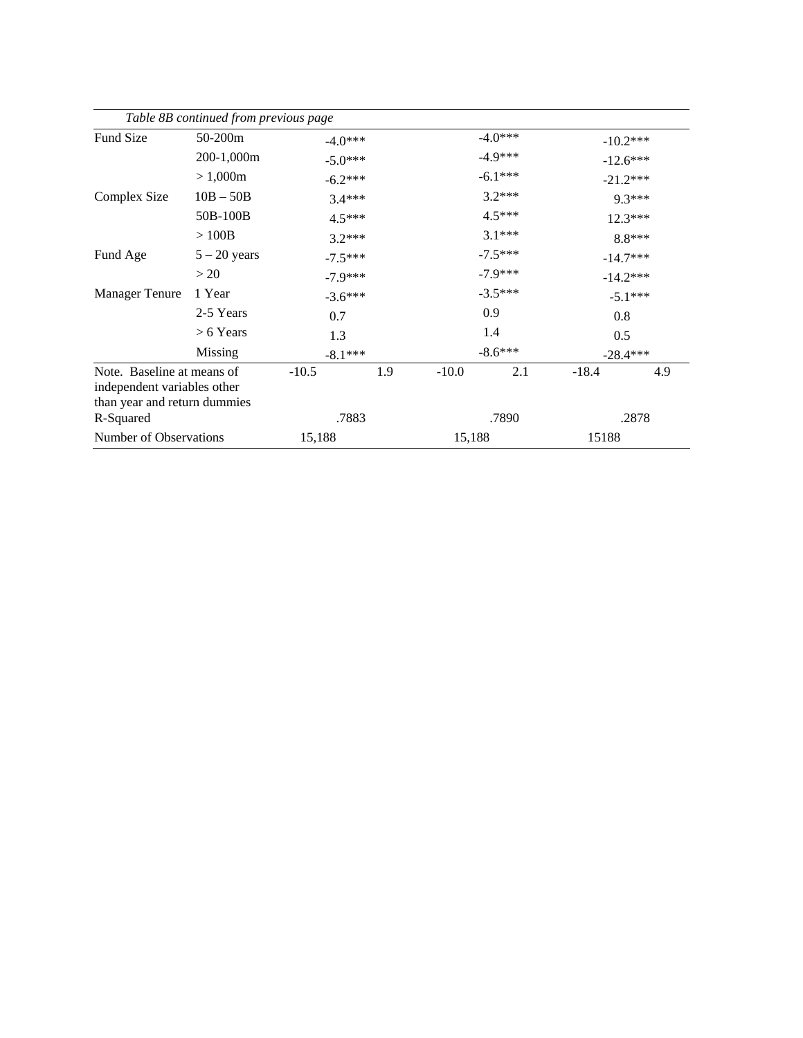*Table 8B continued from previous page*

| | | | | | | | |
|---|---|---|---|---|---|---|---|
| Fund Size | 50-200m | -4.0*** | | -4.0*** | | -10.2*** | |
| | 200-1,000m | -5.0*** | | -4.9*** | | -12.6*** | |
| | > 1,000m | -6.2*** | | -6.1*** | | -21.2*** | |
| Complex Size | 10B – 50B | 3.4*** | | 3.2*** | | 9.3*** | |
| | 50B-100B | 4.5*** | | 4.5*** | | 12.3*** | |
| | > 100B | 3.2*** | | 3.1*** | | 8.8*** | |
| Fund Age | 5 – 20 years | -7.5*** | | -7.5*** | | -14.7*** | |
| | > 20 | -7.9*** | | -7.9*** | | -14.2*** | |
| Manager Tenure | 1 Year | -3.6*** | | -3.5*** | | -5.1*** | |
| | 2-5 Years | 0.7 | | 0.9 | | 0.8 | |
| | > 6 Years | 1.3 | | 1.4 | | 0.5 | |
| | Missing | -8.1*** | | -8.6*** | | -28.4*** | |
| Note. Baseline at means of independent variables other than year and return dummies | | -10.5 | 1.9 | -10.0 | 2.1 | -18.4 | 4.9 |
| R-Squared | | .7883 | | .7890 | | .2878 | |
| Number of Observations | | 15,188 | | 15,188 | | 15188 | |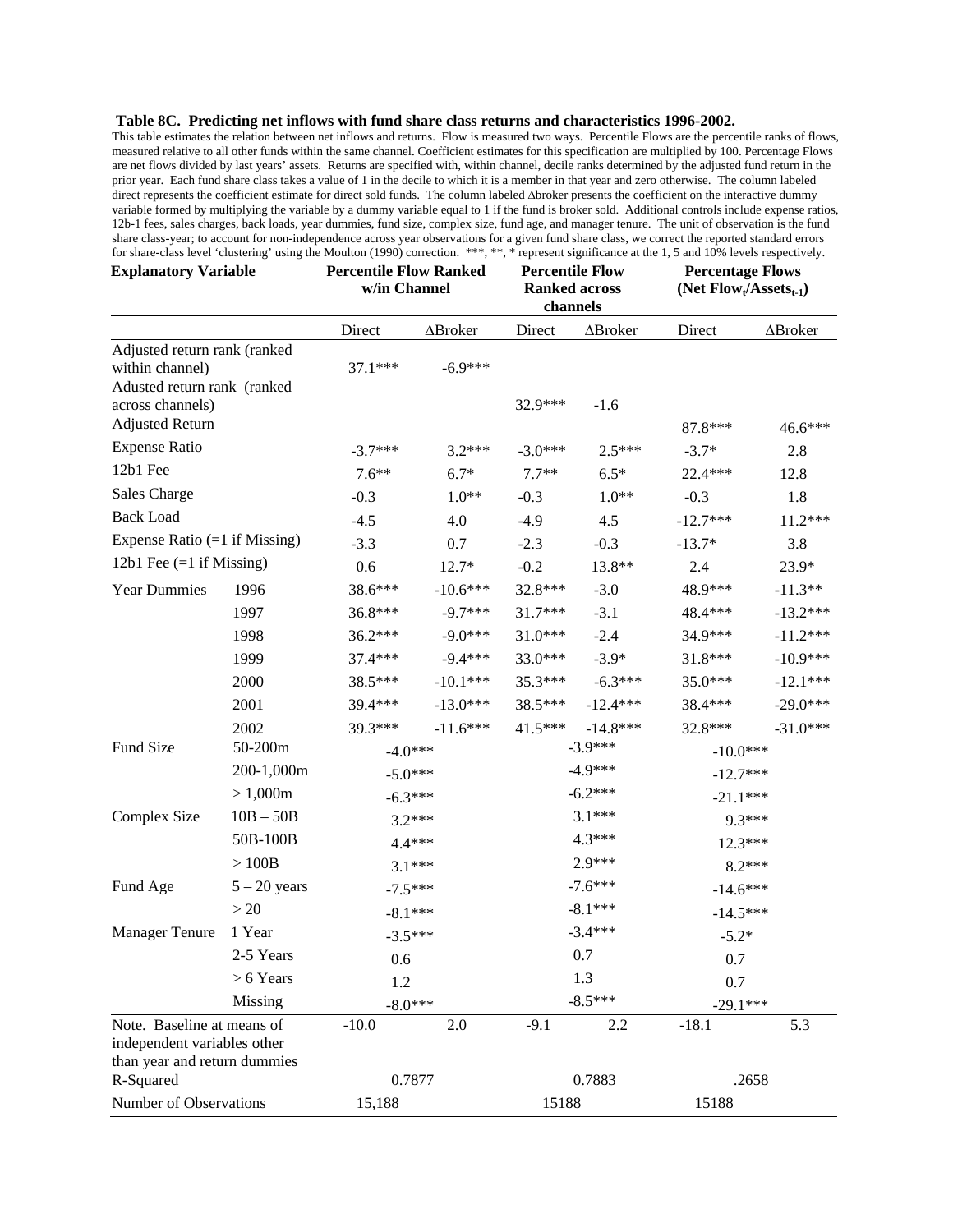**Table 8C. Predicting net inflows with fund share class returns and characteristics 1996-2002.**

This table estimates the relation between net inflows and returns. Flow is measured two ways. Percentile Flows are the percentile ranks of flows, measured relative to all other funds within the same channel. Coefficient estimates for this specification are multiplied by 100. Percentage Flows are net flows divided by last years' assets. Returns are specified with, within channel, decile ranks determined by the adjusted fund return in the prior year. Each fund share class takes a value of 1 in the decile to which it is a member in that year and zero otherwise. The column labeled direct represents the coefficient estimate for direct sold funds. The column labeled Δbroker presents the coefficient on the interactive dummy variable formed by multiplying the variable by a dummy variable equal to 1 if the fund is broker sold. Additional controls include expense ratios, 12b-1 fees, sales charges, back loads, year dummies, fund size, complex size, fund age, and manager tenure. The unit of observation is the fund share class-year; to account for non-independence across year observations for a given fund share class, we correct the reported standard errors for share-class level 'clustering' using the Moulton (1990) correction. ***, **, * represent significance at the 1, 5 and 10% levels respectively.

| Explanatory Variable | | Percentile Flow Ranked w/in Channel | | Percentile Flow Ranked across channels | | Percentage Flows (Net Flow$_t$/Assets$_{t-1}$) | |
|---|---|---|---|---|---|---|---|
| | | Direct | ΔBroker | Direct | ΔBroker | Direct | ΔBroker |
| Adjusted return rank (ranked within channel) | | 37.1*** | -6.9*** | | | | |
| Adusted return rank (ranked across channels) | | | | 32.9*** | -1.6 | | |
| Adjusted Return | | | | | | 87.8*** | 46.6*** |
| Expense Ratio | | -3.7*** | 3.2*** | -3.0*** | 2.5*** | -3.7* | 2.8 |
| 12b1 Fee | | 7.6** | 6.7* | 7.7** | 6.5* | 22.4*** | 12.8 |
| Sales Charge | | -0.3 | 1.0** | -0.3 | 1.0** | -0.3 | 1.8 |
| Back Load | | -4.5 | 4.0 | -4.9 | 4.5 | -12.7*** | 11.2*** |
| Expense Ratio (=1 if Missing) | | -3.3 | 0.7 | -2.3 | -0.3 | -13.7* | 3.8 |
| 12b1 Fee (=1 if Missing) | | 0.6 | 12.7* | -0.2 | 13.8** | 2.4 | 23.9* |
| Year Dummies | 1996 | 38.6*** | -10.6*** | 32.8*** | -3.0 | 48.9*** | -11.3** |
| | 1997 | 36.8*** | -9.7*** | 31.7*** | -3.1 | 48.4*** | -13.2*** |
| | 1998 | 36.2*** | -9.0*** | 31.0*** | -2.4 | 34.9*** | -11.2*** |
| | 1999 | 37.4*** | -9.4*** | 33.0*** | -3.9* | 31.8*** | -10.9*** |
| | 2000 | 38.5*** | -10.1*** | 35.3*** | -6.3*** | 35.0*** | -12.1*** |
| | 2001 | 39.4*** | -13.0*** | 38.5*** | -12.4*** | 38.4*** | -29.0*** |
| | 2002 | 39.3*** | -11.6*** | 41.5*** | -14.8*** | 32.8*** | -31.0*** |
| Fund Size | 50-200m | -4.0*** | | -3.9*** | | -10.0*** | |
| | 200-1,000m | -5.0*** | | -4.9*** | | -12.7*** | |
| | > 1,000m | -6.3*** | | -6.2*** | | -21.1*** | |
| Complex Size | 10B – 50B | 3.2*** | | 3.1*** | | 9.3*** | |
| | 50B-100B | 4.4*** | | 4.3*** | | 12.3*** | |
| | > 100B | 3.1*** | | 2.9*** | | 8.2*** | |
| Fund Age | 5 – 20 years | -7.5*** | | -7.6*** | | -14.6*** | |
| | > 20 | -8.1*** | | -8.1*** | | -14.5*** | |
| Manager Tenure | 1 Year | -3.5*** | | -3.4*** | | -5.2* | |
| | 2-5 Years | 0.6 | | 0.7 | | 0.7 | |
| | > 6 Years | 1.2 | | 1.3 | | 0.7 | |
| | Missing | -8.0*** | | -8.5*** | | -29.1*** | |
| Note. Baseline at means of independent variables other than year and return dummies | | -10.0 | 2.0 | -9.1 | 2.2 | -18.1 | 5.3 |
| R-Squared | | 0.7877 | | 0.7883 | | .2658 | |
| Number of Observations | | 15,188 | | 15188 | | 15188 | |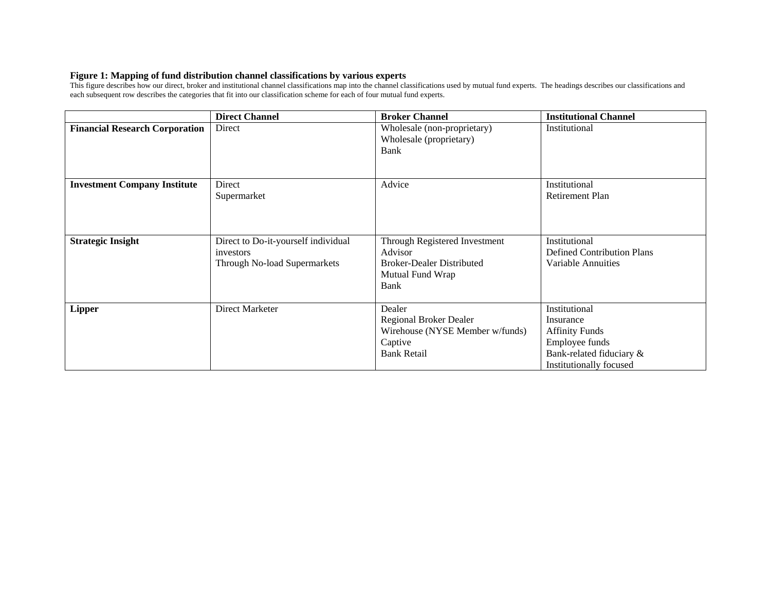**Figure 1: Mapping of fund distribution channel classifications by various experts**

This figure describes how our direct, broker and institutional channel classifications map into the channel classifications used by mutual fund experts. The headings describes our classifications and each subsequent row describes the categories that fit into our classification scheme for each of four mutual fund experts.

| | **Direct Channel** | **Broker Channel** | **Institutional Channel** |
|---|---|---|---|
| **Financial Research Corporation** | Direct | Wholesale (non-proprietary)<br>Wholesale (proprietary)<br>Bank | Institutional |
| **Investment Company Institute** | Direct<br>Supermarket | Advice | Institutional<br>Retirement Plan |
| **Strategic Insight** | Direct to Do-it-yourself individual investors<br>Through No-load Supermarkets | Through Registered Investment Advisor<br>Broker-Dealer Distributed<br>Mutual Fund Wrap<br>Bank | Institutional<br>Defined Contribution Plans<br>Variable Annuities |
| **Lipper** | Direct Marketer | Dealer<br>Regional Broker Dealer<br>Wirehouse (NYSE Member w/funds)<br>Captive<br>Bank Retail | Institutional<br>Insurance<br>Affinity Funds<br>Employee funds<br>Bank-related fiduciary & Institutionally focused |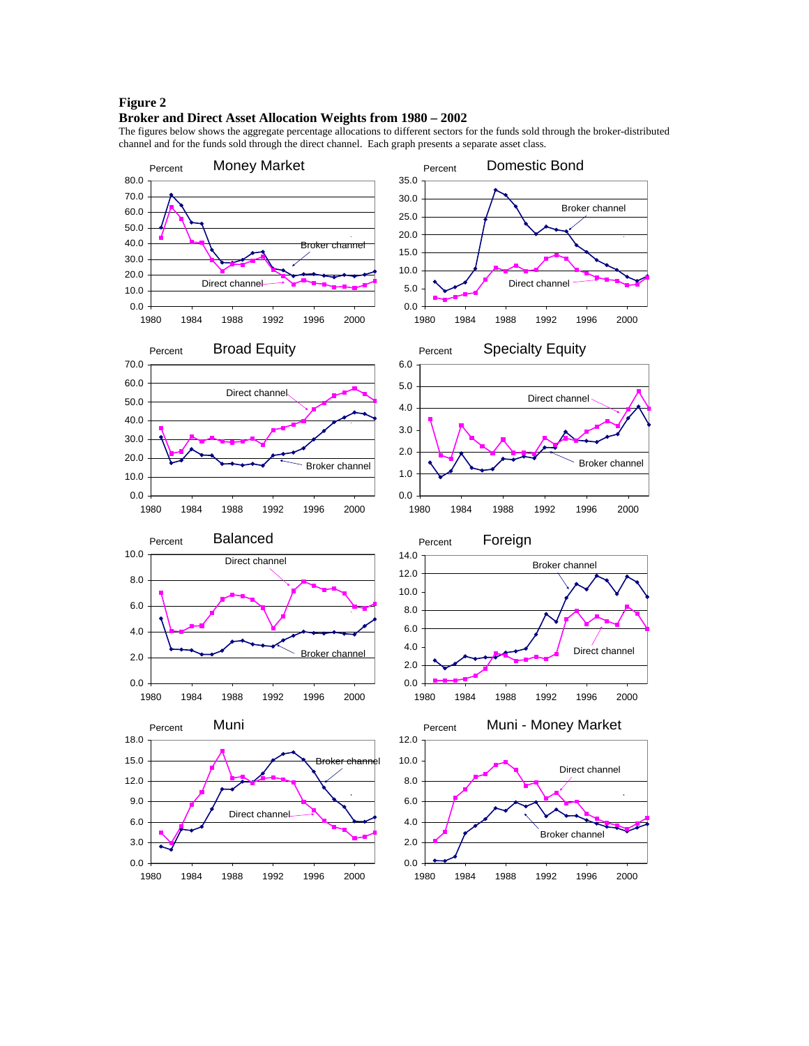**Figure 2**

**Broker and Direct Asset Allocation Weights from 1980 – 2002**

The figures below shows the aggregate percentage allocations to different sectors for the funds sold through the broker-distributed channel and for the funds sold through the direct channel. Each graph presents a separate asset class.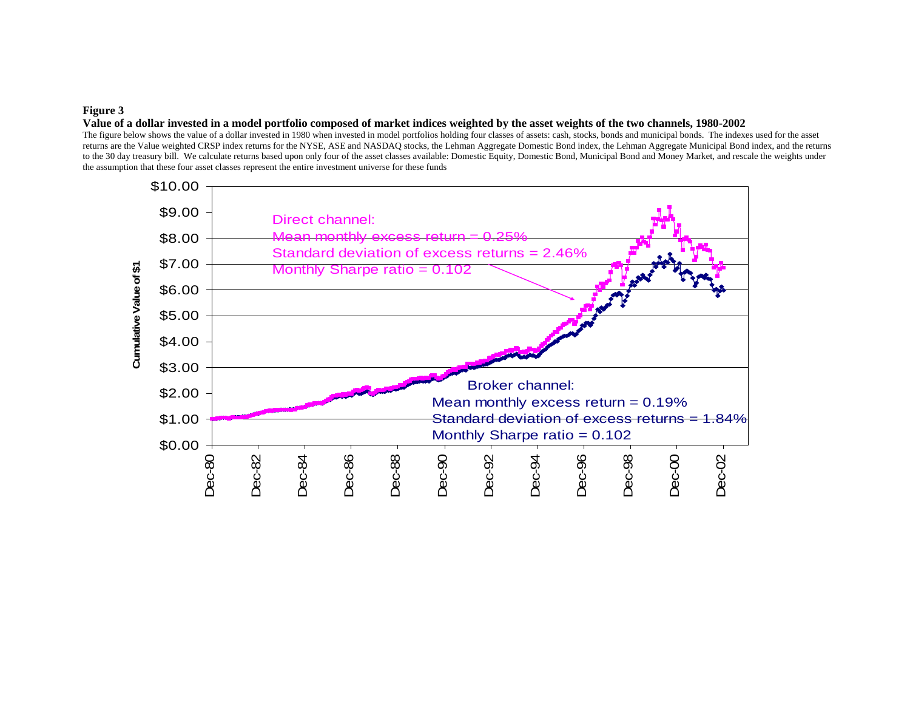**Figure 3**

**Value of a dollar invested in a model portfolio composed of market indices weighted by the asset weights of the two channels, 1980-2002**

The figure below shows the value of a dollar invested in 1980 when invested in model portfolios holding four classes of assets: cash, stocks, bonds and municipal bonds. The indexes used for the asset returns are the Value weighted CRSP index returns for the NYSE, ASE and NASDAQ stocks, the Lehman Aggregate Domestic Bond index, the Lehman Aggregate Municipal Bond index, and the returns to the 30 day treasury bill. We calculate returns based upon only four of the asset classes available: Domestic Equity, Domestic Bond, Municipal Bond and Money Market, and rescale the weights under the assumption that these four asset classes represent the entire investment universe for these funds

Direct channel:
Mean monthly excess return = 0.25%
Standard deviation of excess returns = 2.46%
Monthly Sharpe ratio = 0.102

Broker channel:
Mean monthly excess return = 0.19%
Standard deviation of excess returns = 1.84%
Monthly Sharpe ratio = 0.102

Cumulative Value of $1

$0.00, $1.00, $2.00, $3.00, $4.00, $5.00, $6.00, $7.00, $8.00, $9.00, $10.00

Dec-80, Dec-82, Dec-84, Dec-86, Dec-88, Dec-90, Dec-92, Dec-94, Dec-96, Dec-98, Dec-00, Dec-02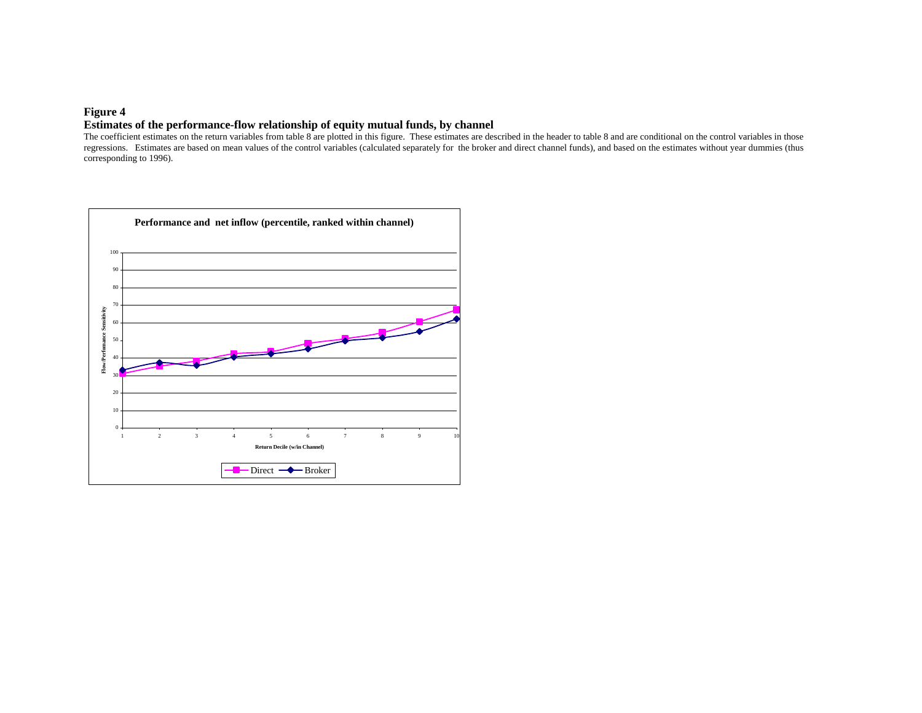**Figure 4**

**Estimates of the performance-flow relationship of equity mutual funds, by channel**

The coefficient estimates on the return variables from table 8 are plotted in this figure. These estimates are described in the header to table 8 and are conditional on the control variables in those regressions. Estimates are based on mean values of the control variables (calculated separately for the broker and direct channel funds), and based on the estimates without year dummies (thus corresponding to 1996).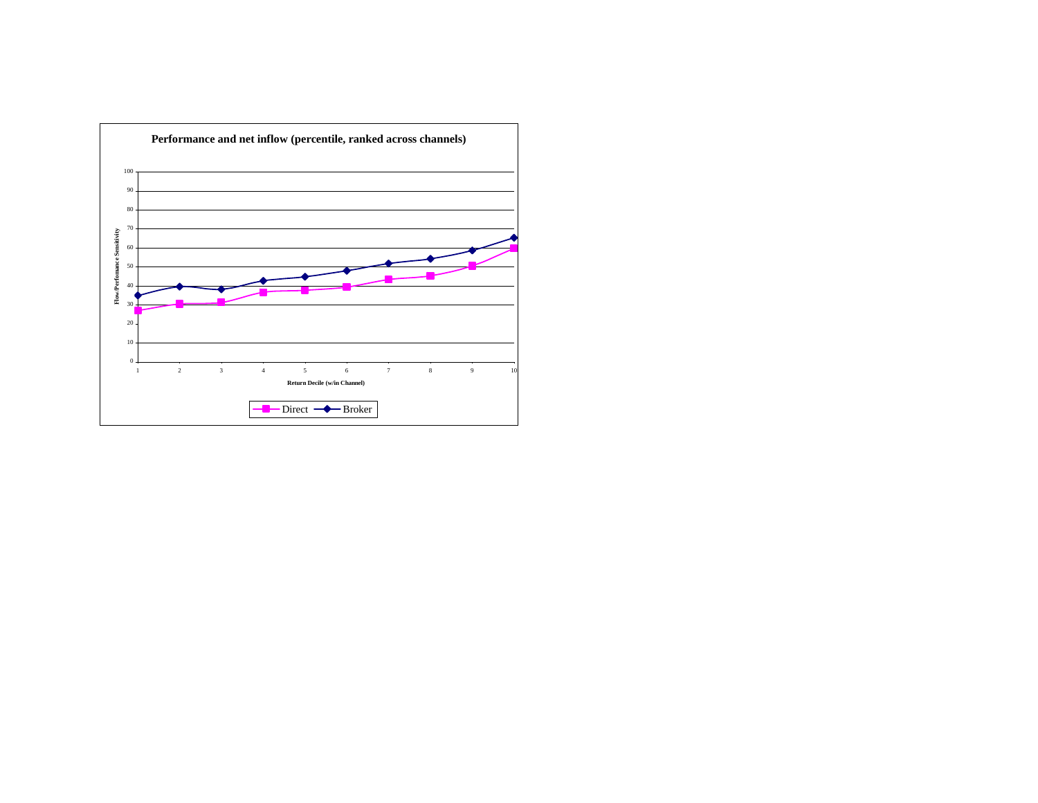**Performance and net inflow (percentile, ranked across channels)**

Flow/Performance Sensitivity

100
90
80
70
60
50
40
30
20
10
0

1 2 3 4 5 6 7 8 9 10

Return Decile (w/in Channel)

Direct Broker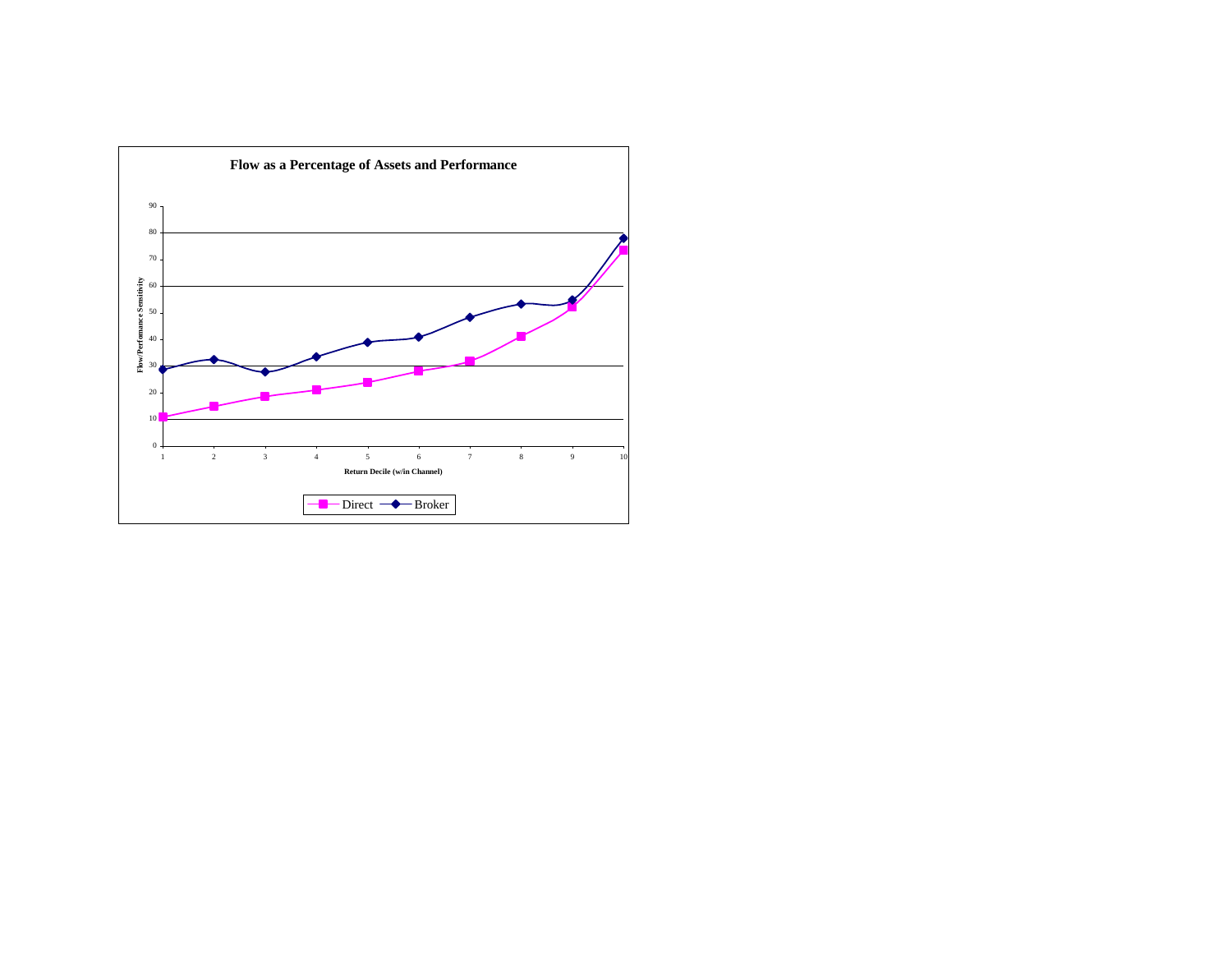**Flow as a Percentage of Assets and Performance**

Flow/Perfomance Sensitivity

0
10
20
30
40
50
60
70
80
90

1
2
3
4
5
6
7
8
9
10

Return Decile (w/in Channel)

Direct
Broker